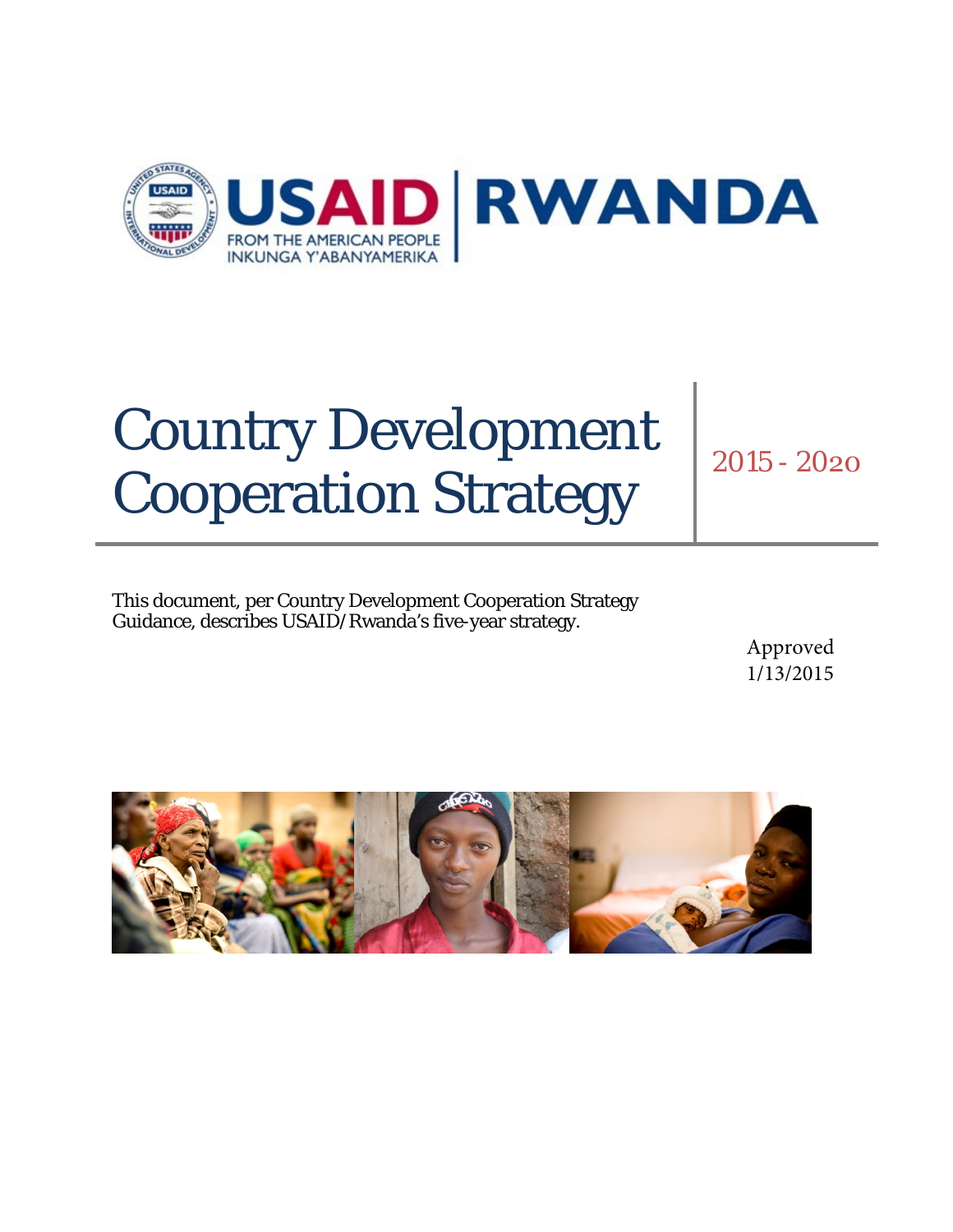USAID | RWANDA

FROM THE AMERICAN PEOPLE
INKUNGA Y'ABANYAMERIKA

# Country Development Cooperation Strategy

2015 - 2020

This document, per Country Development Cooperation Strategy Guidance, describes USAID/Rwanda's five-year strategy.

Approved
1/13/2015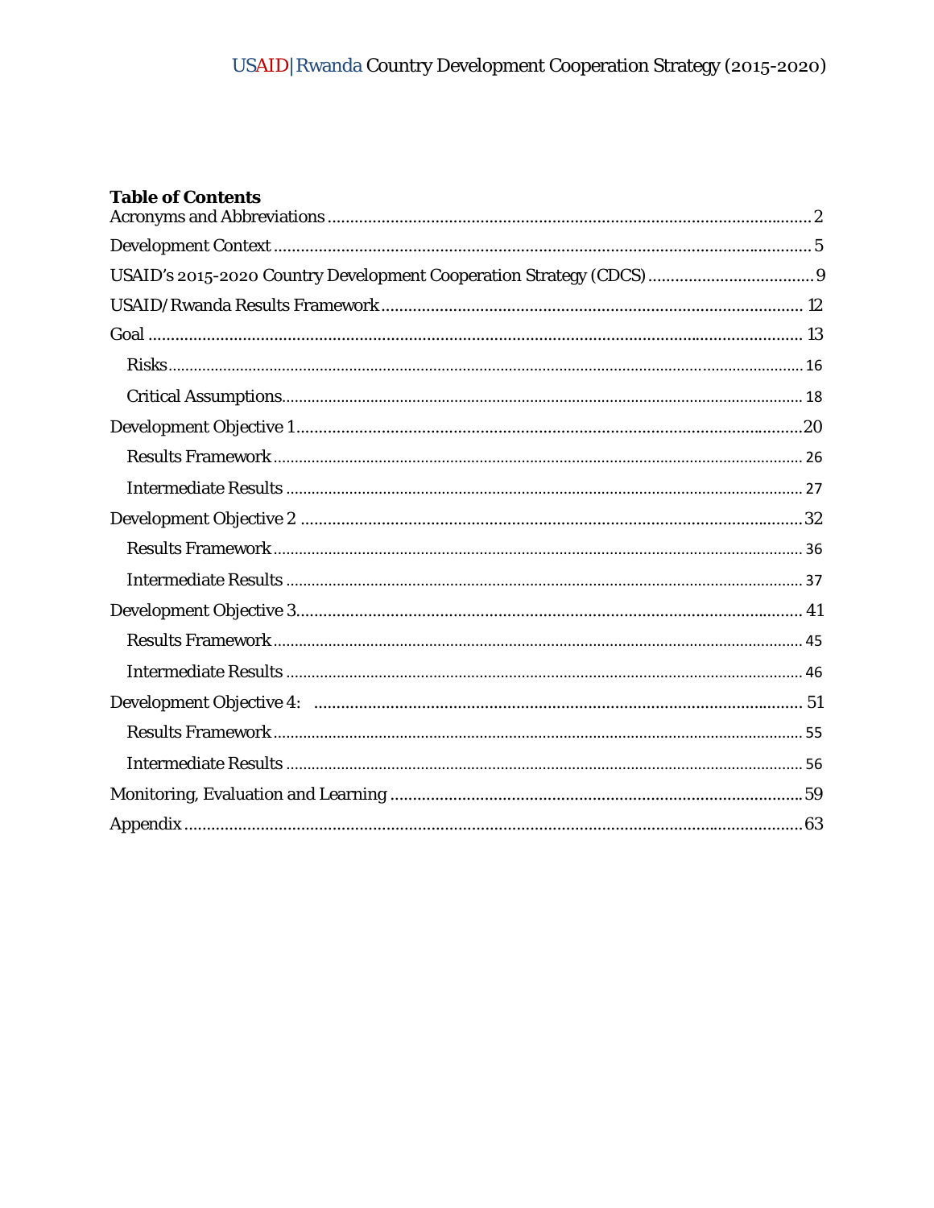**Table of Contents**

Acronyms and Abbreviations .... 2

Development Context .... 5

USAID's 2015-2020 Country Development Cooperation Strategy (CDCS) .... 9

USAID/Rwanda Results Framework .... 12

Goal .... 13

- Risks .... 16
- Critical Assumptions .... 18

Development Objective 1 .... 20

- Results Framework .... 26
- Intermediate Results .... 27

Development Objective 2 .... 32

- Results Framework .... 36
- Intermediate Results .... 37

Development Objective 3 .... 41

- Results Framework .... 45
- Intermediate Results .... 46

Development Objective 4: .... 51

- Results Framework .... 55
- Intermediate Results .... 56

Monitoring, Evaluation and Learning .... 59

Appendix .... 63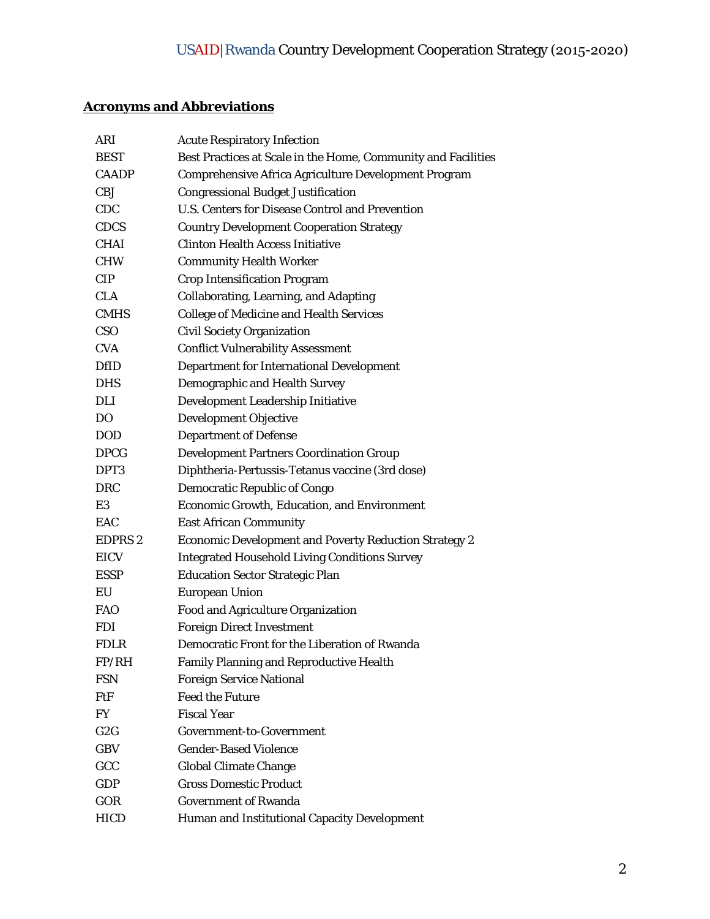## Acronyms and Abbreviations

| | |
|---|---|
| ARI | Acute Respiratory Infection |
| BEST | Best Practices at Scale in the Home, Community and Facilities |
| CAADP | Comprehensive Africa Agriculture Development Program |
| CBJ | Congressional Budget Justification |
| CDC | U.S. Centers for Disease Control and Prevention |
| CDCS | Country Development Cooperation Strategy |
| CHAI | Clinton Health Access Initiative |
| CHW | Community Health Worker |
| CIP | Crop Intensification Program |
| CLA | Collaborating, Learning, and Adapting |
| CMHS | College of Medicine and Health Services |
| CSO | Civil Society Organization |
| CVA | Conflict Vulnerability Assessment |
| DfID | Department for International Development |
| DHS | Demographic and Health Survey |
| DLI | Development Leadership Initiative |
| DO | Development Objective |
| DOD | Department of Defense |
| DPCG | Development Partners Coordination Group |
| DPT3 | Diphtheria-Pertussis-Tetanus vaccine (3rd dose) |
| DRC | Democratic Republic of Congo |
| E3 | Economic Growth, Education, and Environment |
| EAC | East African Community |
| EDPRS 2 | Economic Development and Poverty Reduction Strategy 2 |
| EICV | Integrated Household Living Conditions Survey |
| ESSP | Education Sector Strategic Plan |
| EU | European Union |
| FAO | Food and Agriculture Organization |
| FDI | Foreign Direct Investment |
| FDLR | Democratic Front for the Liberation of Rwanda |
| FP/RH | Family Planning and Reproductive Health |
| FSN | Foreign Service National |
| FtF | Feed the Future |
| FY | Fiscal Year |
| G2G | Government-to-Government |
| GBV | Gender-Based Violence |
| GCC | Global Climate Change |
| GDP | Gross Domestic Product |
| GOR | Government of Rwanda |
| HICD | Human and Institutional Capacity Development |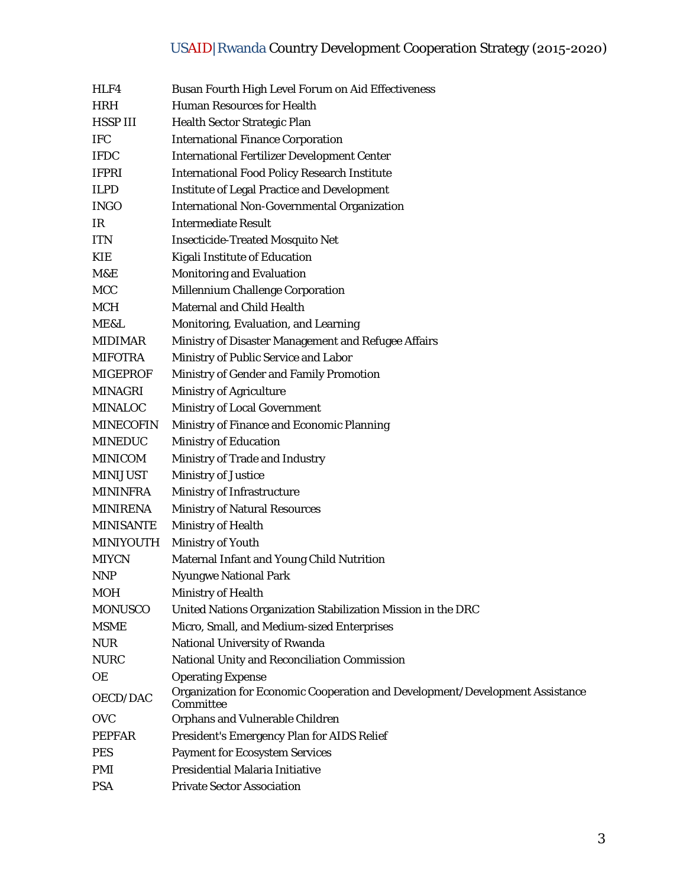| | |
|---|---|
| HLF4 | Busan Fourth High Level Forum on Aid Effectiveness |
| HRH | Human Resources for Health |
| HSSP III | Health Sector Strategic Plan |
| IFC | International Finance Corporation |
| IFDC | International Fertilizer Development Center |
| IFPRI | International Food Policy Research Institute |
| ILPD | Institute of Legal Practice and Development |
| INGO | International Non-Governmental Organization |
| IR | Intermediate Result |
| ITN | Insecticide-Treated Mosquito Net |
| KIE | Kigali Institute of Education |
| M&E | Monitoring and Evaluation |
| MCC | Millennium Challenge Corporation |
| MCH | Maternal and Child Health |
| ME&L | Monitoring, Evaluation, and Learning |
| MIDIMAR | Ministry of Disaster Management and Refugee Affairs |
| MIFOTRA | Ministry of Public Service and Labor |
| MIGEPROF | Ministry of Gender and Family Promotion |
| MINAGRI | Ministry of Agriculture |
| MINALOC | Ministry of Local Government |
| MINECOFIN | Ministry of Finance and Economic Planning |
| MINEDUC | Ministry of Education |
| MINICOM | Ministry of Trade and Industry |
| MINIJUST | Ministry of Justice |
| MININFRA | Ministry of Infrastructure |
| MINIRENA | Ministry of Natural Resources |
| MINISANTE | Ministry of Health |
| MINIYOUTH | Ministry of Youth |
| MIYCN | Maternal Infant and Young Child Nutrition |
| NNP | Nyungwe National Park |
| MOH | Ministry of Health |
| MONUSCO | United Nations Organization Stabilization Mission in the DRC |
| MSME | Micro, Small, and Medium-sized Enterprises |
| NUR | National University of Rwanda |
| NURC | National Unity and Reconciliation Commission |
| OE | Operating Expense |
| OECD/DAC | Organization for Economic Cooperation and Development/Development Assistance Committee |
| OVC | Orphans and Vulnerable Children |
| PEPFAR | President's Emergency Plan for AIDS Relief |
| PES | Payment for Ecosystem Services |
| PMI | Presidential Malaria Initiative |
| PSA | Private Sector Association |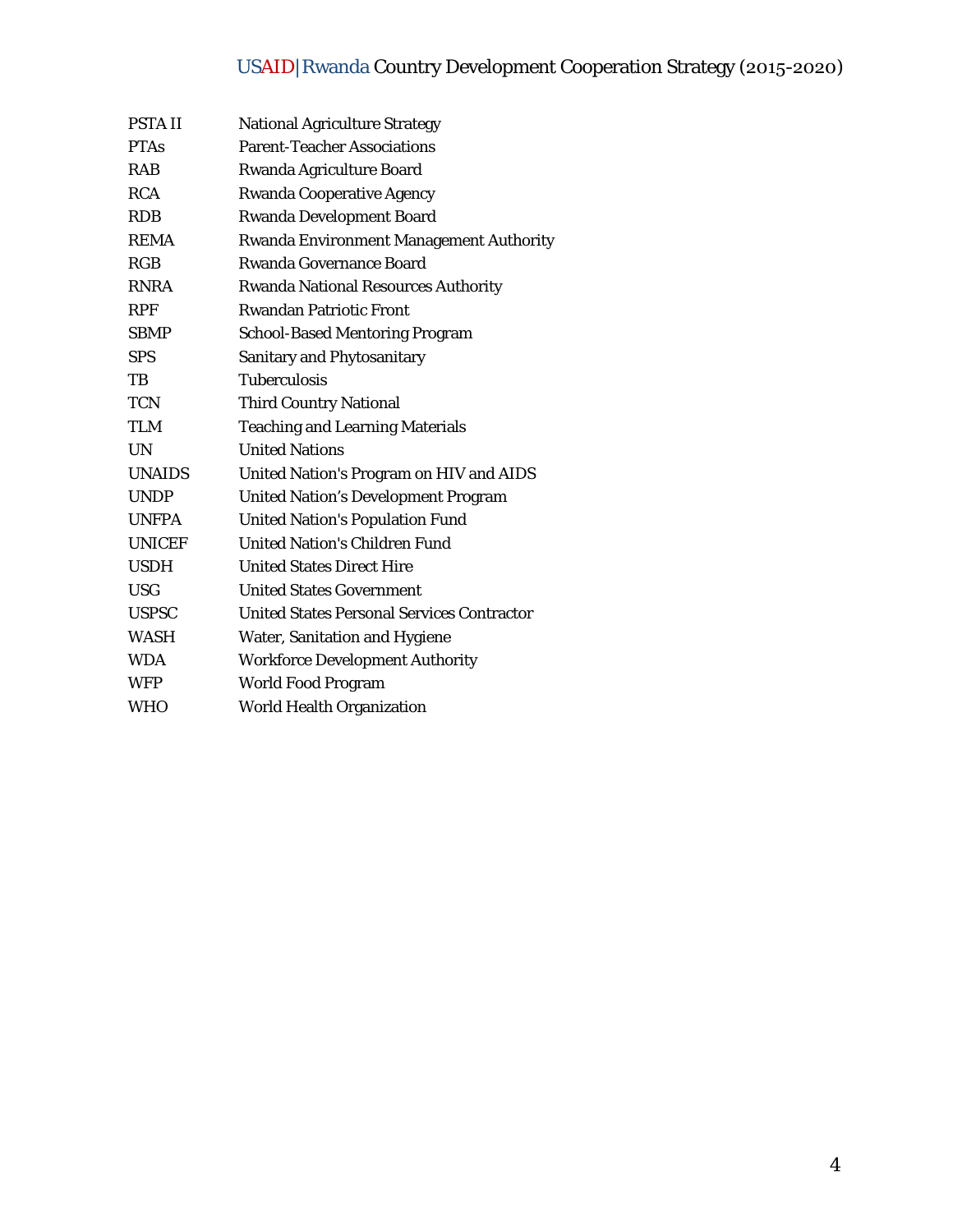| | |
|---|---|
| PSTA II | National Agriculture Strategy |
| PTAs | Parent-Teacher Associations |
| RAB | Rwanda Agriculture Board |
| RCA | Rwanda Cooperative Agency |
| RDB | Rwanda Development Board |
| REMA | Rwanda Environment Management Authority |
| RGB | Rwanda Governance Board |
| RNRA | Rwanda National Resources Authority |
| RPF | Rwandan Patriotic Front |
| SBMP | School-Based Mentoring Program |
| SPS | Sanitary and Phytosanitary |
| TB | Tuberculosis |
| TCN | Third Country National |
| TLM | Teaching and Learning Materials |
| UN | United Nations |
| UNAIDS | United Nation's Program on HIV and AIDS |
| UNDP | United Nation's Development Program |
| UNFPA | United Nation's Population Fund |
| UNICEF | United Nation's Children Fund |
| USDH | United States Direct Hire |
| USG | United States Government |
| USPSC | United States Personal Services Contractor |
| WASH | Water, Sanitation and Hygiene |
| WDA | Workforce Development Authority |
| WFP | World Food Program |
| WHO | World Health Organization |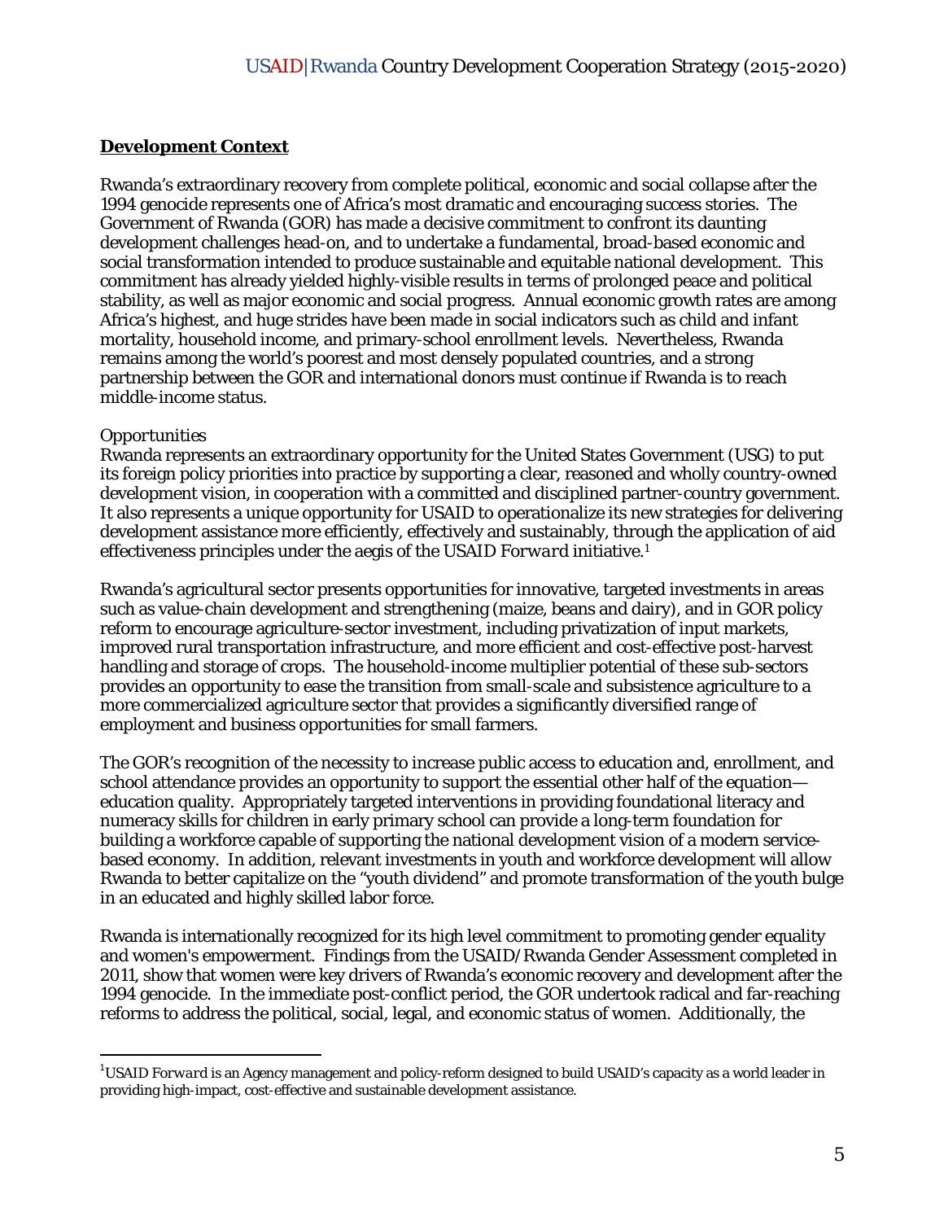## **Development Context**

Rwanda's extraordinary recovery from complete political, economic and social collapse after the 1994 genocide represents one of Africa's most dramatic and encouraging success stories. The Government of Rwanda (GOR) has made a decisive commitment to confront its daunting development challenges head-on, and to undertake a fundamental, broad-based economic and social transformation intended to produce sustainable and equitable national development. This commitment has already yielded highly-visible results in terms of prolonged peace and political stability, as well as major economic and social progress. Annual economic growth rates are among Africa's highest, and huge strides have been made in social indicators such as child and infant mortality, household income, and primary-school enrollment levels. Nevertheless, Rwanda remains among the world's poorest and most densely populated countries, and a strong partnership between the GOR and international donors must continue if Rwanda is to reach middle-income status.

*Opportunities*

Rwanda represents an extraordinary opportunity for the United States Government (USG) to put its foreign policy priorities into practice by supporting a clear, reasoned and wholly country-owned development vision, in cooperation with a committed and disciplined partner-country government. It also represents a unique opportunity for USAID to operationalize its new strategies for delivering development assistance more efficiently, effectively and sustainably, through the application of aid effectiveness principles under the aegis of the USAID *Forward* initiative.[1]

Rwanda's agricultural sector presents opportunities for innovative, targeted investments in areas such as value-chain development and strengthening (maize, beans and dairy), and in GOR policy reform to encourage agriculture-sector investment, including privatization of input markets, improved rural transportation infrastructure, and more efficient and cost-effective post-harvest handling and storage of crops. The household-income multiplier potential of these sub-sectors provides an opportunity to ease the transition from small-scale and subsistence agriculture to a more commercialized agriculture sector that provides a significantly diversified range of employment and business opportunities for small farmers.

The GOR's recognition of the necessity to increase public access to education and, enrollment, and school attendance provides an opportunity to support the essential other half of the equation—education quality. Appropriately targeted interventions in providing foundational literacy and numeracy skills for children in early primary school can provide a long-term foundation for building a workforce capable of supporting the national development vision of a modern service-based economy. In addition, relevant investments in youth and workforce development will allow Rwanda to better capitalize on the "youth dividend" and promote transformation of the youth bulge in an educated and highly skilled labor force.

Rwanda is internationally recognized for its high level commitment to promoting gender equality and women's empowerment. Findings from the USAID/Rwanda Gender Assessment completed in 2011, show that women were key drivers of Rwanda's economic recovery and development after the 1994 genocide. In the immediate post-conflict period, the GOR undertook radical and far-reaching reforms to address the political, social, legal, and economic status of women. Additionally, the

---

[1] USAID *Forward* is an Agency management and policy-reform designed to build USAID's capacity as a world leader in providing high-impact, cost-effective and sustainable development assistance.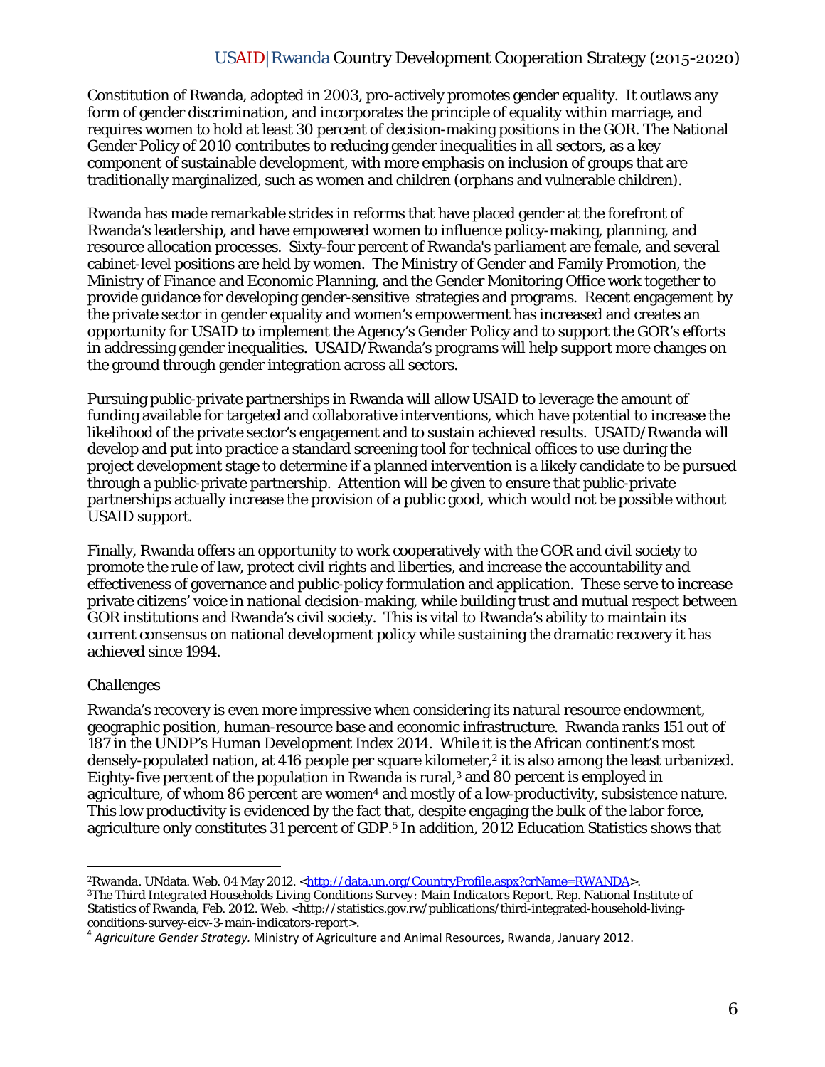Constitution of Rwanda, adopted in 2003, pro-actively promotes gender equality. It outlaws any form of gender discrimination, and incorporates the principle of equality within marriage, and requires women to hold at least 30 percent of decision-making positions in the GOR. The National Gender Policy of 2010 contributes to reducing gender inequalities in all sectors, as a key component of sustainable development, with more emphasis on inclusion of groups that are traditionally marginalized, such as women and children (orphans and vulnerable children).

Rwanda has made remarkable strides in reforms that have placed gender at the forefront of Rwanda's leadership, and have empowered women to influence policy-making, planning, and resource allocation processes. Sixty-four percent of Rwanda's parliament are female, and several cabinet-level positions are held by women. The Ministry of Gender and Family Promotion, the Ministry of Finance and Economic Planning, and the Gender Monitoring Office work together to provide guidance for developing gender-sensitive strategies and programs. Recent engagement by the private sector in gender equality and women's empowerment has increased and creates an opportunity for USAID to implement the Agency's Gender Policy and to support the GOR's efforts in addressing gender inequalities. USAID/Rwanda's programs will help support more changes on the ground through gender integration across all sectors.

Pursuing public-private partnerships in Rwanda will allow USAID to leverage the amount of funding available for targeted and collaborative interventions, which have potential to increase the likelihood of the private sector's engagement and to sustain achieved results. USAID/Rwanda will develop and put into practice a standard screening tool for technical offices to use during the project development stage to determine if a planned intervention is a likely candidate to be pursued through a public-private partnership. Attention will be given to ensure that public-private partnerships actually increase the provision of a public good, which would not be possible without USAID support.

Finally, Rwanda offers an opportunity to work cooperatively with the GOR and civil society to promote the rule of law, protect civil rights and liberties, and increase the accountability and effectiveness of governance and public-policy formulation and application. These serve to increase private citizens' voice in national decision-making, while building trust and mutual respect between GOR institutions and Rwanda's civil society. This is vital to Rwanda's ability to maintain its current consensus on national development policy while sustaining the dramatic recovery it has achieved since 1994.

### Challenges

Rwanda's recovery is even more impressive when considering its natural resource endowment, geographic position, human-resource base and economic infrastructure. Rwanda ranks 151 out of 187 in the UNDP's Human Development Index 2014. While it is the African continent's most densely-populated nation, at 416 people per square kilometer,[2] it is also among the least urbanized. Eighty-five percent of the population in Rwanda is rural,[3] and 80 percent is employed in agriculture, of whom 86 percent are women[4] and mostly of a low-productivity, subsistence nature. This low productivity is evidenced by the fact that, despite engaging the bulk of the labor force, agriculture only constitutes 31 percent of GDP.[5] In addition, 2012 Education Statistics shows that

---

[2] *Rwanda.* UNdata. Web. 04 May 2012. <http://data.un.org/CountryProfile.aspx?crName=RWANDA>.

[3] *The Third Integrated Households Living Conditions Survey: Main Indicators Report.* Rep. National Institute of Statistics of Rwanda, Feb. 2012. Web. <http://statistics.gov.rw/publications/third-integrated-household-living-conditions-survey-eicv-3-main-indicators-report>.

[4] *Agriculture Gender Strategy.* Ministry of Agriculture and Animal Resources, Rwanda, January 2012.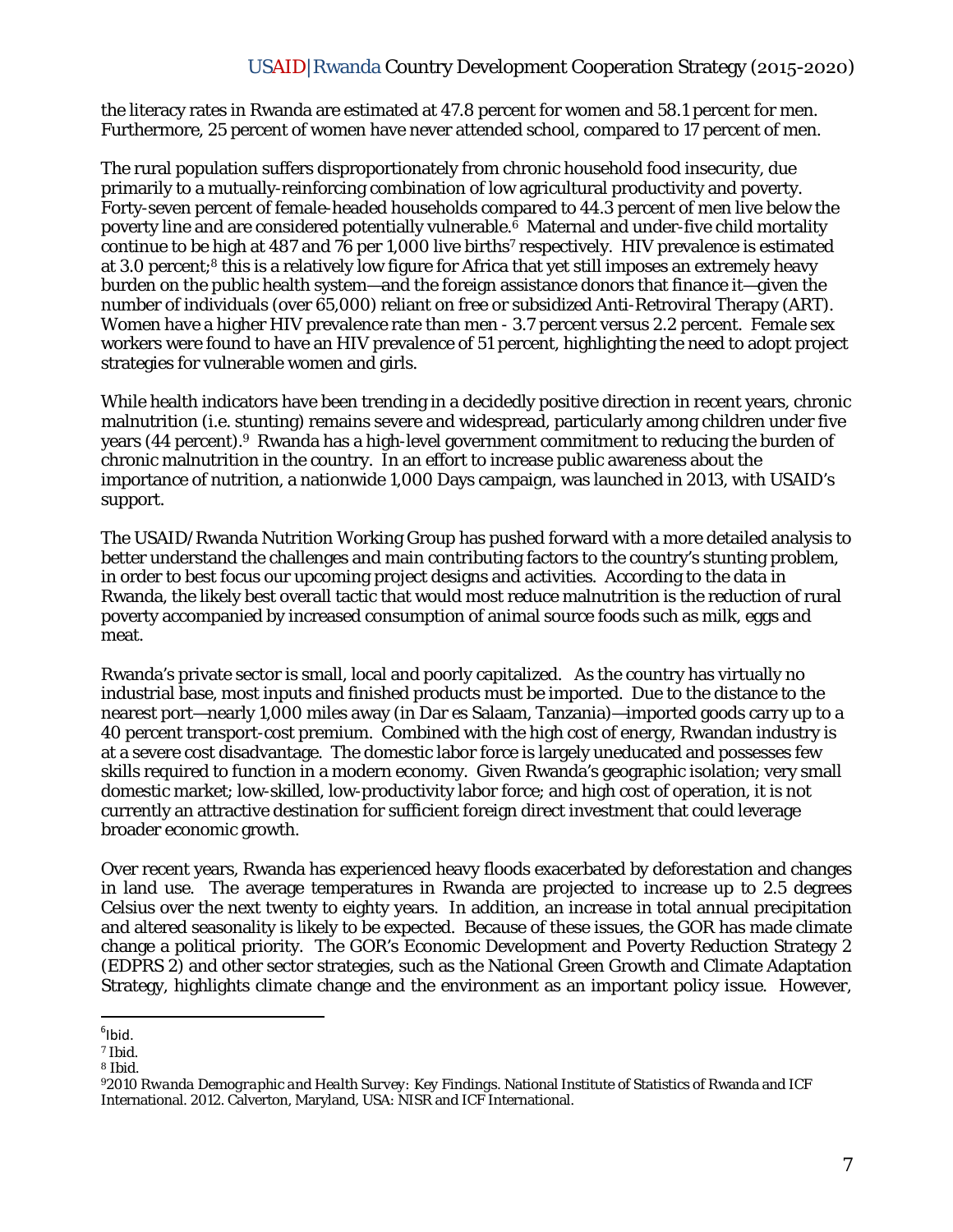the literacy rates in Rwanda are estimated at 47.8 percent for women and 58.1 percent for men. Furthermore, 25 percent of women have never attended school, compared to 17 percent of men.

The rural population suffers disproportionately from chronic household food insecurity, due primarily to a mutually-reinforcing combination of low agricultural productivity and poverty. Forty-seven percent of female-headed households compared to 44.3 percent of men live below the poverty line and are considered potentially vulnerable.[6] Maternal and under-five child mortality continue to be high at 487 and 76 per 1,000 live births[7] respectively. HIV prevalence is estimated at 3.0 percent;[8] this is a relatively low figure for Africa that yet still imposes an extremely heavy burden on the public health system—and the foreign assistance donors that finance it—given the number of individuals (over 65,000) reliant on free or subsidized Anti-Retroviral Therapy (ART). Women have a higher HIV prevalence rate than men - 3.7 percent versus 2.2 percent. Female sex workers were found to have an HIV prevalence of 51 percent, highlighting the need to adopt project strategies for vulnerable women and girls.

While health indicators have been trending in a decidedly positive direction in recent years, chronic malnutrition (i.e. stunting) remains severe and widespread, particularly among children under five years (44 percent).[9] Rwanda has a high-level government commitment to reducing the burden of chronic malnutrition in the country. In an effort to increase public awareness about the importance of nutrition, a nationwide 1,000 Days campaign, was launched in 2013, with USAID's support.

The USAID/Rwanda Nutrition Working Group has pushed forward with a more detailed analysis to better understand the challenges and main contributing factors to the country's stunting problem, in order to best focus our upcoming project designs and activities. According to the data in Rwanda, the likely best overall tactic that would most reduce malnutrition is the reduction of rural poverty accompanied by increased consumption of animal source foods such as milk, eggs and meat.

Rwanda's private sector is small, local and poorly capitalized. As the country has virtually no industrial base, most inputs and finished products must be imported. Due to the distance to the nearest port—nearly 1,000 miles away (in Dar es Salaam, Tanzania)—imported goods carry up to a 40 percent transport-cost premium. Combined with the high cost of energy, Rwandan industry is at a severe cost disadvantage. The domestic labor force is largely uneducated and possesses few skills required to function in a modern economy. Given Rwanda's geographic isolation; very small domestic market; low-skilled, low-productivity labor force; and high cost of operation, it is not currently an attractive destination for sufficient foreign direct investment that could leverage broader economic growth.

Over recent years, Rwanda has experienced heavy floods exacerbated by deforestation and changes in land use. The average temperatures in Rwanda are projected to increase up to 2.5 degrees Celsius over the next twenty to eighty years. In addition, an increase in total annual precipitation and altered seasonality is likely to be expected. Because of these issues, the GOR has made climate change a political priority. The GOR's Economic Development and Poverty Reduction Strategy 2 (EDPRS 2) and other sector strategies, such as the National Green Growth and Climate Adaptation Strategy, highlights climate change and the environment as an important policy issue. However,

---

[6] Ibid.

[7] Ibid.

[8] Ibid.

[9] *2010 Rwanda Demographic and Health Survey: Key Findings*. National Institute of Statistics of Rwanda and ICF International. 2012. Calverton, Maryland, USA: NISR and ICF International.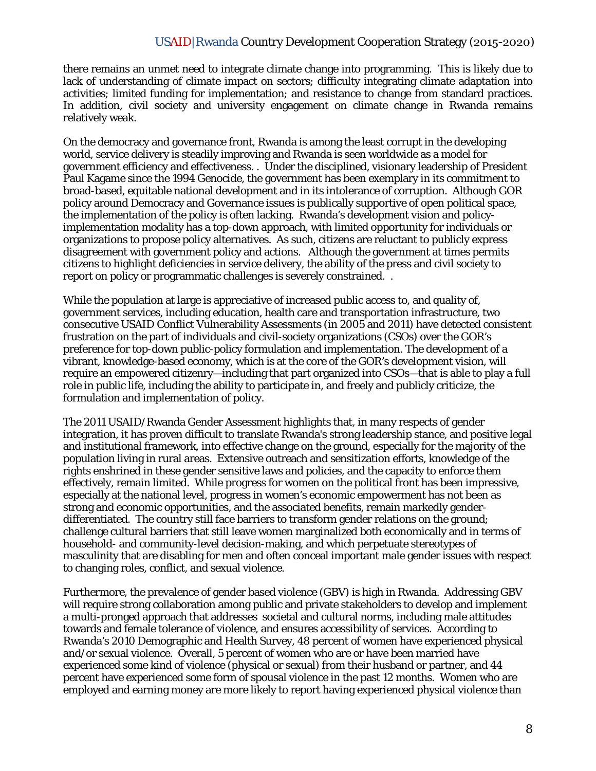there remains an unmet need to integrate climate change into programming. This is likely due to lack of understanding of climate impact on sectors; difficulty integrating climate adaptation into activities; limited funding for implementation; and resistance to change from standard practices. In addition, civil society and university engagement on climate change in Rwanda remains relatively weak.

On the democracy and governance front, Rwanda is among the least corrupt in the developing world, service delivery is steadily improving and Rwanda is seen worldwide as a model for government efficiency and effectiveness. . Under the disciplined, visionary leadership of President Paul Kagame since the 1994 Genocide, the government has been exemplary in its commitment to broad-based, equitable national development and in its intolerance of corruption. Although GOR policy around Democracy and Governance issues is publically supportive of open political space, the implementation of the policy is often lacking. Rwanda's development vision and policy-implementation modality has a top-down approach, with limited opportunity for individuals or organizations to propose policy alternatives. As such, citizens are reluctant to publicly express disagreement with government policy and actions. Although the government at times permits citizens to highlight deficiencies in service delivery, the ability of the press and civil society to report on policy or programmatic challenges is severely constrained. .

While the population at large is appreciative of increased public access to, and quality of, government services, including education, health care and transportation infrastructure, two consecutive USAID Conflict Vulnerability Assessments (in 2005 and 2011) have detected consistent frustration on the part of individuals and civil-society organizations (CSOs) over the GOR's preference for top-down public-policy formulation and implementation. The development of a vibrant, knowledge-based economy, which is at the core of the GOR's development vision, will require an empowered citizenry—including that part organized into CSOs—that is able to play a full role in public life, including the ability to participate in, and freely and publicly criticize, the formulation and implementation of policy.

The 2011 USAID/Rwanda Gender Assessment highlights that, in many respects of gender integration, it has proven difficult to translate Rwanda's strong leadership stance, and positive legal and institutional framework, into effective change on the ground, especially for the majority of the population living in rural areas. Extensive outreach and sensitization efforts, knowledge of the rights enshrined in these gender sensitive laws and policies, and the capacity to enforce them effectively, remain limited. While progress for women on the political front has been impressive, especially at the national level, progress in women's economic empowerment has not been as strong and economic opportunities, and the associated benefits, remain markedly gender-differentiated. The country still face barriers to transform gender relations on the ground; challenge cultural barriers that still leave women marginalized both economically and in terms of household- and community-level decision-making, and which perpetuate stereotypes of masculinity that are disabling for men and often conceal important male gender issues with respect to changing roles, conflict, and sexual violence.

Furthermore, the prevalence of gender based violence (GBV) is high in Rwanda. Addressing GBV will require strong collaboration among public and private stakeholders to develop and implement a multi-pronged approach that addresses societal and cultural norms, including male attitudes towards and female tolerance of violence, and ensures accessibility of services. According to Rwanda's 2010 Demographic and Health Survey, 48 percent of women have experienced physical and/or sexual violence. Overall, 5 percent of women who are or have been married have experienced some kind of violence (physical or sexual) from their husband or partner, and 44 percent have experienced some form of spousal violence in the past 12 months. Women who are employed and earning money are more likely to report having experienced physical violence than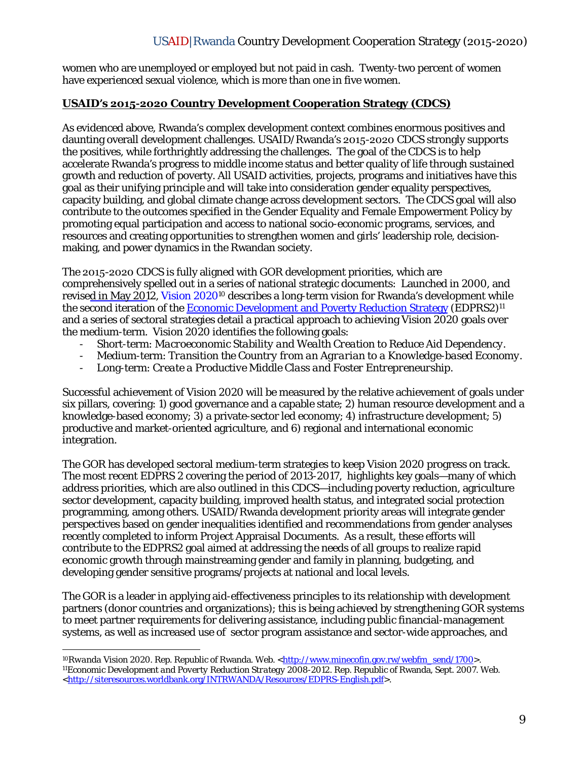women who are unemployed or employed but not paid in cash. Twenty-two percent of women have experienced sexual violence, which is more than one in five women.

## USAID's 2015-2020 Country Development Cooperation Strategy (CDCS)

As evidenced above, Rwanda's complex development context combines enormous positives and daunting overall development challenges. USAID/Rwanda's 2015-2020 CDCS strongly supports the positives, while forthrightly addressing the challenges. The goal of the CDCS is to help accelerate Rwanda's progress to middle income status and better quality of life through sustained growth and reduction of poverty. All USAID activities, projects, programs and initiatives have this goal as their unifying principle and will take into consideration gender equality perspectives, capacity building, and global climate change across development sectors. The CDCS goal will also contribute to the outcomes specified in the Gender Equality and Female Empowerment Policy by promoting equal participation and access to national socio-economic programs, services, and resources and creating opportunities to strengthen women and girls' leadership role, decision-making, and power dynamics in the Rwandan society.

The 2015-2020 CDCS is fully aligned with GOR development priorities, which are comprehensively spelled out in a series of national strategic documents: Launched in 2000, and revised in May 2012, Vision 2020[10] describes a long-term vision for Rwanda's development while the second iteration of the Economic Development and Poverty Reduction Strategy (EDPRS2)[11] and a series of sectoral strategies detail a practical approach to achieving Vision 2020 goals over the medium-term. Vision 2020 identifies the following goals:

- Short-term: *Macroeconomic Stability and Wealth Creation to Reduce Aid Dependency*.
- Medium-term: *Transition the Country from an Agrarian to a Knowledge-based Economy*.
- Long-term: *Create a Productive Middle Class and Foster Entrepreneurship*.

Successful achievement of Vision 2020 will be measured by the relative achievement of goals under six pillars, covering: 1) good governance and a capable state; 2) human resource development and a knowledge-based economy; 3) a private-sector led economy; 4) infrastructure development; 5) productive and market-oriented agriculture, and 6) regional and international economic integration.

The GOR has developed sectoral medium-term strategies to keep Vision 2020 progress on track. The most recent EDPRS 2 covering the period of 2013-2017, highlights key goals—many of which address priorities, which are also outlined in this CDCS—including poverty reduction, agriculture sector development, capacity building, improved health status, and integrated social protection programming, among others. USAID/Rwanda development priority areas will integrate gender perspectives based on gender inequalities identified and recommendations from gender analyses recently completed to inform Project Appraisal Documents. As a result, these efforts will contribute to the EDPRS2 goal aimed at addressing the needs of all groups to realize rapid economic growth through mainstreaming gender and family in planning, budgeting, and developing gender sensitive programs/projects at national and local levels.

The GOR is a leader in applying aid-effectiveness principles to its relationship with development partners (donor countries and organizations); this is being achieved by strengthening GOR systems to meet partner requirements for delivering assistance, including public financial-management systems, as well as increased use of sector program assistance and sector-wide approaches, and

---

[10] *Rwanda Vision 2020*. Rep. Republic of Rwanda. Web. <http://www.minecofin.gov.rw/webfm_send/1700>.
[11] *Economic Development and Poverty Reduction Strategy 2008-2012*. Rep. Republic of Rwanda, Sept. 2007. Web. <http://siteresources.worldbank.org/INTRWANDA/Resources/EDPRS-English.pdf>.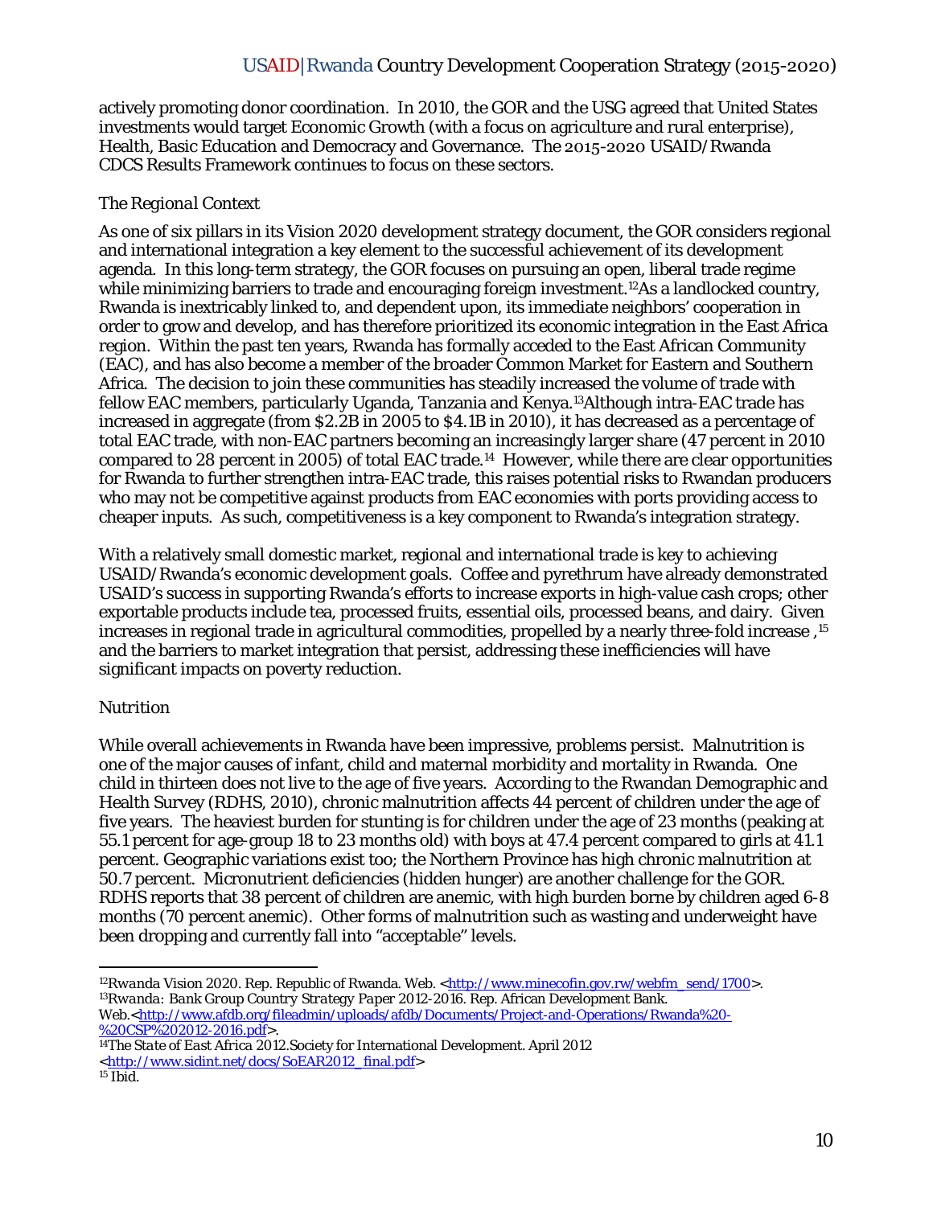actively promoting donor coordination. In 2010, the GOR and the USG agreed that United States investments would target Economic Growth (with a focus on agriculture and rural enterprise), Health, Basic Education and Democracy and Governance. The 2015-2020 USAID/Rwanda CDCS Results Framework continues to focus on these sectors.

*The Regional Context*

As one of six pillars in its Vision 2020 development strategy document, the GOR considers regional and international integration a key element to the successful achievement of its development agenda. In this long-term strategy, the GOR focuses on pursuing an open, liberal trade regime while minimizing barriers to trade and encouraging foreign investment.[12]As a landlocked country, Rwanda is inextricably linked to, and dependent upon, its immediate neighbors' cooperation in order to grow and develop, and has therefore prioritized its economic integration in the East Africa region. Within the past ten years, Rwanda has formally acceded to the East African Community (EAC), and has also become a member of the broader Common Market for Eastern and Southern Africa. The decision to join these communities has steadily increased the volume of trade with fellow EAC members, particularly Uganda, Tanzania and Kenya.[13]Although intra-EAC trade has increased in aggregate (from $2.2B in 2005 to $4.1B in 2010), it has decreased as a percentage of total EAC trade, with non-EAC partners becoming an increasingly larger share (47 percent in 2010 compared to 28 percent in 2005) of total EAC trade.[14] However, while there are clear opportunities for Rwanda to further strengthen intra-EAC trade, this raises potential risks to Rwandan producers who may not be competitive against products from EAC economies with ports providing access to cheaper inputs. As such, competitiveness is a key component to Rwanda's integration strategy.

With a relatively small domestic market, regional and international trade is key to achieving USAID/Rwanda's economic development goals. Coffee and pyrethrum have already demonstrated USAID's success in supporting Rwanda's efforts to increase exports in high-value cash crops; other exportable products include tea, processed fruits, essential oils, processed beans, and dairy. Given increases in regional trade in agricultural commodities, propelled by a nearly three-fold increase ,[15] and the barriers to market integration that persist, addressing these inefficiencies will have significant impacts on poverty reduction.

*Nutrition*

While overall achievements in Rwanda have been impressive, problems persist. Malnutrition is one of the major causes of infant, child and maternal morbidity and mortality in Rwanda. One child in thirteen does not live to the age of five years. According to the Rwandan Demographic and Health Survey (RDHS, 2010), chronic malnutrition affects 44 percent of children under the age of five years. The heaviest burden for stunting is for children under the age of 23 months (peaking at 55.1 percent for age-group 18 to 23 months old) with boys at 47.4 percent compared to girls at 41.1 percent. Geographic variations exist too; the Northern Province has high chronic malnutrition at 50.7 percent. Micronutrient deficiencies (hidden hunger) are another challenge for the GOR. RDHS reports that 38 percent of children are anemic, with high burden borne by children aged 6-8 months (70 percent anemic). Other forms of malnutrition such as wasting and underweight have been dropping and currently fall into "acceptable" levels.

---

[12]*Rwanda Vision 2020*. Rep. Republic of Rwanda. Web. <http://www.minecofin.gov.rw/webfm_send/1700>.

[13]*Rwanda: Bank Group Country Strategy Paper 2012-2016*. Rep. African Development Bank. Web.<http://www.afdb.org/fileadmin/uploads/afdb/Documents/Project-and-Operations/Rwanda%20-%20CSP%202012-2016.pdf>.

[14]*The State of East Africa 2012*.Society for International Development. April 2012 <http://www.sidint.net/docs/SoEAR2012_final.pdf>

[15] Ibid.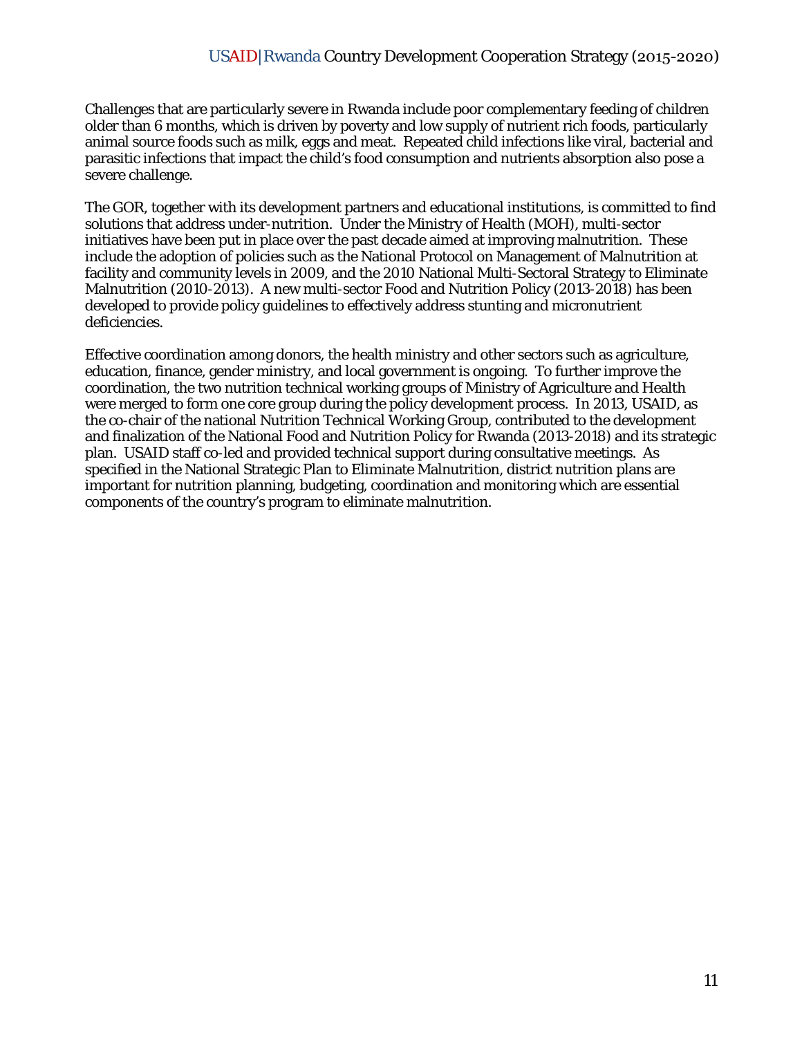Challenges that are particularly severe in Rwanda include poor complementary feeding of children older than 6 months, which is driven by poverty and low supply of nutrient rich foods, particularly animal source foods such as milk, eggs and meat. Repeated child infections like viral, bacterial and parasitic infections that impact the child's food consumption and nutrients absorption also pose a severe challenge.

The GOR, together with its development partners and educational institutions, is committed to find solutions that address under-nutrition. Under the Ministry of Health (MOH), multi-sector initiatives have been put in place over the past decade aimed at improving malnutrition. These include the adoption of policies such as the National Protocol on Management of Malnutrition at facility and community levels in 2009, and the 2010 National Multi-Sectoral Strategy to Eliminate Malnutrition (2010-2013). A new multi-sector Food and Nutrition Policy (2013-2018) has been developed to provide policy guidelines to effectively address stunting and micronutrient deficiencies.

Effective coordination among donors, the health ministry and other sectors such as agriculture, education, finance, gender ministry, and local government is ongoing. To further improve the coordination, the two nutrition technical working groups of Ministry of Agriculture and Health were merged to form one core group during the policy development process. In 2013, USAID, as the co-chair of the national Nutrition Technical Working Group, contributed to the development and finalization of the National Food and Nutrition Policy for Rwanda (2013-2018) and its strategic plan. USAID staff co-led and provided technical support during consultative meetings. As specified in the National Strategic Plan to Eliminate Malnutrition, district nutrition plans are important for nutrition planning, budgeting, coordination and monitoring which are essential components of the country's program to eliminate malnutrition.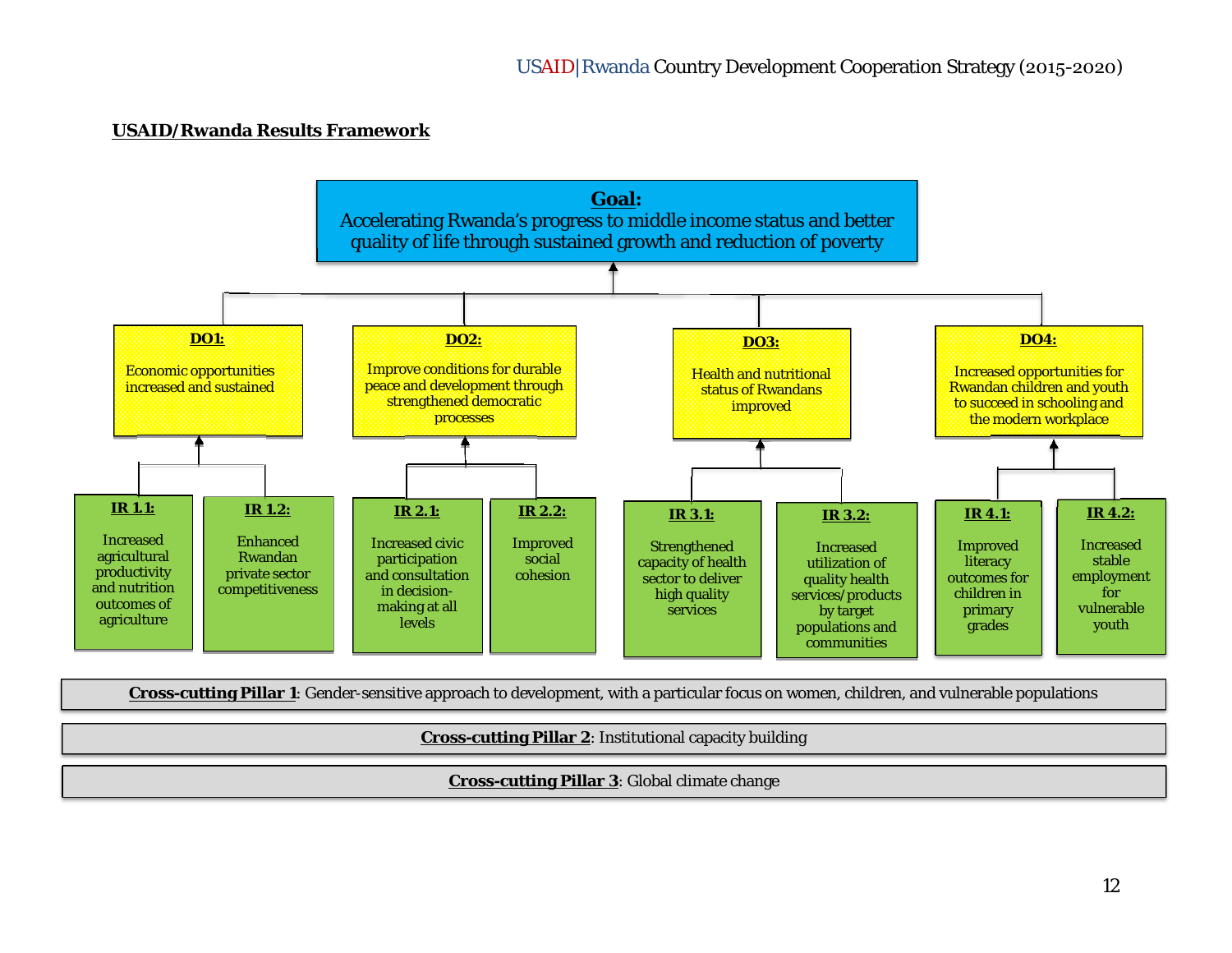**USAID/Rwanda Results Framework**

**Goal:**
Accelerating Rwanda's progress to middle income status and better quality of life through sustained growth and reduction of poverty

**DO1:**
Economic opportunities increased and sustained

**IR 1.1:**
Increased agricultural productivity and nutrition outcomes of agriculture

**IR 1.2:**
Enhanced Rwandan private sector competitiveness

**DO2:**
Improve conditions for durable peace and development through strengthened democratic processes

**IR 2.1:**
Increased civic participation and consultation in decision-making at all levels

**IR 2.2:**
Improved social cohesion

**DO3:**
Health and nutritional status of Rwandans improved

**IR 3.1:**
Strengthened capacity of health sector to deliver high quality services

**IR 3.2:**
Increased utilization of quality health services/products by target populations and communities

**DO4:**
Increased opportunities for Rwandan children and youth to succeed in schooling and the modern workplace

**IR 4.1:**
Improved literacy outcomes for children in primary grades

**IR 4.2:**
Increased stable employment for vulnerable youth

**Cross-cutting Pillar 1**: Gender-sensitive approach to development, with a particular focus on women, children, and vulnerable populations

**Cross-cutting Pillar 2**: Institutional capacity building

**Cross-cutting Pillar 3**: Global climate change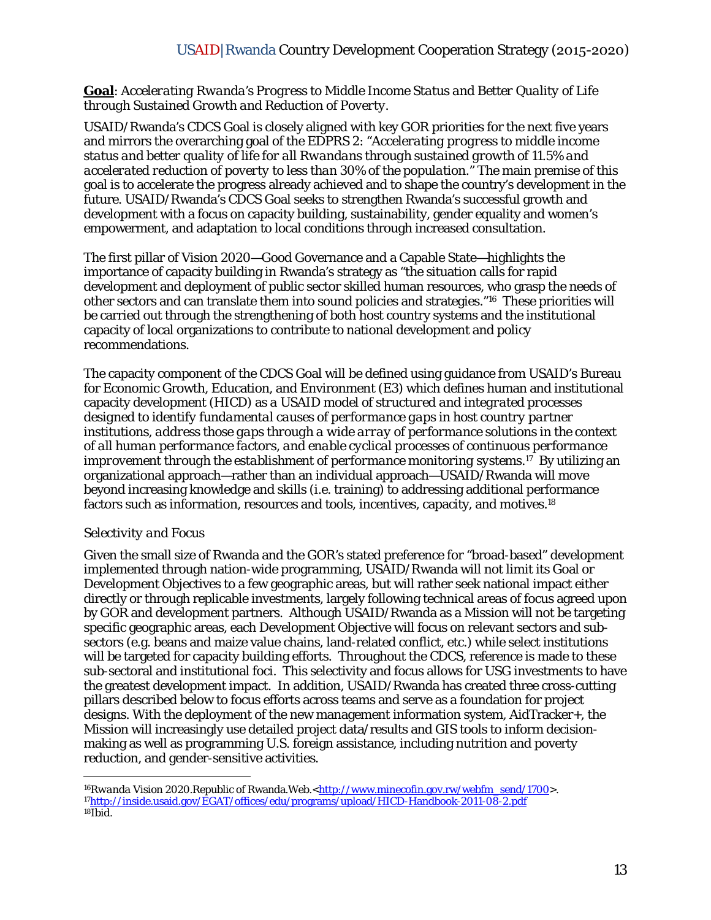**Goal**: *Accelerating Rwanda's Progress to Middle Income Status and Better Quality of Life through Sustained Growth and Reduction of Poverty.*

USAID/Rwanda's CDCS Goal is closely aligned with key GOR priorities for the next five years and mirrors the overarching goal of the EDPRS 2: "*Accelerating progress to middle income status and better quality of life for all Rwandans through sustained growth of 11.5% and accelerated reduction of poverty to less than 30% of the population.*" The main premise of this goal is to accelerate the progress already achieved and to shape the country's development in the future. USAID/Rwanda's CDCS Goal seeks to strengthen Rwanda's successful growth and development with a focus on capacity building, sustainability, gender equality and women's empowerment, and adaptation to local conditions through increased consultation.

The first pillar of Vision 2020—Good Governance and a Capable State—highlights the importance of capacity building in Rwanda's strategy as "the situation calls for rapid development and deployment of public sector skilled human resources, who grasp the needs of other sectors and can translate them into sound policies and strategies."[16] These priorities will be carried out through the strengthening of both host country systems and the institutional capacity of local organizations to contribute to national development and policy recommendations.

The capacity component of the CDCS Goal will be defined using guidance from USAID's Bureau for Economic Growth, Education, and Environment (E3) which defines human and institutional capacity development (HICD) as a *USAID model of structured and integrated processes designed to identify fundamental causes of performance gaps in host country partner institutions, address those gaps through a wide array of performance solutions in the context of all human performance factors, and enable cyclical processes of continuous performance improvement through the establishment of performance monitoring systems.*[17] By utilizing an organizational approach—rather than an individual approach—USAID/Rwanda will move beyond increasing knowledge and skills (i.e. training) to addressing additional performance factors such as information, resources and tools, incentives, capacity, and motives.[18]

*Selectivity and Focus*

Given the small size of Rwanda and the GOR's stated preference for "broad-based" development implemented through nation-wide programming, USAID/Rwanda will not limit its Goal or Development Objectives to a few geographic areas, but will rather seek national impact either directly or through replicable investments, largely following technical areas of focus agreed upon by GOR and development partners. Although USAID/Rwanda as a Mission will not be targeting specific geographic areas, each Development Objective will focus on relevant sectors and sub-sectors (e.g. beans and maize value chains, land-related conflict, etc.) while select institutions will be targeted for capacity building efforts. Throughout the CDCS, reference is made to these sub-sectoral and institutional foci. This selectivity and focus allows for USG investments to have the greatest development impact. In addition, USAID/Rwanda has created three cross-cutting pillars described below to focus efforts across teams and serve as a foundation for project designs. With the deployment of the new management information system, AidTracker+, the Mission will increasingly use detailed project data/results and GIS tools to inform decision-making as well as programming U.S. foreign assistance, including nutrition and poverty reduction, and gender-sensitive activities.

---

[16] Rwanda Vision 2020. Republic of Rwanda. Web. <http://www.minecofin.gov.rw/webfm_send/1700>.
[17] http://inside.usaid.gov/EGAT/offices/edu/programs/upload/HICD-Handbook-2011-08-2.pdf
[18] Ibid.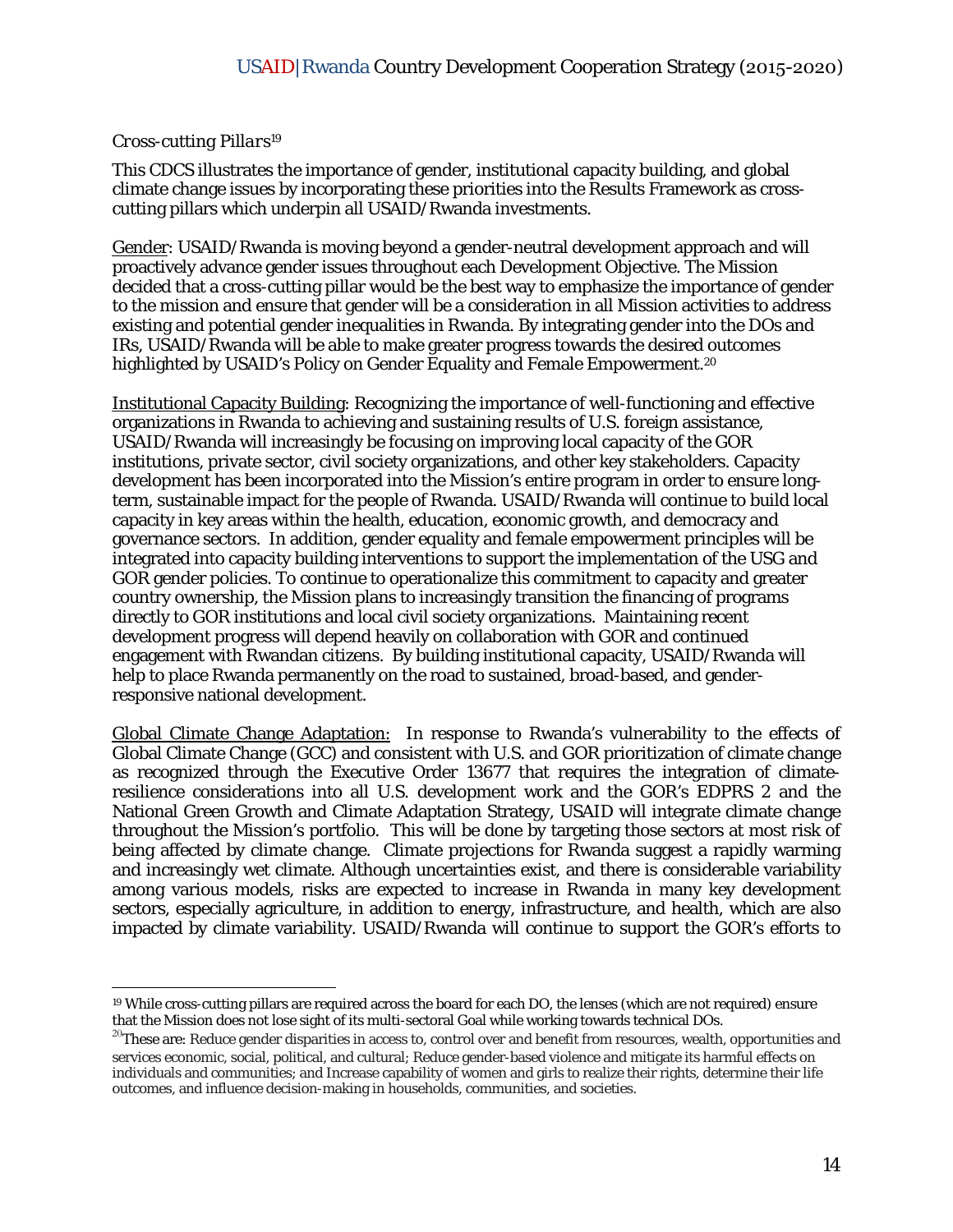*Cross-cutting Pillars*[19]

This CDCS illustrates the importance of gender, institutional capacity building, and global climate change issues by incorporating these priorities into the Results Framework as cross-cutting pillars which underpin all USAID/Rwanda investments.

Gender: USAID/Rwanda is moving beyond a gender-neutral development approach and will proactively advance gender issues throughout each Development Objective. The Mission decided that a cross-cutting pillar would be the best way to emphasize the importance of gender to the mission and ensure that gender will be a consideration in all Mission activities to address existing and potential gender inequalities in Rwanda. By integrating gender into the DOs and IRs, USAID/Rwanda will be able to make greater progress towards the desired outcomes highlighted by USAID's Policy on Gender Equality and Female Empowerment.[20]

Institutional Capacity Building: Recognizing the importance of well-functioning and effective organizations in Rwanda to achieving and sustaining results of U.S. foreign assistance, USAID/Rwanda will increasingly be focusing on improving local capacity of the GOR institutions, private sector, civil society organizations, and other key stakeholders. Capacity development has been incorporated into the Mission's entire program in order to ensure long-term, sustainable impact for the people of Rwanda. USAID/Rwanda will continue to build local capacity in key areas within the health, education, economic growth, and democracy and governance sectors. In addition, gender equality and female empowerment principles will be integrated into capacity building interventions to support the implementation of the USG and GOR gender policies. To continue to operationalize this commitment to capacity and greater country ownership, the Mission plans to increasingly transition the financing of programs directly to GOR institutions and local civil society organizations. Maintaining recent development progress will depend heavily on collaboration with GOR and continued engagement with Rwandan citizens. By building institutional capacity, USAID/Rwanda will help to place Rwanda permanently on the road to sustained, broad-based, and gender-responsive national development.

Global Climate Change Adaptation: In response to Rwanda's vulnerability to the effects of Global Climate Change (GCC) and consistent with U.S. and GOR prioritization of climate change as recognized through the Executive Order 13677 that requires the integration of climate-resilience considerations into all U.S. development work and the GOR's EDPRS 2 and the National Green Growth and Climate Adaptation Strategy, USAID will integrate climate change throughout the Mission's portfolio. This will be done by targeting those sectors at most risk of being affected by climate change. Climate projections for Rwanda suggest a rapidly warming and increasingly wet climate. Although uncertainties exist, and there is considerable variability among various models, risks are expected to increase in Rwanda in many key development sectors, especially agriculture, in addition to energy, infrastructure, and health, which are also impacted by climate variability. USAID/Rwanda will continue to support the GOR's efforts to

---

[19] While cross-cutting pillars are required across the board for each DO, the lenses (which are not required) ensure that the Mission does not lose sight of its multi-sectoral Goal while working towards technical DOs.

[20] These are: Reduce gender disparities in access to, control over and benefit from resources, wealth, opportunities and services economic, social, political, and cultural; Reduce gender-based violence and mitigate its harmful effects on individuals and communities; and Increase capability of women and girls to realize their rights, determine their life outcomes, and influence decision-making in households, communities, and societies.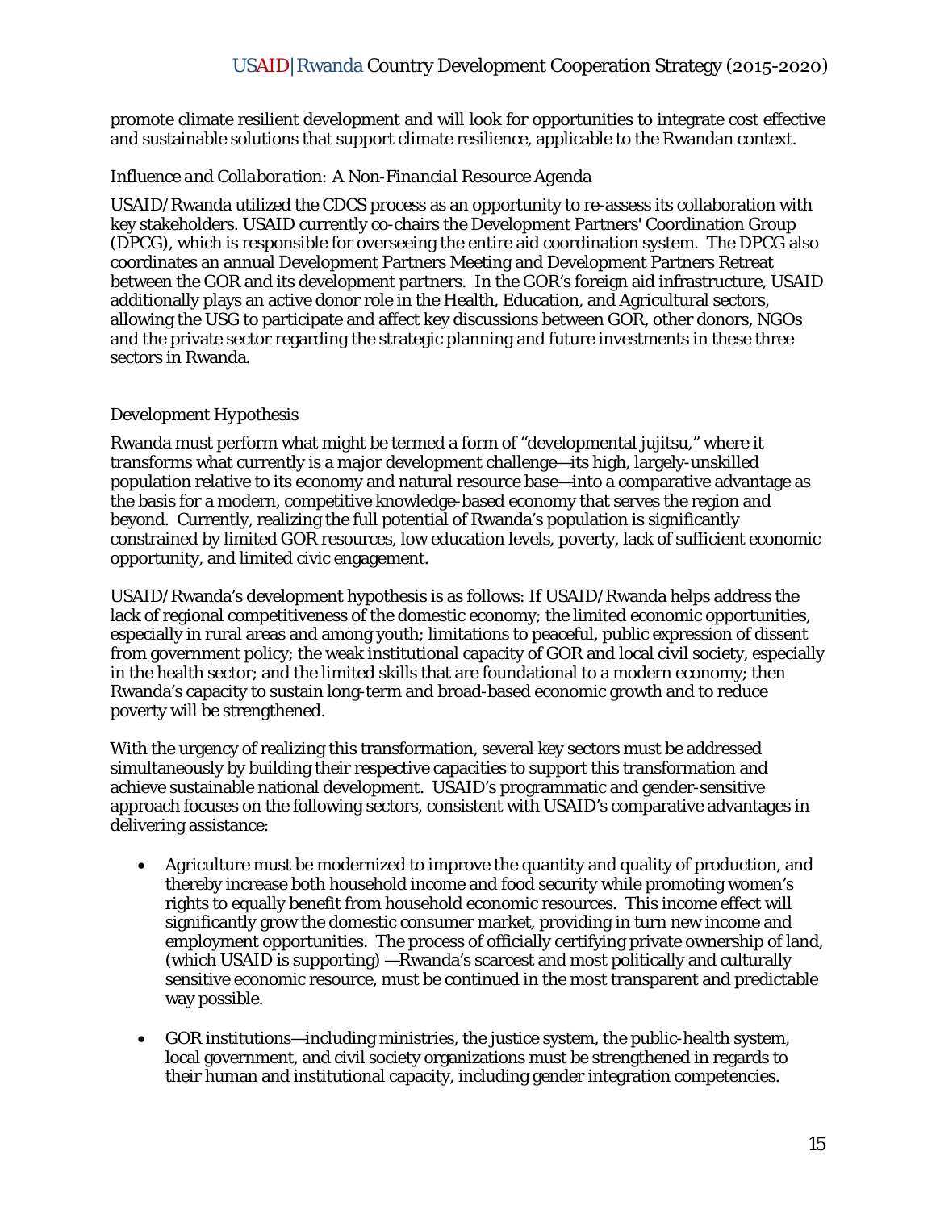promote climate resilient development and will look for opportunities to integrate cost effective and sustainable solutions that support climate resilience, applicable to the Rwandan context.

### *Influence and Collaboration: A Non-Financial Resource Agenda*

USAID/Rwanda utilized the CDCS process as an opportunity to re-assess its collaboration with key stakeholders. USAID currently co-chairs the Development Partners' Coordination Group (DPCG), which is responsible for overseeing the entire aid coordination system. The DPCG also coordinates an annual Development Partners Meeting and Development Partners Retreat between the GOR and its development partners. In the GOR's foreign aid infrastructure, USAID additionally plays an active donor role in the Health, Education, and Agricultural sectors, allowing the USG to participate and affect key discussions between GOR, other donors, NGOs and the private sector regarding the strategic planning and future investments in these three sectors in Rwanda.

### Development Hypothesis

Rwanda must perform what might be termed a form of "developmental jujitsu," where it transforms what currently is a major development challenge—its high, largely-unskilled population relative to its economy and natural resource base—into a comparative advantage as the basis for a modern, competitive knowledge-based economy that serves the region and beyond. Currently, realizing the full potential of Rwanda's population is significantly constrained by limited GOR resources, low education levels, poverty, lack of sufficient economic opportunity, and limited civic engagement.

USAID/Rwanda's development hypothesis is as follows: If USAID/Rwanda helps address the lack of regional competitiveness of the domestic economy; the limited economic opportunities, especially in rural areas and among youth; limitations to peaceful, public expression of dissent from government policy; the weak institutional capacity of GOR and local civil society, especially in the health sector; and the limited skills that are foundational to a modern economy; then Rwanda's capacity to sustain long-term and broad-based economic growth and to reduce poverty will be strengthened.

With the urgency of realizing this transformation, several key sectors must be addressed simultaneously by building their respective capacities to support this transformation and achieve sustainable national development. USAID's programmatic and gender-sensitive approach focuses on the following sectors, consistent with USAID's comparative advantages in delivering assistance:

- Agriculture must be modernized to improve the quantity and quality of production, and thereby increase both household income and food security while promoting women's rights to equally benefit from household economic resources. This income effect will significantly grow the domestic consumer market, providing in turn new income and employment opportunities. The process of officially certifying private ownership of land, (which USAID is supporting) —Rwanda's scarcest and most politically and culturally sensitive economic resource, must be continued in the most transparent and predictable way possible.

- GOR institutions—including ministries, the justice system, the public-health system, local government, and civil society organizations must be strengthened in regards to their human and institutional capacity, including gender integration competencies.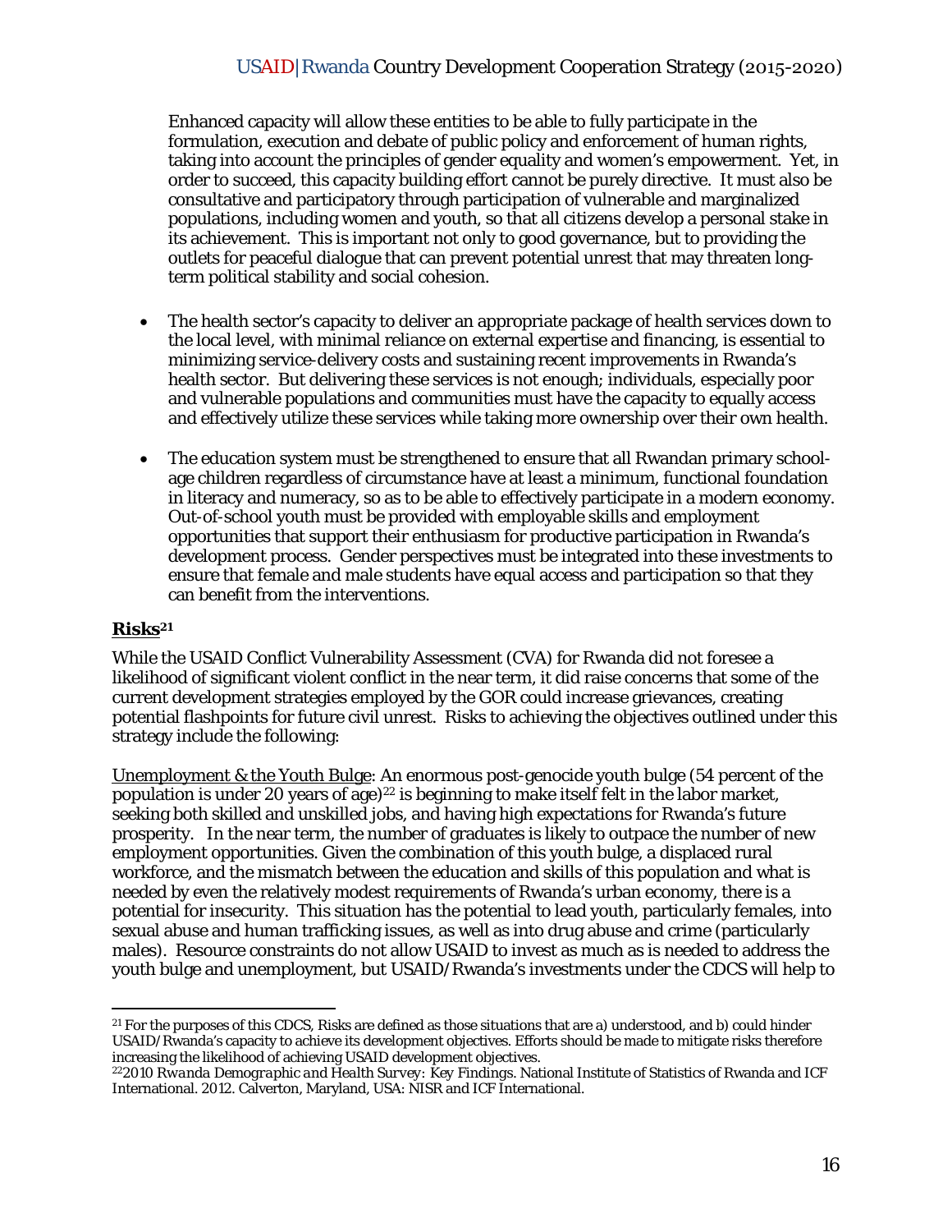Enhanced capacity will allow these entities to be able to fully participate in the formulation, execution and debate of public policy and enforcement of human rights, taking into account the principles of gender equality and women's empowerment. Yet, in order to succeed, this capacity building effort cannot be purely directive. It must also be consultative and participatory through participation of vulnerable and marginalized populations, including women and youth, so that all citizens develop a personal stake in its achievement. This is important not only to good governance, but to providing the outlets for peaceful dialogue that can prevent potential unrest that may threaten long-term political stability and social cohesion.

- The health sector's capacity to deliver an appropriate package of health services down to the local level, with minimal reliance on external expertise and financing, is essential to minimizing service-delivery costs and sustaining recent improvements in Rwanda's health sector. But delivering these services is not enough; individuals, especially poor and vulnerable populations and communities must have the capacity to equally access and effectively utilize these services while taking more ownership over their own health.
- The education system must be strengthened to ensure that all Rwandan primary school-age children regardless of circumstance have at least a minimum, functional foundation in literacy and numeracy, so as to be able to effectively participate in a modern economy. Out-of-school youth must be provided with employable skills and employment opportunities that support their enthusiasm for productive participation in Rwanda's development process. Gender perspectives must be integrated into these investments to ensure that female and male students have equal access and participation so that they can benefit from the interventions.

## **Risks**[21]

While the USAID Conflict Vulnerability Assessment (CVA) for Rwanda did not foresee a likelihood of significant violent conflict in the near term, it did raise concerns that some of the current development strategies employed by the GOR could increase grievances, creating potential flashpoints for future civil unrest. Risks to achieving the objectives outlined under this strategy include the following:

Unemployment & the Youth Bulge: An enormous post-genocide youth bulge (54 percent of the population is under 20 years of age)[22] is beginning to make itself felt in the labor market, seeking both skilled and unskilled jobs, and having high expectations for Rwanda's future prosperity. In the near term, the number of graduates is likely to outpace the number of new employment opportunities. Given the combination of this youth bulge, a displaced rural workforce, and the mismatch between the education and skills of this population and what is needed by even the relatively modest requirements of Rwanda's urban economy, there is a potential for insecurity. This situation has the potential to lead youth, particularly females, into sexual abuse and human trafficking issues, as well as into drug abuse and crime (particularly males). Resource constraints do not allow USAID to invest as much as is needed to address the youth bulge and unemployment, but USAID/Rwanda's investments under the CDCS will help to

---

[21] For the purposes of this CDCS, Risks are defined as those situations that are a) understood, and b) could hinder USAID/Rwanda's capacity to achieve its development objectives. Efforts should be made to mitigate risks therefore increasing the likelihood of achieving USAID development objectives.

[22] *2010 Rwanda Demographic and Health Survey: Key Findings*. National Institute of Statistics of Rwanda and ICF International. 2012. Calverton, Maryland, USA: NISR and ICF International.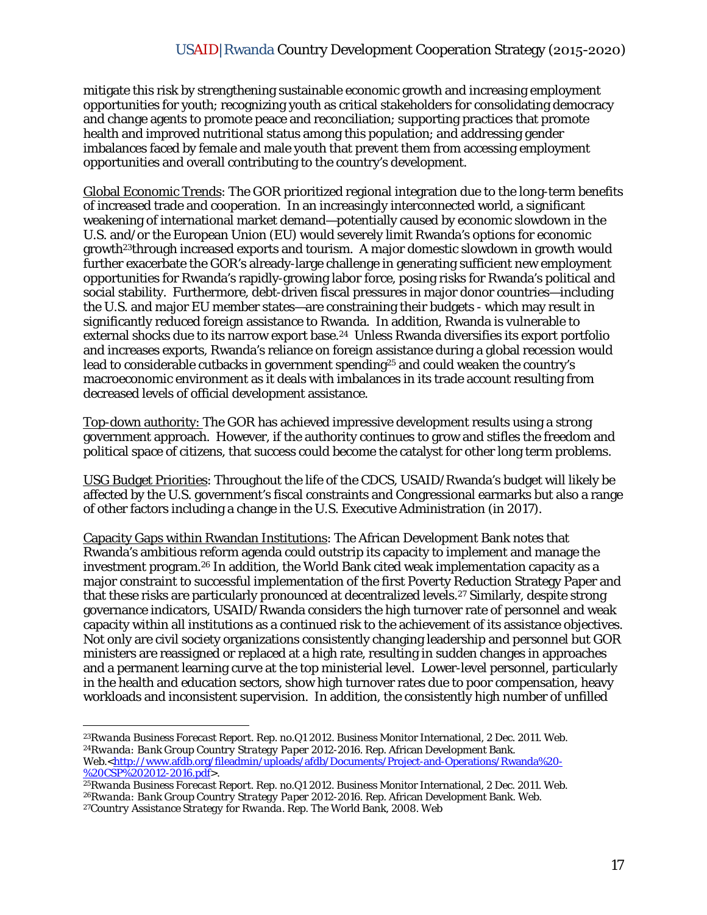mitigate this risk by strengthening sustainable economic growth and increasing employment opportunities for youth; recognizing youth as critical stakeholders for consolidating democracy and change agents to promote peace and reconciliation; supporting practices that promote health and improved nutritional status among this population; and addressing gender imbalances faced by female and male youth that prevent them from accessing employment opportunities and overall contributing to the country's development.

Global Economic Trends: The GOR prioritized regional integration due to the long-term benefits of increased trade and cooperation. In an increasingly interconnected world, a significant weakening of international market demand—potentially caused by economic slowdown in the U.S. and/or the European Union (EU) would severely limit Rwanda's options for economic growth[23]through increased exports and tourism. A major domestic slowdown in growth would further exacerbate the GOR's already-large challenge in generating sufficient new employment opportunities for Rwanda's rapidly-growing labor force, posing risks for Rwanda's political and social stability. Furthermore, debt-driven fiscal pressures in major donor countries—including the U.S. and major EU member states—are constraining their budgets - which may result in significantly reduced foreign assistance to Rwanda. In addition, Rwanda is vulnerable to external shocks due to its narrow export base.[24] Unless Rwanda diversifies its export portfolio and increases exports, Rwanda's reliance on foreign assistance during a global recession would lead to considerable cutbacks in government spending[25] and could weaken the country's macroeconomic environment as it deals with imbalances in its trade account resulting from decreased levels of official development assistance.

Top-down authority: The GOR has achieved impressive development results using a strong government approach. However, if the authority continues to grow and stifles the freedom and political space of citizens, that success could become the catalyst for other long term problems.

USG Budget Priorities: Throughout the life of the CDCS, USAID/Rwanda's budget will likely be affected by the U.S. government's fiscal constraints and Congressional earmarks but also a range of other factors including a change in the U.S. Executive Administration (in 2017).

Capacity Gaps within Rwandan Institutions: The African Development Bank notes that Rwanda's ambitious reform agenda could outstrip its capacity to implement and manage the investment program.[26] In addition, the World Bank cited weak implementation capacity as a major constraint to successful implementation of the first Poverty Reduction Strategy Paper and that these risks are particularly pronounced at decentralized levels.[27] Similarly, despite strong governance indicators, USAID/Rwanda considers the high turnover rate of personnel and weak capacity within all institutions as a continued risk to the achievement of its assistance objectives. Not only are civil society organizations consistently changing leadership and personnel but GOR ministers are reassigned or replaced at a high rate, resulting in sudden changes in approaches and a permanent learning curve at the top ministerial level. Lower-level personnel, particularly in the health and education sectors, show high turnover rates due to poor compensation, heavy workloads and inconsistent supervision. In addition, the consistently high number of unfilled

---

[23] *Rwanda Business Forecast Report*. Rep. no.Q1 2012. Business Monitor International, 2 Dec. 2011. Web.
[24] *Rwanda: Bank Group Country Strategy Paper 2012-2016*. Rep. African Development Bank. Web.<http://www.afdb.org/fileadmin/uploads/afdb/Documents/Project-and-Operations/Rwanda%20-%20CSP%202012-2016.pdf>.
[25] *Rwanda Business Forecast Report*. Rep. no.Q1 2012. Business Monitor International, 2 Dec. 2011. Web.
[26] *Rwanda: Bank Group Country Strategy Paper 2012-2016*. Rep. African Development Bank. Web.
[27] *Country Assistance Strategy for Rwanda*. Rep. The World Bank, 2008. Web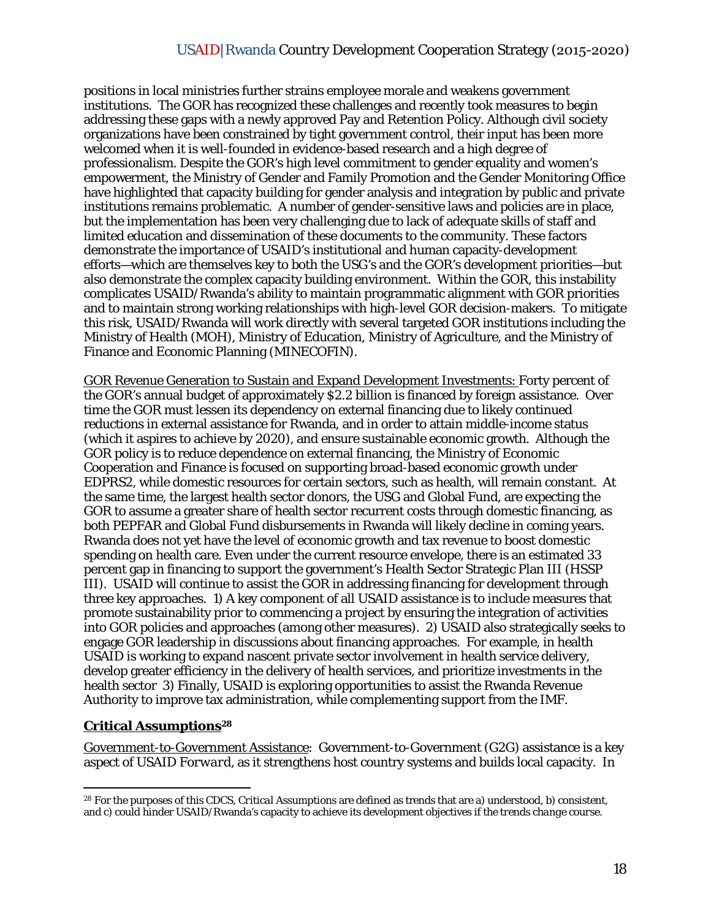positions in local ministries further strains employee morale and weakens government institutions. The GOR has recognized these challenges and recently took measures to begin addressing these gaps with a newly approved Pay and Retention Policy. Although civil society organizations have been constrained by tight government control, their input has been more welcomed when it is well-founded in evidence-based research and a high degree of professionalism. Despite the GOR's high level commitment to gender equality and women's empowerment, the Ministry of Gender and Family Promotion and the Gender Monitoring Office have highlighted that capacity building for gender analysis and integration by public and private institutions remains problematic. A number of gender-sensitive laws and policies are in place, but the implementation has been very challenging due to lack of adequate skills of staff and limited education and dissemination of these documents to the community. These factors demonstrate the importance of USAID's institutional and human capacity-development efforts—which are themselves key to both the USG's and the GOR's development priorities—but also demonstrate the complex capacity building environment. Within the GOR, this instability complicates USAID/Rwanda's ability to maintain programmatic alignment with GOR priorities and to maintain strong working relationships with high-level GOR decision-makers. To mitigate this risk, USAID/Rwanda will work directly with several targeted GOR institutions including the Ministry of Health (MOH), Ministry of Education, Ministry of Agriculture, and the Ministry of Finance and Economic Planning (MINECOFIN).

<u>GOR Revenue Generation to Sustain and Expand Development Investments:</u> Forty percent of the GOR's annual budget of approximately $2.2 billion is financed by foreign assistance. Over time the GOR must lessen its dependency on external financing due to likely continued reductions in external assistance for Rwanda, and in order to attain middle-income status (which it aspires to achieve by 2020), and ensure sustainable economic growth. Although the GOR policy is to reduce dependence on external financing, the Ministry of Economic Cooperation and Finance is focused on supporting broad-based economic growth under EDPRS2, while domestic resources for certain sectors, such as health, will remain constant. At the same time, the largest health sector donors, the USG and Global Fund, are expecting the GOR to assume a greater share of health sector recurrent costs through domestic financing, as both PEPFAR and Global Fund disbursements in Rwanda will likely decline in coming years. Rwanda does not yet have the level of economic growth and tax revenue to boost domestic spending on health care. Even under the current resource envelope, there is an estimated 33 percent gap in financing to support the government's Health Sector Strategic Plan III (HSSP III). USAID will continue to assist the GOR in addressing financing for development through three key approaches. 1) A key component of all USAID assistance is to include measures that promote sustainability prior to commencing a project by ensuring the integration of activities into GOR policies and approaches (among other measures). 2) USAID also strategically seeks to engage GOR leadership in discussions about financing approaches. For example, in health USAID is working to expand nascent private sector involvement in health service delivery, develop greater efficiency in the delivery of health services, and prioritize investments in the health sector 3) Finally, USAID is exploring opportunities to assist the Rwanda Revenue Authority to improve tax administration, while complementing support from the IMF.

**<u>Critical Assumptions</u>**[28]

<u>Government-to-Government Assistance</u>: Government-to-Government (G2G) assistance is a key aspect of USAID *Forward*, as it strengthens host country systems and builds local capacity. In

[28] For the purposes of this CDCS, *Critical Assumptions* are defined as trends that are a) understood, b) consistent, and c) could hinder USAID/Rwanda's capacity to achieve its development objectives if the trends change course.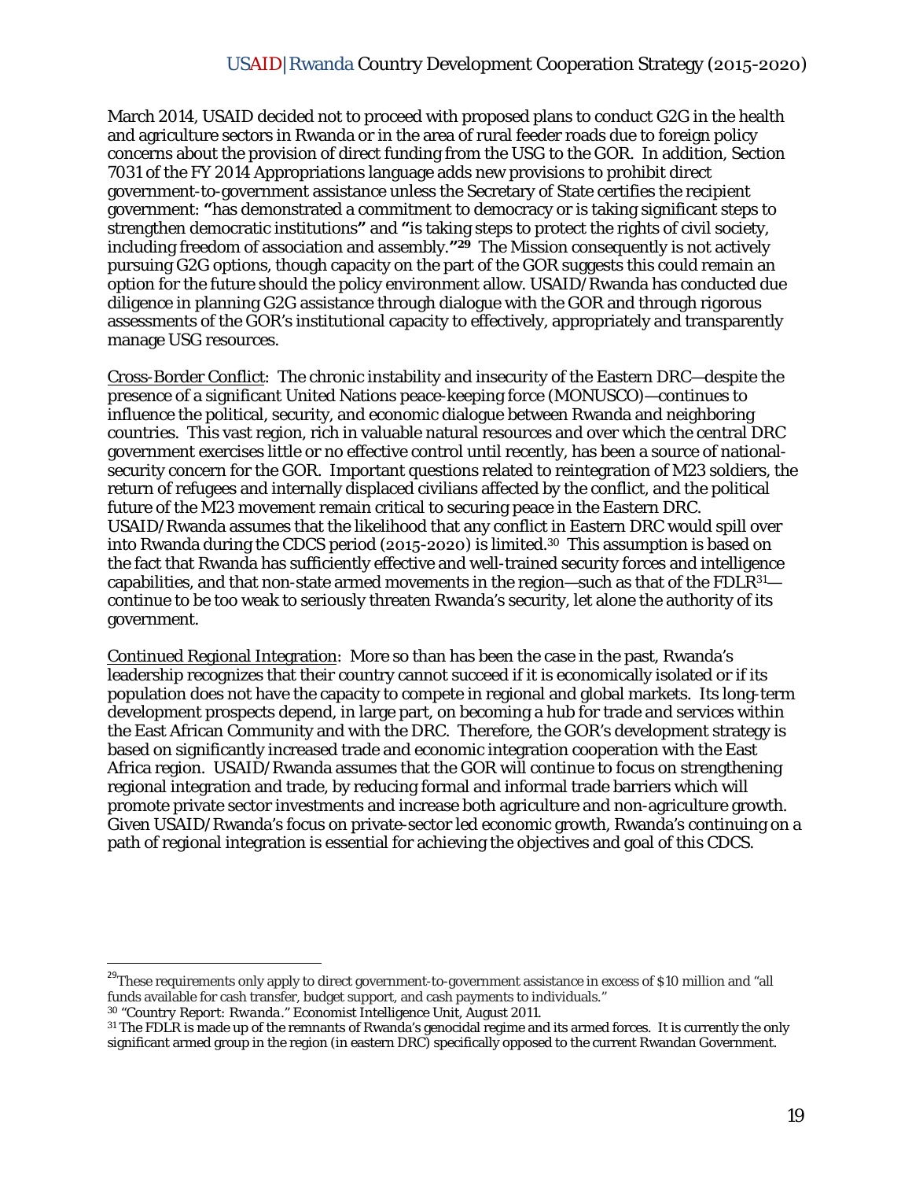March 2014, USAID decided not to proceed with proposed plans to conduct G2G in the health and agriculture sectors in Rwanda or in the area of rural feeder roads due to foreign policy concerns about the provision of direct funding from the USG to the GOR. In addition, Section 7031 of the FY 2014 Appropriations language adds new provisions to prohibit direct government-to-government assistance unless the Secretary of State certifies the recipient government: **"**has demonstrated a commitment to democracy or is taking significant steps to strengthen democratic institutions**"** and **"**is taking steps to protect the rights of civil society, including freedom of association and assembly.**"**[29] The Mission consequently is not actively pursuing G2G options, though capacity on the part of the GOR suggests this could remain an option for the future should the policy environment allow. USAID/Rwanda has conducted due diligence in planning G2G assistance through dialogue with the GOR and through rigorous assessments of the GOR's institutional capacity to effectively, appropriately and transparently manage USG resources.

Cross-Border Conflict: The chronic instability and insecurity of the Eastern DRC—despite the presence of a significant United Nations peace-keeping force (MONUSCO)—continues to influence the political, security, and economic dialogue between Rwanda and neighboring countries. This vast region, rich in valuable natural resources and over which the central DRC government exercises little or no effective control until recently, has been a source of national-security concern for the GOR. Important questions related to reintegration of M23 soldiers, the return of refugees and internally displaced civilians affected by the conflict, and the political future of the M23 movement remain critical to securing peace in the Eastern DRC. USAID/Rwanda assumes that the likelihood that any conflict in Eastern DRC would spill over into Rwanda during the CDCS period (2015-2020) is limited.[30] This assumption is based on the fact that Rwanda has sufficiently effective and well-trained security forces and intelligence capabilities, and that non-state armed movements in the region—such as that of the FDLR[31]—continue to be too weak to seriously threaten Rwanda's security, let alone the authority of its government.

Continued Regional Integration: More so than has been the case in the past, Rwanda's leadership recognizes that their country cannot succeed if it is economically isolated or if its population does not have the capacity to compete in regional and global markets. Its long-term development prospects depend, in large part, on becoming a hub for trade and services within the East African Community and with the DRC. Therefore, the GOR's development strategy is based on significantly increased trade and economic integration cooperation with the East Africa region. USAID/Rwanda assumes that the GOR will continue to focus on strengthening regional integration and trade, by reducing formal and informal trade barriers which will promote private sector investments and increase both agriculture and non-agriculture growth. Given USAID/Rwanda's focus on private-sector led economic growth, Rwanda's continuing on a path of regional integration is essential for achieving the objectives and goal of this CDCS.

---

[29] These requirements only apply to direct government-to-government assistance in excess of $10 million and "all funds available for cash transfer, budget support, and cash payments to individuals."

[30] "*Country Report: Rwanda*." Economist Intelligence Unit, August 2011.

[31] The FDLR is made up of the remnants of Rwanda's genocidal regime and its armed forces. It is currently the only significant armed group in the region (in eastern DRC) specifically opposed to the current Rwandan Government.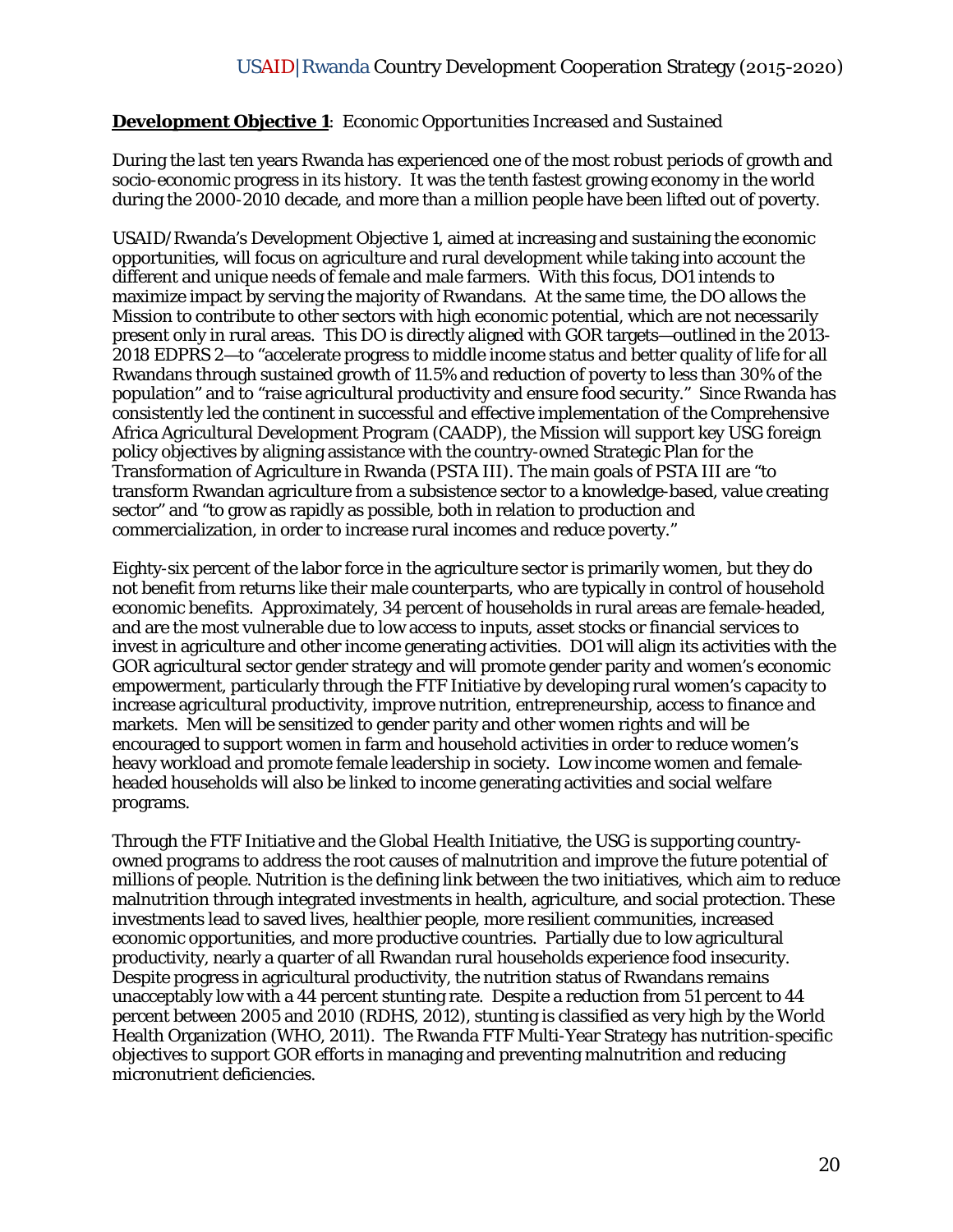**Development Objective 1**: *Economic Opportunities Increased and Sustained*

During the last ten years Rwanda has experienced one of the most robust periods of growth and socio-economic progress in its history. It was the tenth fastest growing economy in the world during the 2000-2010 decade, and more than a million people have been lifted out of poverty.

USAID/Rwanda's Development Objective 1, aimed at increasing and sustaining the economic opportunities, will focus on agriculture and rural development while taking into account the different and unique needs of female and male farmers. With this focus, DO1 intends to maximize impact by serving the majority of Rwandans. At the same time, the DO allows the Mission to contribute to other sectors with high economic potential, which are not necessarily present only in rural areas. This DO is directly aligned with GOR targets—outlined in the 2013-2018 EDPRS 2—to "accelerate progress to middle income status and better quality of life for all Rwandans through sustained growth of 11.5% and reduction of poverty to less than 30% of the population" and to "raise agricultural productivity and ensure food security." Since Rwanda has consistently led the continent in successful and effective implementation of the Comprehensive Africa Agricultural Development Program (CAADP), the Mission will support key USG foreign policy objectives by aligning assistance with the country-owned Strategic Plan for the Transformation of Agriculture in Rwanda (PSTA III). The main goals of PSTA III are "to transform Rwandan agriculture from a subsistence sector to a knowledge-based, value creating sector" and "to grow as rapidly as possible, both in relation to production and commercialization, in order to increase rural incomes and reduce poverty."

Eighty-six percent of the labor force in the agriculture sector is primarily women, but they do not benefit from returns like their male counterparts, who are typically in control of household economic benefits. Approximately, 34 percent of households in rural areas are female-headed, and are the most vulnerable due to low access to inputs, asset stocks or financial services to invest in agriculture and other income generating activities. DO1 will align its activities with the GOR agricultural sector gender strategy and will promote gender parity and women's economic empowerment, particularly through the FTF Initiative by developing rural women's capacity to increase agricultural productivity, improve nutrition, entrepreneurship, access to finance and markets. Men will be sensitized to gender parity and other women rights and will be encouraged to support women in farm and household activities in order to reduce women's heavy workload and promote female leadership in society. Low income women and female-headed households will also be linked to income generating activities and social welfare programs.

Through the FTF Initiative and the Global Health Initiative, the USG is supporting country-owned programs to address the root causes of malnutrition and improve the future potential of millions of people. Nutrition is the defining link between the two initiatives, which aim to reduce malnutrition through integrated investments in health, agriculture, and social protection. These investments lead to saved lives, healthier people, more resilient communities, increased economic opportunities, and more productive countries. Partially due to low agricultural productivity, nearly a quarter of all Rwandan rural households experience food insecurity. Despite progress in agricultural productivity, the nutrition status of Rwandans remains unacceptably low with a 44 percent stunting rate. Despite a reduction from 51 percent to 44 percent between 2005 and 2010 (RDHS, 2012), stunting is classified as very high by the World Health Organization (WHO, 2011). The Rwanda FTF Multi-Year Strategy has nutrition-specific objectives to support GOR efforts in managing and preventing malnutrition and reducing micronutrient deficiencies.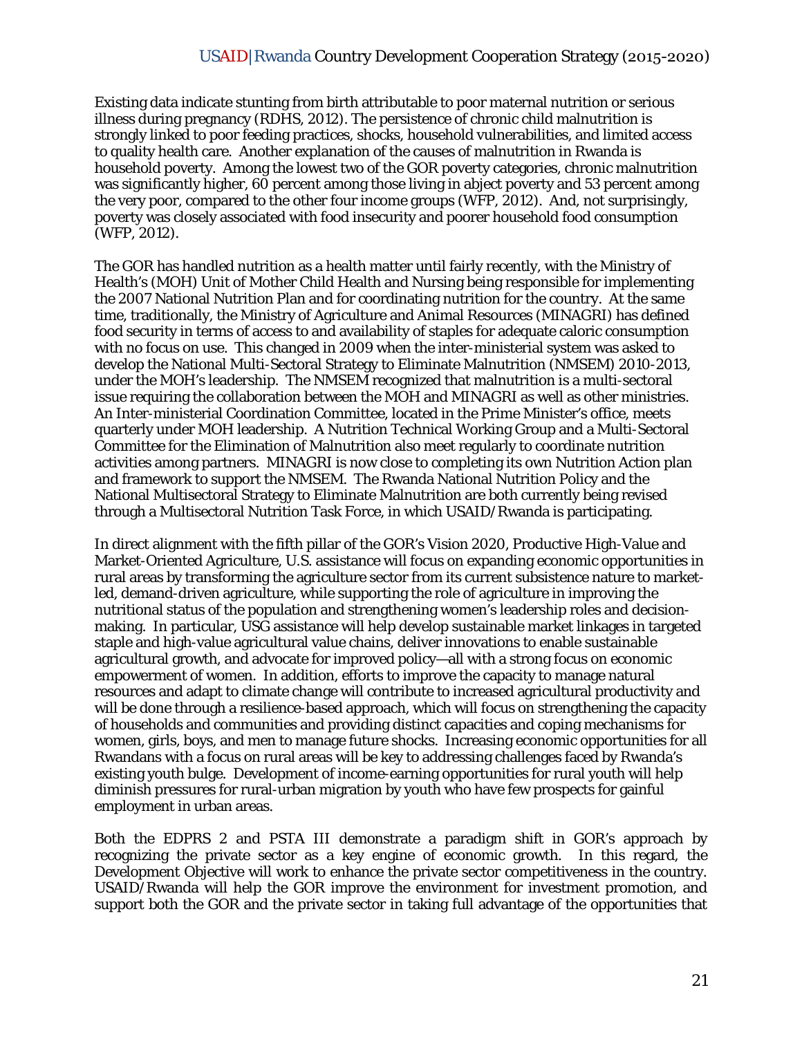Existing data indicate stunting from birth attributable to poor maternal nutrition or serious illness during pregnancy (RDHS, 2012). The persistence of chronic child malnutrition is strongly linked to poor feeding practices, shocks, household vulnerabilities, and limited access to quality health care. Another explanation of the causes of malnutrition in Rwanda is household poverty. Among the lowest two of the GOR poverty categories, chronic malnutrition was significantly higher, 60 percent among those living in abject poverty and 53 percent among the very poor, compared to the other four income groups (WFP, 2012). And, not surprisingly, poverty was closely associated with food insecurity and poorer household food consumption (WFP, 2012).

The GOR has handled nutrition as a health matter until fairly recently, with the Ministry of Health's (MOH) Unit of Mother Child Health and Nursing being responsible for implementing the 2007 National Nutrition Plan and for coordinating nutrition for the country. At the same time, traditionally, the Ministry of Agriculture and Animal Resources (MINAGRI) has defined food security in terms of access to and availability of staples for adequate caloric consumption with no focus on use. This changed in 2009 when the inter-ministerial system was asked to develop the National Multi-Sectoral Strategy to Eliminate Malnutrition (NMSEM) 2010-2013, under the MOH's leadership. The NMSEM recognized that malnutrition is a multi-sectoral issue requiring the collaboration between the MOH and MINAGRI as well as other ministries. An Inter-ministerial Coordination Committee, located in the Prime Minister's office, meets quarterly under MOH leadership. A Nutrition Technical Working Group and a Multi-Sectoral Committee for the Elimination of Malnutrition also meet regularly to coordinate nutrition activities among partners. MINAGRI is now close to completing its own Nutrition Action plan and framework to support the NMSEM. The Rwanda National Nutrition Policy and the National Multisectoral Strategy to Eliminate Malnutrition are both currently being revised through a Multisectoral Nutrition Task Force, in which USAID/Rwanda is participating.

In direct alignment with the fifth pillar of the GOR's Vision 2020, Productive High-Value and Market-Oriented Agriculture, U.S. assistance will focus on expanding economic opportunities in rural areas by transforming the agriculture sector from its current subsistence nature to market-led, demand-driven agriculture, while supporting the role of agriculture in improving the nutritional status of the population and strengthening women's leadership roles and decision-making. In particular, USG assistance will help develop sustainable market linkages in targeted staple and high-value agricultural value chains, deliver innovations to enable sustainable agricultural growth, and advocate for improved policy—all with a strong focus on economic empowerment of women. In addition, efforts to improve the capacity to manage natural resources and adapt to climate change will contribute to increased agricultural productivity and will be done through a resilience-based approach, which will focus on strengthening the capacity of households and communities and providing distinct capacities and coping mechanisms for women, girls, boys, and men to manage future shocks. Increasing economic opportunities for all Rwandans with a focus on rural areas will be key to addressing challenges faced by Rwanda's existing youth bulge. Development of income-earning opportunities for rural youth will help diminish pressures for rural-urban migration by youth who have few prospects for gainful employment in urban areas.

Both the EDPRS 2 and PSTA III demonstrate a paradigm shift in GOR's approach by recognizing the private sector as a key engine of economic growth. In this regard, the Development Objective will work to enhance the private sector competitiveness in the country. USAID/Rwanda will help the GOR improve the environment for investment promotion, and support both the GOR and the private sector in taking full advantage of the opportunities that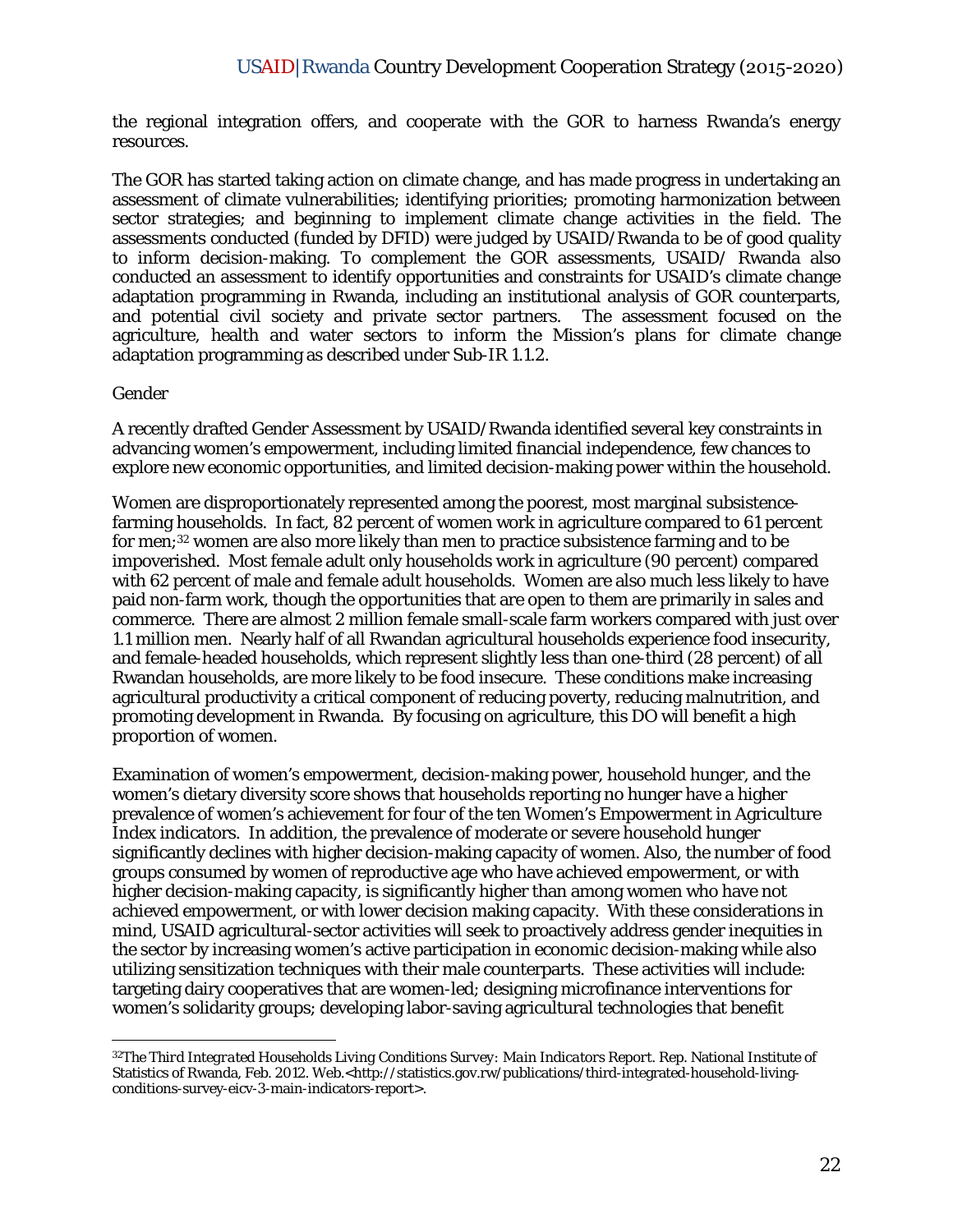the regional integration offers, and cooperate with the GOR to harness Rwanda's energy resources.

The GOR has started taking action on climate change, and has made progress in undertaking an assessment of climate vulnerabilities; identifying priorities; promoting harmonization between sector strategies; and beginning to implement climate change activities in the field. The assessments conducted (funded by DFID) were judged by USAID/Rwanda to be of good quality to inform decision-making. To complement the GOR assessments, USAID/ Rwanda also conducted an assessment to identify opportunities and constraints for USAID's climate change adaptation programming in Rwanda, including an institutional analysis of GOR counterparts, and potential civil society and private sector partners. The assessment focused on the agriculture, health and water sectors to inform the Mission's plans for climate change adaptation programming as described under Sub-IR 1.1.2.

Gender

A recently drafted Gender Assessment by USAID/Rwanda identified several key constraints in advancing women's empowerment, including limited financial independence, few chances to explore new economic opportunities, and limited decision-making power within the household.

Women are disproportionately represented among the poorest, most marginal subsistence-farming households. In fact, 82 percent of women work in agriculture compared to 61 percent for men;[32] women are also more likely than men to practice subsistence farming and to be impoverished. Most female adult only households work in agriculture (90 percent) compared with 62 percent of male and female adult households. Women are also much less likely to have paid non-farm work, though the opportunities that are open to them are primarily in sales and commerce. There are almost 2 million female small-scale farm workers compared with just over 1.1 million men. Nearly half of all Rwandan agricultural households experience food insecurity, and female-headed households, which represent slightly less than one-third (28 percent) of all Rwandan households, are more likely to be food insecure. These conditions make increasing agricultural productivity a critical component of reducing poverty, reducing malnutrition, and promoting development in Rwanda. By focusing on agriculture, this DO will benefit a high proportion of women.

Examination of women's empowerment, decision-making power, household hunger, and the women's dietary diversity score shows that households reporting no hunger have a higher prevalence of women's achievement for four of the ten Women's Empowerment in Agriculture Index indicators. In addition, the prevalence of moderate or severe household hunger significantly declines with higher decision-making capacity of women. Also, the number of food groups consumed by women of reproductive age who have achieved empowerment, or with higher decision-making capacity, is significantly higher than among women who have not achieved empowerment, or with lower decision making capacity. With these considerations in mind, USAID agricultural-sector activities will seek to proactively address gender inequities in the sector by increasing women's active participation in economic decision-making while also utilizing sensitization techniques with their male counterparts. These activities will include: targeting dairy cooperatives that are women-led; designing microfinance interventions for women's solidarity groups; developing labor-saving agricultural technologies that benefit

---

[32] *The Third Integrated Households Living Conditions Survey: Main Indicators Report.* Rep. National Institute of Statistics of Rwanda, Feb. 2012. Web.<http://statistics.gov.rw/publications/third-integrated-household-living-conditions-survey-eicv-3-main-indicators-report>.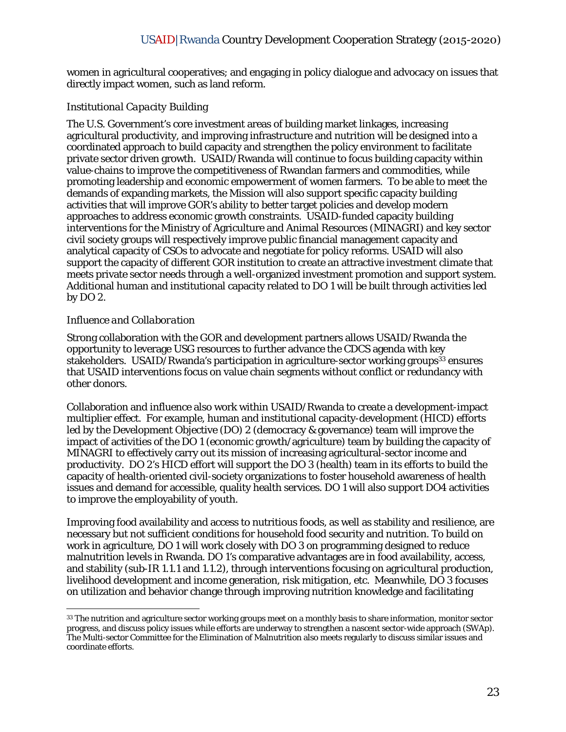women in agricultural cooperatives; and engaging in policy dialogue and advocacy on issues that directly impact women, such as land reform.

### *Institutional Capacity Building*

The U.S. Government's core investment areas of building market linkages, increasing agricultural productivity, and improving infrastructure and nutrition will be designed into a coordinated approach to build capacity and strengthen the policy environment to facilitate private sector driven growth. USAID/Rwanda will continue to focus building capacity within value-chains to improve the competitiveness of Rwandan farmers and commodities, while promoting leadership and economic empowerment of women farmers. To be able to meet the demands of expanding markets, the Mission will also support specific capacity building activities that will improve GOR's ability to better target policies and develop modern approaches to address economic growth constraints. USAID-funded capacity building interventions for the Ministry of Agriculture and Animal Resources (MINAGRI) and key sector civil society groups will respectively improve public financial management capacity and analytical capacity of CSOs to advocate and negotiate for policy reforms. USAID will also support the capacity of different GOR institution to create an attractive investment climate that meets private sector needs through a well-organized investment promotion and support system. Additional human and institutional capacity related to DO 1 will be built through activities led by DO 2.

### *Influence and Collaboration*

Strong collaboration with the GOR and development partners allows USAID/Rwanda the opportunity to leverage USG resources to further advance the CDCS agenda with key stakeholders. USAID/Rwanda's participation in agriculture-sector working groups[33] ensures that USAID interventions focus on value chain segments without conflict or redundancy with other donors.

Collaboration and influence also work within USAID/Rwanda to create a development-impact multiplier effect. For example, human and institutional capacity-development (HICD) efforts led by the Development Objective (DO) 2 (democracy & governance) team will improve the impact of activities of the DO 1 (economic growth/agriculture) team by building the capacity of MINAGRI to effectively carry out its mission of increasing agricultural-sector income and productivity. DO 2's HICD effort will support the DO 3 (health) team in its efforts to build the capacity of health-oriented civil-society organizations to foster household awareness of health issues and demand for accessible, quality health services. DO 1 will also support DO4 activities to improve the employability of youth.

Improving food availability and access to nutritious foods, as well as stability and resilience, are necessary but not sufficient conditions for household food security and nutrition. To build on work in agriculture, DO 1 will work closely with DO 3 on programming designed to reduce malnutrition levels in Rwanda. DO 1's comparative advantages are in food availability, access, and stability (sub-IR 1.1.1 and 1.1.2), through interventions focusing on agricultural production, livelihood development and income generation, risk mitigation, etc. Meanwhile, DO 3 focuses on utilization and behavior change through improving nutrition knowledge and facilitating

---

[33] The nutrition and agriculture sector working groups meet on a monthly basis to share information, monitor sector progress, and discuss policy issues while efforts are underway to strengthen a nascent sector-wide approach (SWAp). The Multi-sector Committee for the Elimination of Malnutrition also meets regularly to discuss similar issues and coordinate efforts.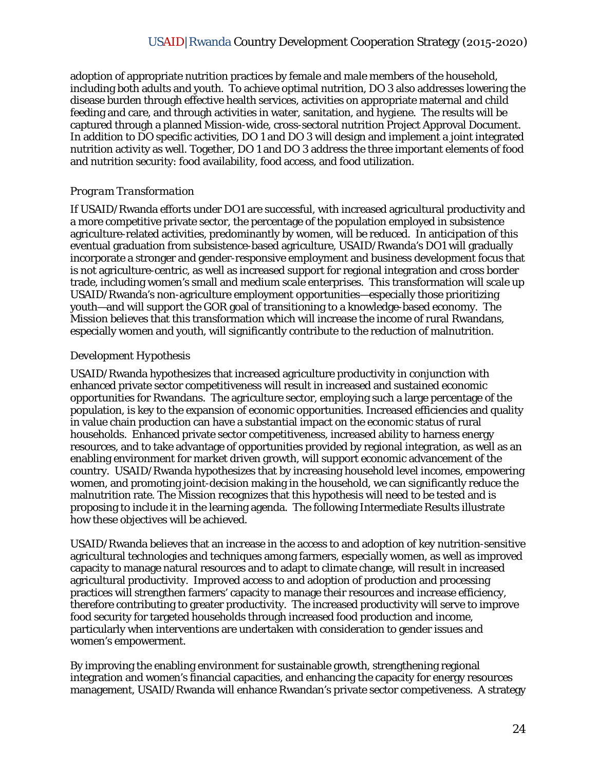adoption of appropriate nutrition practices by female and male members of the household, including both adults and youth. To achieve optimal nutrition, DO 3 also addresses lowering the disease burden through effective health services, activities on appropriate maternal and child feeding and care, and through activities in water, sanitation, and hygiene. The results will be captured through a planned Mission-wide, cross-sectoral nutrition Project Approval Document. In addition to DO specific activities, DO 1 and DO 3 will design and implement a joint integrated nutrition activity as well. Together, DO 1 and DO 3 address the three important elements of food and nutrition security: food availability, food access, and food utilization.

### *Program Transformation*

If USAID/Rwanda efforts under DO1 are successful, with increased agricultural productivity and a more competitive private sector, the percentage of the population employed in subsistence agriculture-related activities, predominantly by women, will be reduced. In anticipation of this eventual graduation from subsistence-based agriculture, USAID/Rwanda's DO1 will gradually incorporate a stronger and gender-responsive employment and business development focus that is not agriculture-centric, as well as increased support for regional integration and cross border trade, including women's small and medium scale enterprises. This transformation will scale up USAID/Rwanda's non-agriculture employment opportunities—especially those prioritizing youth—and will support the GOR goal of transitioning to a knowledge-based economy. The Mission believes that this transformation which will increase the income of rural Rwandans, especially women and youth, will significantly contribute to the reduction of malnutrition.

### Development Hypothesis

USAID/Rwanda hypothesizes that increased agriculture productivity in conjunction with enhanced private sector competitiveness will result in increased and sustained economic opportunities for Rwandans. The agriculture sector, employing such a large percentage of the population, is key to the expansion of economic opportunities. Increased efficiencies and quality in value chain production can have a substantial impact on the economic status of rural households. Enhanced private sector competitiveness, increased ability to harness energy resources, and to take advantage of opportunities provided by regional integration, as well as an enabling environment for market driven growth, will support economic advancement of the country. USAID/Rwanda hypothesizes that by increasing household level incomes, empowering women, and promoting joint-decision making in the household, we can significantly reduce the malnutrition rate. The Mission recognizes that this hypothesis will need to be tested and is proposing to include it in the learning agenda. The following Intermediate Results illustrate how these objectives will be achieved.

USAID/Rwanda believes that an increase in the access to and adoption of key nutrition-sensitive agricultural technologies and techniques among farmers, especially women, as well as improved capacity to manage natural resources and to adapt to climate change, will result in increased agricultural productivity. Improved access to and adoption of production and processing practices will strengthen farmers' capacity to manage their resources and increase efficiency, therefore contributing to greater productivity. The increased productivity will serve to improve food security for targeted households through increased food production and income, particularly when interventions are undertaken with consideration to gender issues and women's empowerment.

By improving the enabling environment for sustainable growth, strengthening regional integration and women's financial capacities, and enhancing the capacity for energy resources management, USAID/Rwanda will enhance Rwandan's private sector competiveness. A strategy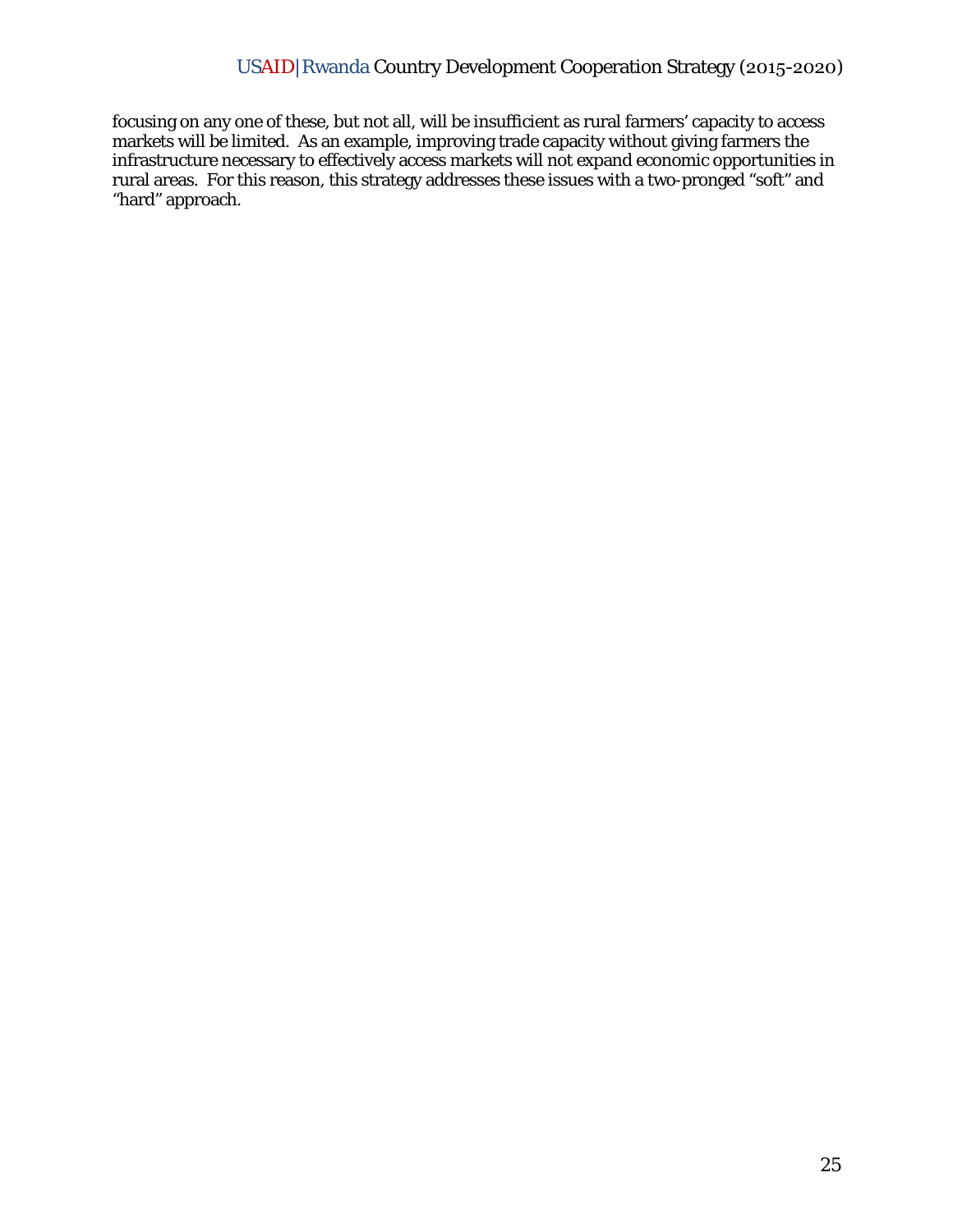focusing on any one of these, but not all, will be insufficient as rural farmers' capacity to access markets will be limited. As an example, improving trade capacity without giving farmers the infrastructure necessary to effectively access markets will not expand economic opportunities in rural areas. For this reason, this strategy addresses these issues with a two-pronged "soft" and "hard" approach.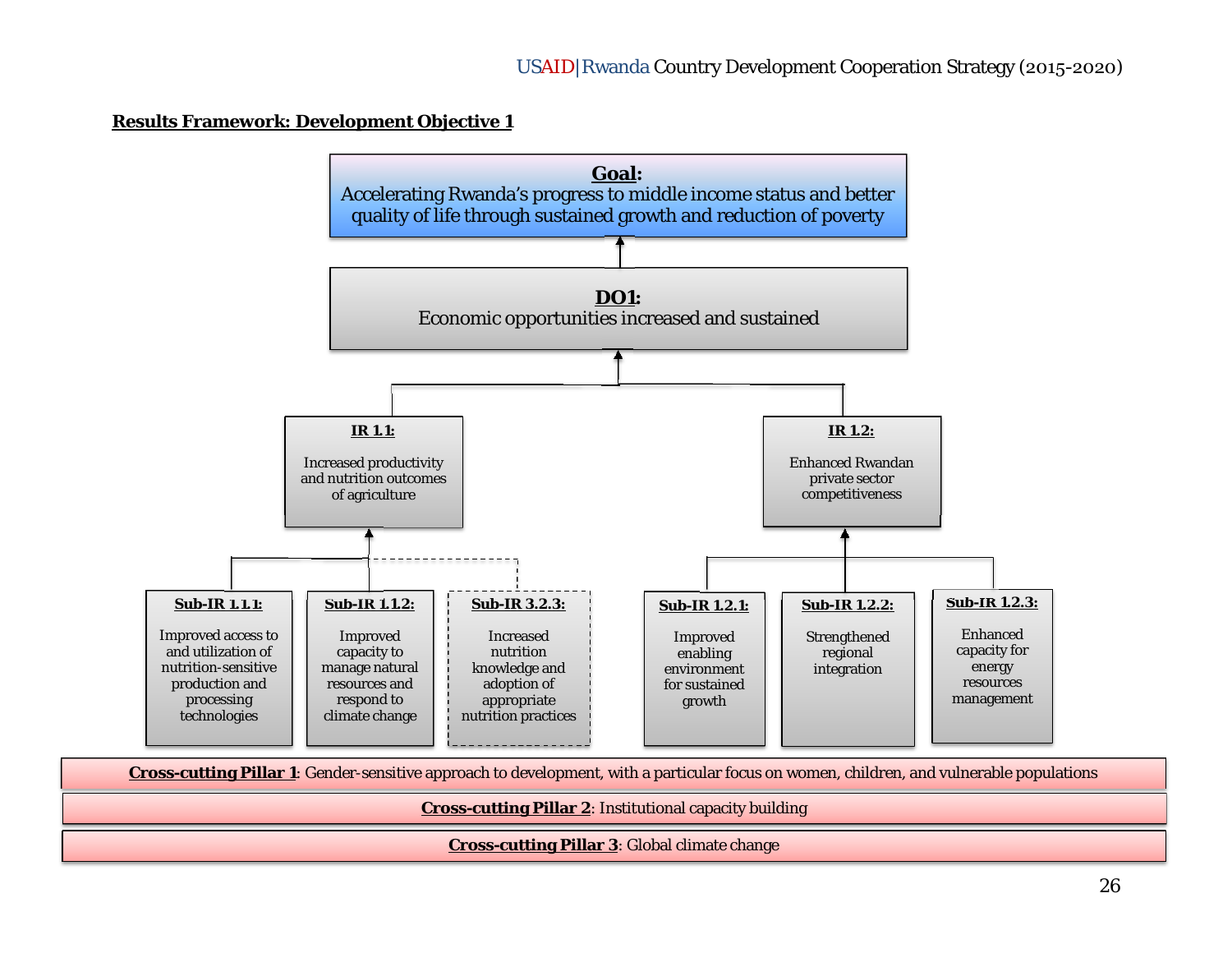**Results Framework: Development Objective 1**

**Goal:**
Accelerating Rwanda's progress to middle income status and better quality of life through sustained growth and reduction of poverty

**DO1:**
Economic opportunities increased and sustained

**IR 1.1:**
Increased productivity and nutrition outcomes of agriculture

**IR 1.2:**
Enhanced Rwandan private sector competitiveness

**Sub-IR 1.1.1:**
Improved access to and utilization of nutrition-sensitive production and processing technologies

**Sub-IR 1.1.2:**
Improved capacity to manage natural resources and respond to climate change

**Sub-IR 3.2.3:**
Increased nutrition knowledge and adoption of appropriate nutrition practices

**Sub-IR 1.2.1:**
Improved enabling environment for sustained growth

**Sub-IR 1.2.2:**
Strengthened regional integration

**Sub-IR 1.2.3:**
Enhanced capacity for energy resources management

**Cross-cutting Pillar 1**: Gender-sensitive approach to development, with a particular focus on women, children, and vulnerable populations

**Cross-cutting Pillar 2**: Institutional capacity building

**Cross-cutting Pillar 3**: Global climate change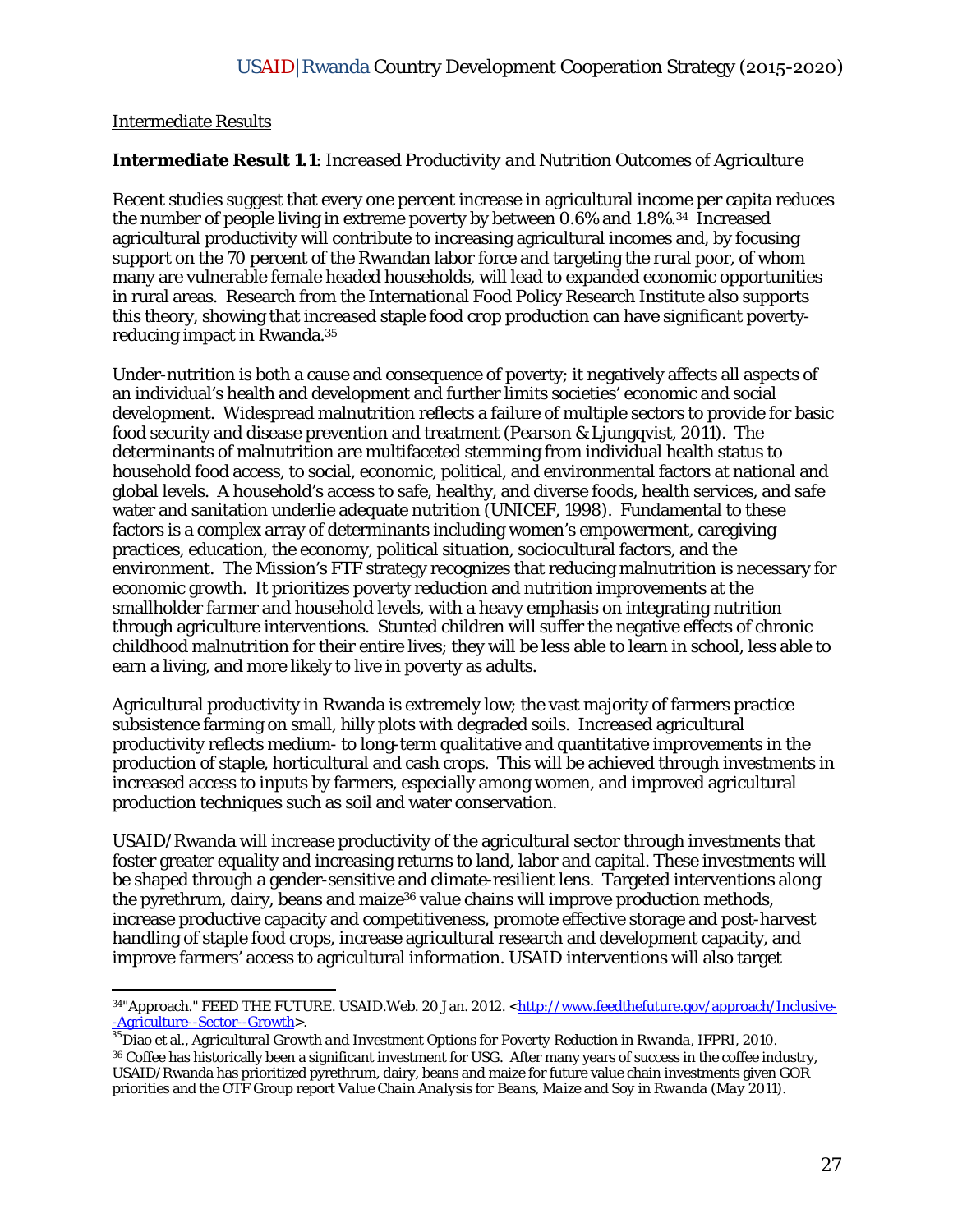Intermediate Results

**Intermediate Result 1.1**: *Increased Productivity and Nutrition Outcomes of Agriculture*

Recent studies suggest that every one percent increase in agricultural income per capita reduces the number of people living in extreme poverty by between 0.6% and 1.8%.[34] Increased agricultural productivity will contribute to increasing agricultural incomes and, by focusing support on the 70 percent of the Rwandan labor force and targeting the rural poor, of whom many are vulnerable female headed households, will lead to expanded economic opportunities in rural areas. Research from the International Food Policy Research Institute also supports this theory, showing that increased staple food crop production can have significant poverty-reducing impact in Rwanda.[35]

Under-nutrition is both a cause and consequence of poverty; it negatively affects all aspects of an individual's health and development and further limits societies' economic and social development. Widespread malnutrition reflects a failure of multiple sectors to provide for basic food security and disease prevention and treatment (Pearson & Ljungqvist, 2011). The determinants of malnutrition are multifaceted stemming from individual health status to household food access, to social, economic, political, and environmental factors at national and global levels. A household's access to safe, healthy, and diverse foods, health services, and safe water and sanitation underlie adequate nutrition (UNICEF, 1998). Fundamental to these factors is a complex array of determinants including women's empowerment, caregiving practices, education, the economy, political situation, sociocultural factors, and the environment. The Mission's FTF strategy recognizes that reducing malnutrition is necessary for economic growth. It prioritizes poverty reduction and nutrition improvements at the smallholder farmer and household levels, with a heavy emphasis on integrating nutrition through agriculture interventions. Stunted children will suffer the negative effects of chronic childhood malnutrition for their entire lives; they will be less able to learn in school, less able to earn a living, and more likely to live in poverty as adults.

Agricultural productivity in Rwanda is extremely low; the vast majority of farmers practice subsistence farming on small, hilly plots with degraded soils. Increased agricultural productivity reflects medium- to long-term qualitative and quantitative improvements in the production of staple, horticultural and cash crops. This will be achieved through investments in increased access to inputs by farmers, especially among women, and improved agricultural production techniques such as soil and water conservation.

USAID/Rwanda will increase productivity of the agricultural sector through investments that foster greater equality and increasing returns to land, labor and capital. These investments will be shaped through a gender-sensitive and climate-resilient lens. Targeted interventions along the pyrethrum, dairy, beans and maize[36] value chains will improve production methods, increase productive capacity and competitiveness, promote effective storage and post-harvest handling of staple food crops, increase agricultural research and development capacity, and improve farmers' access to agricultural information. USAID interventions will also target

---

[34] "Approach." FEED THE FUTURE. USAID.Web. 20 Jan. 2012. <http://www.feedthefuture.gov/approach/Inclusive--Agriculture--Sector--Growth>.

[35] Diao et al., *Agricultural Growth and Investment Options for Poverty Reduction in Rwanda*, IFPRI, 2010.

[36] Coffee has historically been a significant investment for USG. After many years of success in the coffee industry, USAID/Rwanda has prioritized pyrethrum, dairy, beans and maize for future value chain investments given GOR priorities and the OTF Group report *Value Chain Analysis for Beans, Maize and Soy in Rwanda* (May 2011).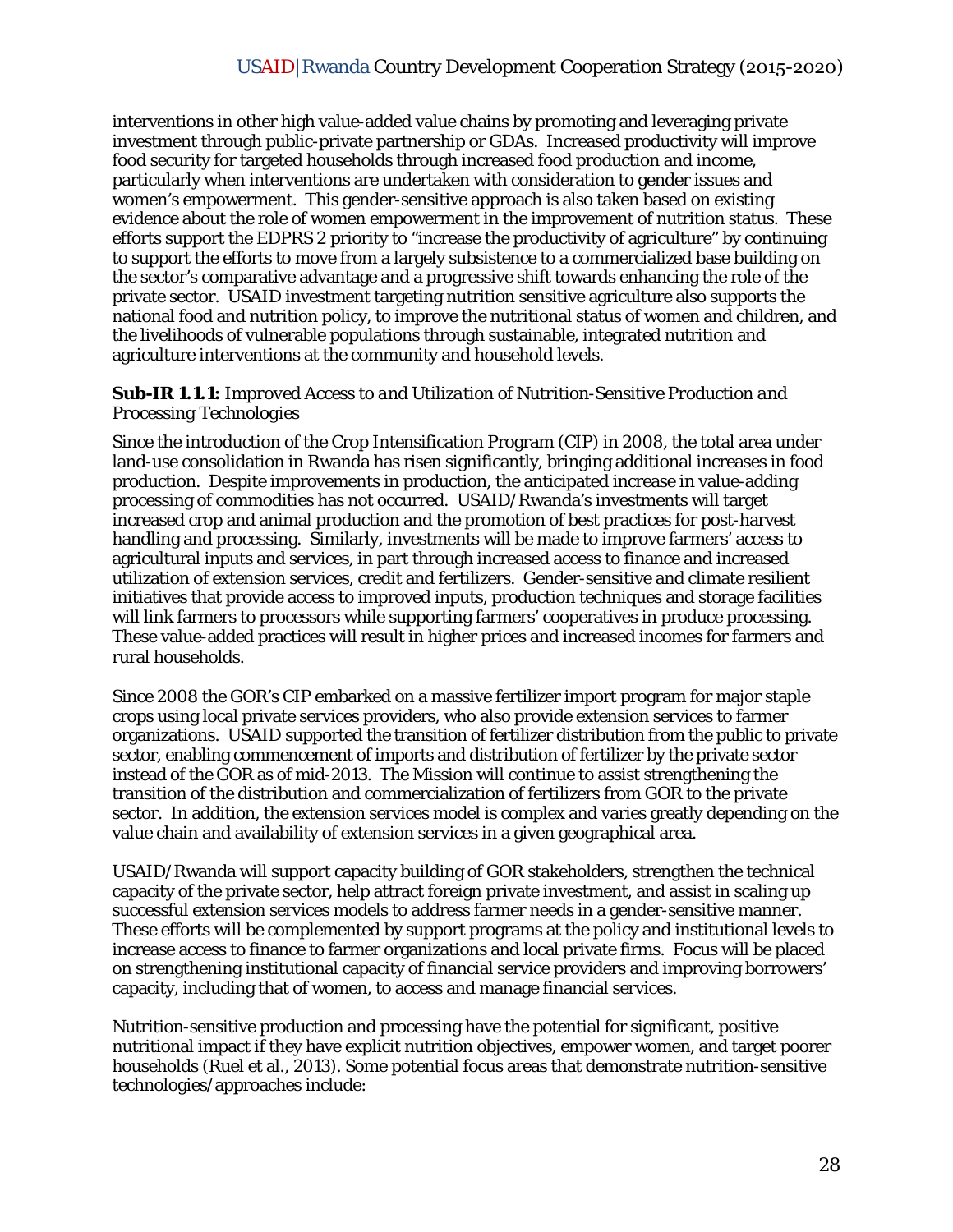interventions in other high value-added value chains by promoting and leveraging private investment through public-private partnership or GDAs. Increased productivity will improve food security for targeted households through increased food production and income, particularly when interventions are undertaken with consideration to gender issues and women's empowerment. This gender-sensitive approach is also taken based on existing evidence about the role of women empowerment in the improvement of nutrition status. These efforts support the EDPRS 2 priority to "increase the productivity of agriculture" by continuing to support the efforts to move from a largely subsistence to a commercialized base building on the sector's comparative advantage and a progressive shift towards enhancing the role of the private sector. USAID investment targeting nutrition sensitive agriculture also supports the national food and nutrition policy, to improve the nutritional status of women and children, and the livelihoods of vulnerable populations through sustainable, integrated nutrition and agriculture interventions at the community and household levels.

***Sub-IR 1.1.1:*** *Improved Access to and Utilization of Nutrition-Sensitive Production and Processing Technologies*

Since the introduction of the Crop Intensification Program (CIP) in 2008, the total area under land-use consolidation in Rwanda has risen significantly, bringing additional increases in food production. Despite improvements in production, the anticipated increase in value-adding processing of commodities has not occurred. USAID/Rwanda's investments will target increased crop and animal production and the promotion of best practices for post-harvest handling and processing. Similarly, investments will be made to improve farmers' access to agricultural inputs and services, in part through increased access to finance and increased utilization of extension services, credit and fertilizers. Gender-sensitive and climate resilient initiatives that provide access to improved inputs, production techniques and storage facilities will link farmers to processors while supporting farmers' cooperatives in produce processing. These value-added practices will result in higher prices and increased incomes for farmers and rural households.

Since 2008 the GOR's CIP embarked on a massive fertilizer import program for major staple crops using local private services providers, who also provide extension services to farmer organizations. USAID supported the transition of fertilizer distribution from the public to private sector, enabling commencement of imports and distribution of fertilizer by the private sector instead of the GOR as of mid-2013. The Mission will continue to assist strengthening the transition of the distribution and commercialization of fertilizers from GOR to the private sector. In addition, the extension services model is complex and varies greatly depending on the value chain and availability of extension services in a given geographical area.

USAID/Rwanda will support capacity building of GOR stakeholders, strengthen the technical capacity of the private sector, help attract foreign private investment, and assist in scaling up successful extension services models to address farmer needs in a gender-sensitive manner. These efforts will be complemented by support programs at the policy and institutional levels to increase access to finance to farmer organizations and local private firms. Focus will be placed on strengthening institutional capacity of financial service providers and improving borrowers' capacity, including that of women, to access and manage financial services.

Nutrition-sensitive production and processing have the potential for significant, positive nutritional impact if they have explicit nutrition objectives, empower women, and target poorer households (Ruel et al., 2013). Some potential focus areas that demonstrate nutrition-sensitive technologies/approaches include: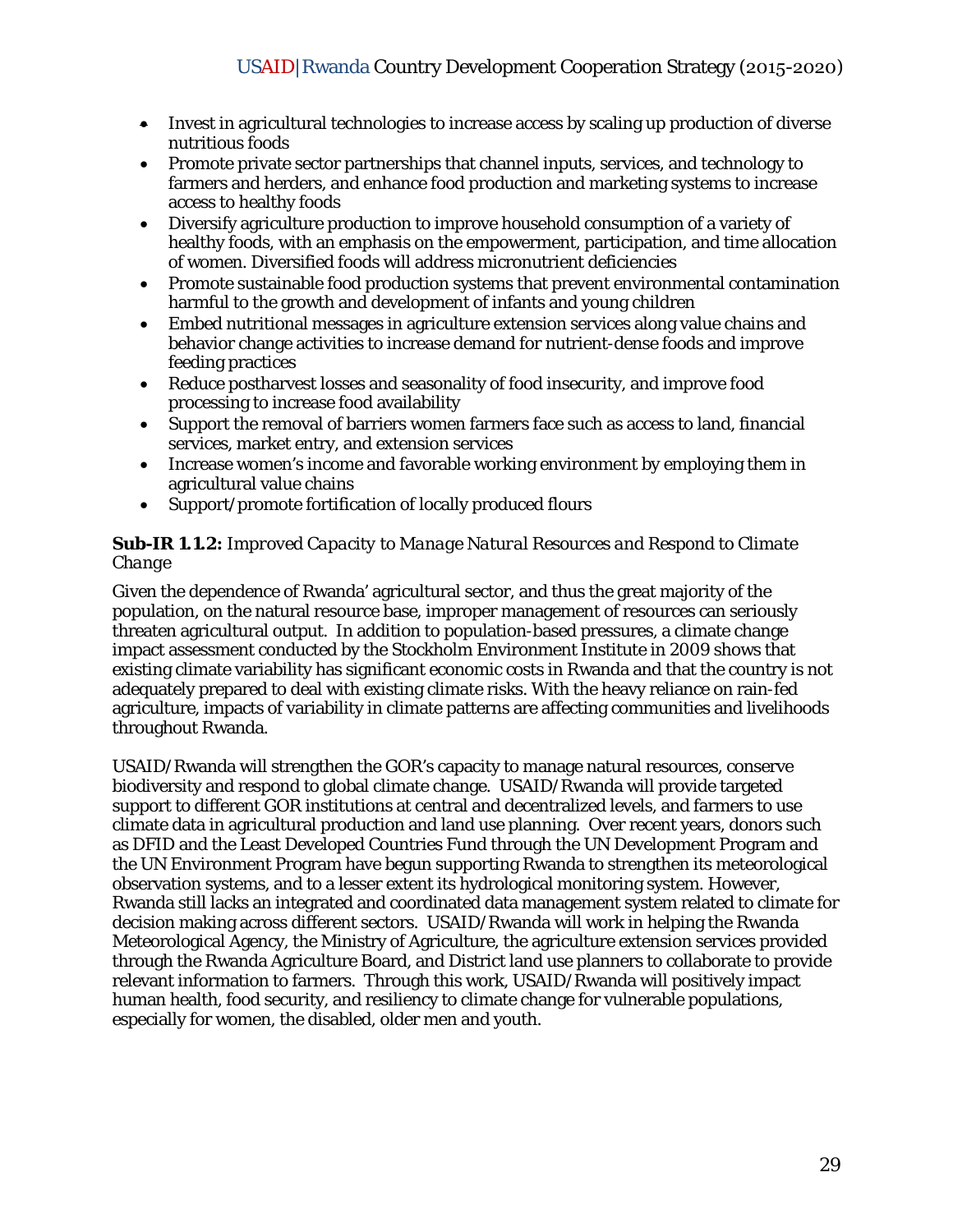- Invest in agricultural technologies to increase access by scaling up production of diverse nutritious foods
- Promote private sector partnerships that channel inputs, services, and technology to farmers and herders, and enhance food production and marketing systems to increase access to healthy foods
- Diversify agriculture production to improve household consumption of a variety of healthy foods, with an emphasis on the empowerment, participation, and time allocation of women. Diversified foods will address micronutrient deficiencies
- Promote sustainable food production systems that prevent environmental contamination harmful to the growth and development of infants and young children
- Embed nutritional messages in agriculture extension services along value chains and behavior change activities to increase demand for nutrient-dense foods and improve feeding practices
- Reduce postharvest losses and seasonality of food insecurity, and improve food processing to increase food availability
- Support the removal of barriers women farmers face such as access to land, financial services, market entry, and extension services
- Increase women's income and favorable working environment by employing them in agricultural value chains
- Support/promote fortification of locally produced flours

**Sub-IR 1.1.2:** *Improved Capacity to Manage Natural Resources and Respond to Climate Change*

Given the dependence of Rwanda' agricultural sector, and thus the great majority of the population, on the natural resource base, improper management of resources can seriously threaten agricultural output. In addition to population-based pressures, a climate change impact assessment conducted by the Stockholm Environment Institute in 2009 shows that existing climate variability has significant economic costs in Rwanda and that the country is not adequately prepared to deal with existing climate risks. With the heavy reliance on rain-fed agriculture, impacts of variability in climate patterns are affecting communities and livelihoods throughout Rwanda.

USAID/Rwanda will strengthen the GOR's capacity to manage natural resources, conserve biodiversity and respond to global climate change. USAID/Rwanda will provide targeted support to different GOR institutions at central and decentralized levels, and farmers to use climate data in agricultural production and land use planning. Over recent years, donors such as DFID and the Least Developed Countries Fund through the UN Development Program and the UN Environment Program have begun supporting Rwanda to strengthen its meteorological observation systems, and to a lesser extent its hydrological monitoring system. However, Rwanda still lacks an integrated and coordinated data management system related to climate for decision making across different sectors. USAID/Rwanda will work in helping the Rwanda Meteorological Agency, the Ministry of Agriculture, the agriculture extension services provided through the Rwanda Agriculture Board, and District land use planners to collaborate to provide relevant information to farmers. Through this work, USAID/Rwanda will positively impact human health, food security, and resiliency to climate change for vulnerable populations, especially for women, the disabled, older men and youth.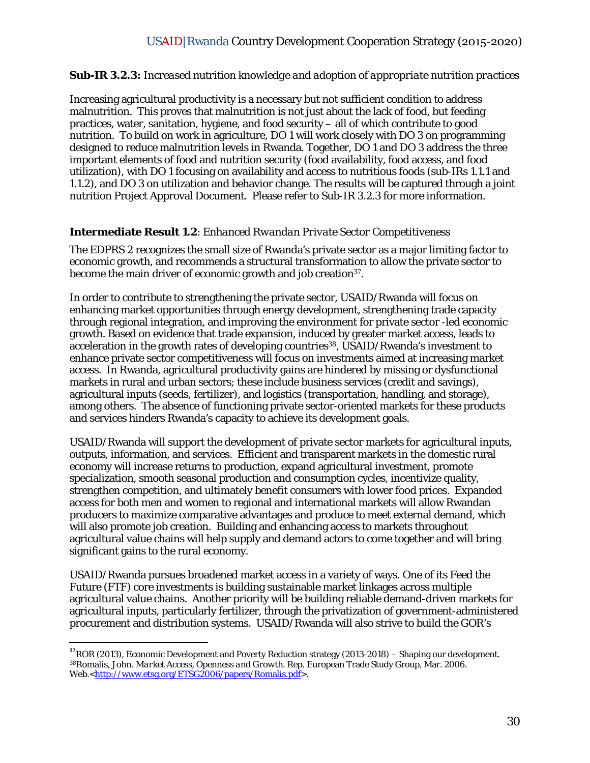**Sub-IR 3.2.3:** *Increased nutrition knowledge and adoption of appropriate nutrition practices*

Increasing agricultural productivity is a necessary but not sufficient condition to address malnutrition. This proves that malnutrition is not just about the lack of food, but feeding practices, water, sanitation, hygiene, and food security – all of which contribute to good nutrition. To build on work in agriculture, DO 1 will work closely with DO 3 on programming designed to reduce malnutrition levels in Rwanda. Together, DO 1 and DO 3 address the three important elements of food and nutrition security (food availability, food access, and food utilization), with DO 1 focusing on availability and access to nutritious foods (sub-IRs 1.1.1 and 1.1.2), and DO 3 on utilization and behavior change. The results will be captured through a joint nutrition Project Approval Document. Please refer to Sub-IR 3.2.3 for more information.

**Intermediate Result 1.2**: *Enhanced Rwandan Private* Sector Competitiveness

The EDPRS 2 recognizes the small size of Rwanda's private sector as a major limiting factor to economic growth, and recommends a structural transformation to allow the private sector to become the main driver of economic growth and job creation[37].

In order to contribute to strengthening the private sector, USAID/Rwanda will focus on enhancing market opportunities through energy development, strengthening trade capacity through regional integration, and improving the environment for private sector -led economic growth. Based on evidence that trade expansion, induced by greater market access, leads to acceleration in the growth rates of developing countries[38], USAID/Rwanda's investment to enhance private sector competitiveness will focus on investments aimed at increasing market access. In Rwanda, agricultural productivity gains are hindered by missing or dysfunctional markets in rural and urban sectors; these include business services (credit and savings), agricultural inputs (seeds, fertilizer), and logistics (transportation, handling, and storage), among others. The absence of functioning private sector-oriented markets for these products and services hinders Rwanda's capacity to achieve its development goals.

USAID/Rwanda will support the development of private sector markets for agricultural inputs, outputs, information, and services. Efficient and transparent markets in the domestic rural economy will increase returns to production, expand agricultural investment, promote specialization, smooth seasonal production and consumption cycles, incentivize quality, strengthen competition, and ultimately benefit consumers with lower food prices. Expanded access for both men and women to regional and international markets will allow Rwandan producers to maximize comparative advantages and produce to meet external demand, which will also promote job creation. Building and enhancing access to markets throughout agricultural value chains will help supply and demand actors to come together and will bring significant gains to the rural economy.

USAID/Rwanda pursues broadened market access in a variety of ways. One of its Feed the Future (FTF) core investments is building sustainable market linkages across multiple agricultural value chains. Another priority will be building reliable demand-driven markets for agricultural inputs, particularly fertilizer, through the privatization of government-administered procurement and distribution systems. USAID/Rwanda will also strive to build the GOR's

---

[37] ROR (2013), Economic Development and Poverty Reduction strategy (2013-2018) – Shaping our development.
[38] Romalis, John. *Market Access, Openness and Growth*. Rep. European Trade Study Group, Mar. 2006. Web.<http://www.etsg.org/ETSG2006/papers/Romalis.pdf>.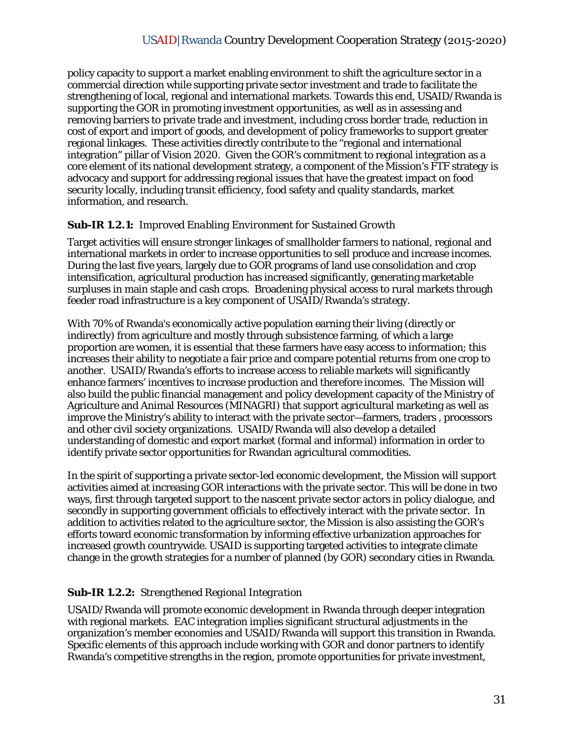policy capacity to support a market enabling environment to shift the agriculture sector in a commercial direction while supporting private sector investment and trade to facilitate the strengthening of local, regional and international markets. Towards this end, USAID/Rwanda is supporting the GOR in promoting investment opportunities, as well as in assessing and removing barriers to private trade and investment, including cross border trade, reduction in cost of export and import of goods, and development of policy frameworks to support greater regional linkages. These activities directly contribute to the "regional and international integration" pillar of Vision 2020. Given the GOR's commitment to regional integration as a core element of its national development strategy, a component of the Mission's FTF strategy is advocacy and support for addressing regional issues that have the greatest impact on food security locally, including transit efficiency, food safety and quality standards, market information, and research.

**Sub-IR 1.2.1:** *Improved Enabling Environment for Sustained Growth*

Target activities will ensure stronger linkages of smallholder farmers to national, regional and international markets in order to increase opportunities to sell produce and increase incomes. During the last five years, largely due to GOR programs of land use consolidation and crop intensification, agricultural production has increased significantly, generating marketable surpluses in main staple and cash crops. Broadening physical access to rural markets through feeder road infrastructure is a key component of USAID/Rwanda's strategy.

With 70% of Rwanda's economically active population earning their living (directly or indirectly) from agriculture and mostly through subsistence farming, of which a large proportion are women, it is essential that these farmers have easy access to information; this increases their ability to negotiate a fair price and compare potential returns from one crop to another. USAID/Rwanda's efforts to increase access to reliable markets will significantly enhance farmers' incentives to increase production and therefore incomes. The Mission will also build the public financial management and policy development capacity of the Ministry of Agriculture and Animal Resources (MINAGRI) that support agricultural marketing as well as improve the Ministry's ability to interact with the private sector—farmers, traders , processors and other civil society organizations. USAID/Rwanda will also develop a detailed understanding of domestic and export market (formal and informal) information in order to identify private sector opportunities for Rwandan agricultural commodities.

In the spirit of supporting a private sector-led economic development, the Mission will support activities aimed at increasing GOR interactions with the private sector. This will be done in two ways, first through targeted support to the nascent private sector actors in policy dialogue, and secondly in supporting government officials to effectively interact with the private sector. In addition to activities related to the agriculture sector, the Mission is also assisting the GOR's efforts toward economic transformation by informing effective urbanization approaches for increased growth countrywide. USAID is supporting targeted activities to integrate climate change in the growth strategies for a number of planned (by GOR) secondary cities in Rwanda.

**Sub-IR 1.2.2:** *Strengthened Regional Integration*

USAID/Rwanda will promote economic development in Rwanda through deeper integration with regional markets. EAC integration implies significant structural adjustments in the organization's member economies and USAID/Rwanda will support this transition in Rwanda. Specific elements of this approach include working with GOR and donor partners to identify Rwanda's competitive strengths in the region, promote opportunities for private investment,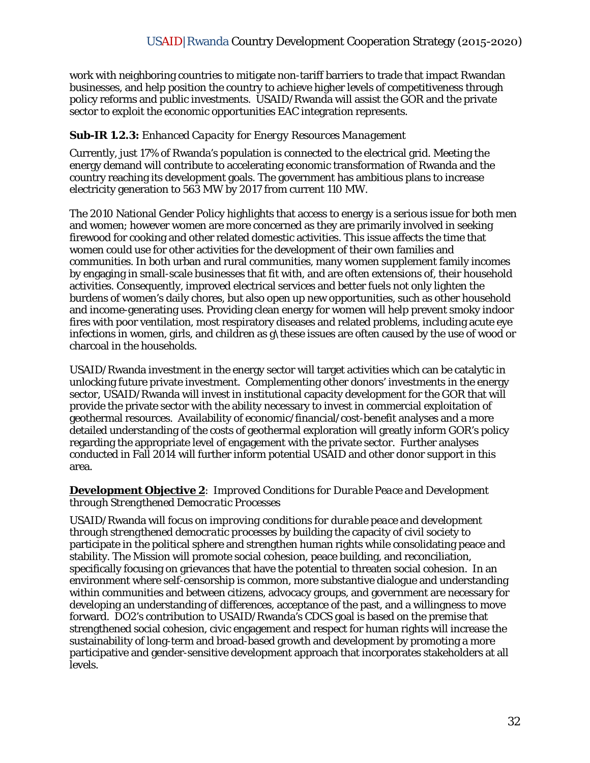work with neighboring countries to mitigate non-tariff barriers to trade that impact Rwandan businesses, and help position the country to achieve higher levels of competitiveness through policy reforms and public investments. USAID/Rwanda will assist the GOR and the private sector to exploit the economic opportunities EAC integration represents.

**Sub-IR 1.2.3:** *Enhanced Capacity for Energy Resources Management*

Currently, just 17% of Rwanda's population is connected to the electrical grid. Meeting the energy demand will contribute to accelerating economic transformation of Rwanda and the country reaching its development goals. The government has ambitious plans to increase electricity generation to 563 MW by 2017 from current 110 MW.

The 2010 National Gender Policy highlights that access to energy is a serious issue for both men and women; however women are more concerned as they are primarily involved in seeking firewood for cooking and other related domestic activities. This issue affects the time that women could use for other activities for the development of their own families and communities. In both urban and rural communities, many women supplement family incomes by engaging in small-scale businesses that fit with, and are often extensions of, their household activities. Consequently, improved electrical services and better fuels not only lighten the burdens of women's daily chores, but also open up new opportunities, such as other household and income-generating uses. Providing clean energy for women will help prevent smoky indoor fires with poor ventilation, most respiratory diseases and related problems, including acute eye infections in women, girls, and children as g\these issues are often caused by the use of wood or charcoal in the households.

USAID/Rwanda investment in the energy sector will target activities which can be catalytic in unlocking future private investment. Complementing other donors' investments in the energy sector, USAID/Rwanda will invest in institutional capacity development for the GOR that will provide the private sector with the ability necessary to invest in commercial exploitation of geothermal resources. Availability of economic/financial/cost-benefit analyses and a more detailed understanding of the costs of geothermal exploration will greatly inform GOR's policy regarding the appropriate level of engagement with the private sector. Further analyses conducted in Fall 2014 will further inform potential USAID and other donor support in this area.

**<u>Development Objective 2</u>**: *Improved Conditions for Durable Peace and Development through Strengthened Democratic Processes*

USAID/Rwanda will focus on *improving conditions for durable peace and development through strengthened democratic processes* by building the capacity of civil society to participate in the political sphere and strengthen human rights while consolidating peace and stability. The Mission will promote social cohesion, peace building, and reconciliation, specifically focusing on grievances that have the potential to threaten social cohesion. In an environment where self-censorship is common, more substantive dialogue and understanding within communities and between citizens, advocacy groups, and government are necessary for developing an understanding of differences, acceptance of the past, and a willingness to move forward. DO2's contribution to USAID/Rwanda's CDCS goal is based on the premise that strengthened social cohesion, civic engagement and respect for human rights will increase the sustainability of long-term and broad-based growth and development by promoting a more participative and gender-sensitive development approach that incorporates stakeholders at all levels.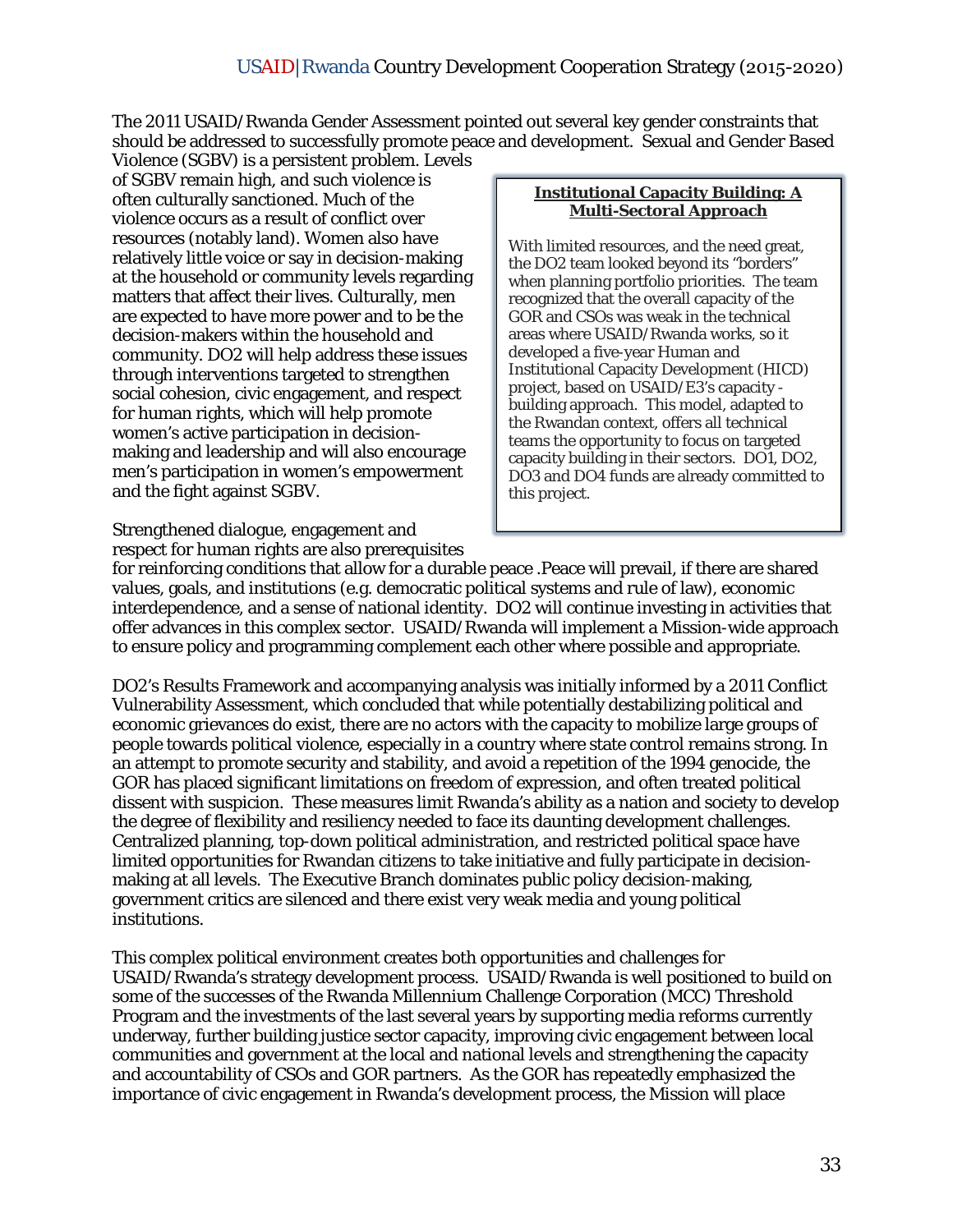The 2011 USAID/Rwanda Gender Assessment pointed out several key gender constraints that should be addressed to successfully promote peace and development. Sexual and Gender Based Violence (SGBV) is a persistent problem. Levels of SGBV remain high, and such violence is often culturally sanctioned. Much of the violence occurs as a result of conflict over resources (notably land). Women also have relatively little voice or say in decision-making at the household or community levels regarding matters that affect their lives. Culturally, men are expected to have more power and to be the decision-makers within the household and community. DO2 will help address these issues through interventions targeted to strengthen social cohesion, civic engagement, and respect for human rights, which will help promote women's active participation in decision-making and leadership and will also encourage men's participation in women's empowerment and the fight against SGBV.

> **Institutional Capacity Building: A Multi-Sectoral Approach**
>
> With limited resources, and the need great, the DO2 team looked beyond its "borders" when planning portfolio priorities. The team recognized that the overall capacity of the GOR and CSOs was weak in the technical areas where USAID/Rwanda works, so it developed a five-year Human and Institutional Capacity Development (HICD) project, based on USAID/E3's capacity - building approach. This model, adapted to the Rwandan context, offers all technical teams the opportunity to focus on targeted capacity building in their sectors. DO1, DO2, DO3 and DO4 funds are already committed to this project.

Strengthened dialogue, engagement and respect for human rights are also prerequisites for reinforcing conditions that allow for a durable peace .Peace will prevail, if there are shared values, goals, and institutions (e.g. democratic political systems and rule of law), economic interdependence, and a sense of national identity. DO2 will continue investing in activities that offer advances in this complex sector. USAID/Rwanda will implement a Mission-wide approach to ensure policy and programming complement each other where possible and appropriate.

DO2's Results Framework and accompanying analysis was initially informed by a 2011 Conflict Vulnerability Assessment, which concluded that while potentially destabilizing political and economic grievances do exist, there are no actors with the capacity to mobilize large groups of people towards political violence, especially in a country where state control remains strong. In an attempt to promote security and stability, and avoid a repetition of the 1994 genocide, the GOR has placed significant limitations on freedom of expression, and often treated political dissent with suspicion. These measures limit Rwanda's ability as a nation and society to develop the degree of flexibility and resiliency needed to face its daunting development challenges. Centralized planning, top-down political administration, and restricted political space have limited opportunities for Rwandan citizens to take initiative and fully participate in decision-making at all levels. The Executive Branch dominates public policy decision-making, government critics are silenced and there exist very weak media and young political institutions.

This complex political environment creates both opportunities and challenges for USAID/Rwanda's strategy development process. USAID/Rwanda is well positioned to build on some of the successes of the Rwanda Millennium Challenge Corporation (MCC) Threshold Program and the investments of the last several years by supporting media reforms currently underway, further building justice sector capacity, improving civic engagement between local communities and government at the local and national levels and strengthening the capacity and accountability of CSOs and GOR partners. As the GOR has repeatedly emphasized the importance of civic engagement in Rwanda's development process, the Mission will place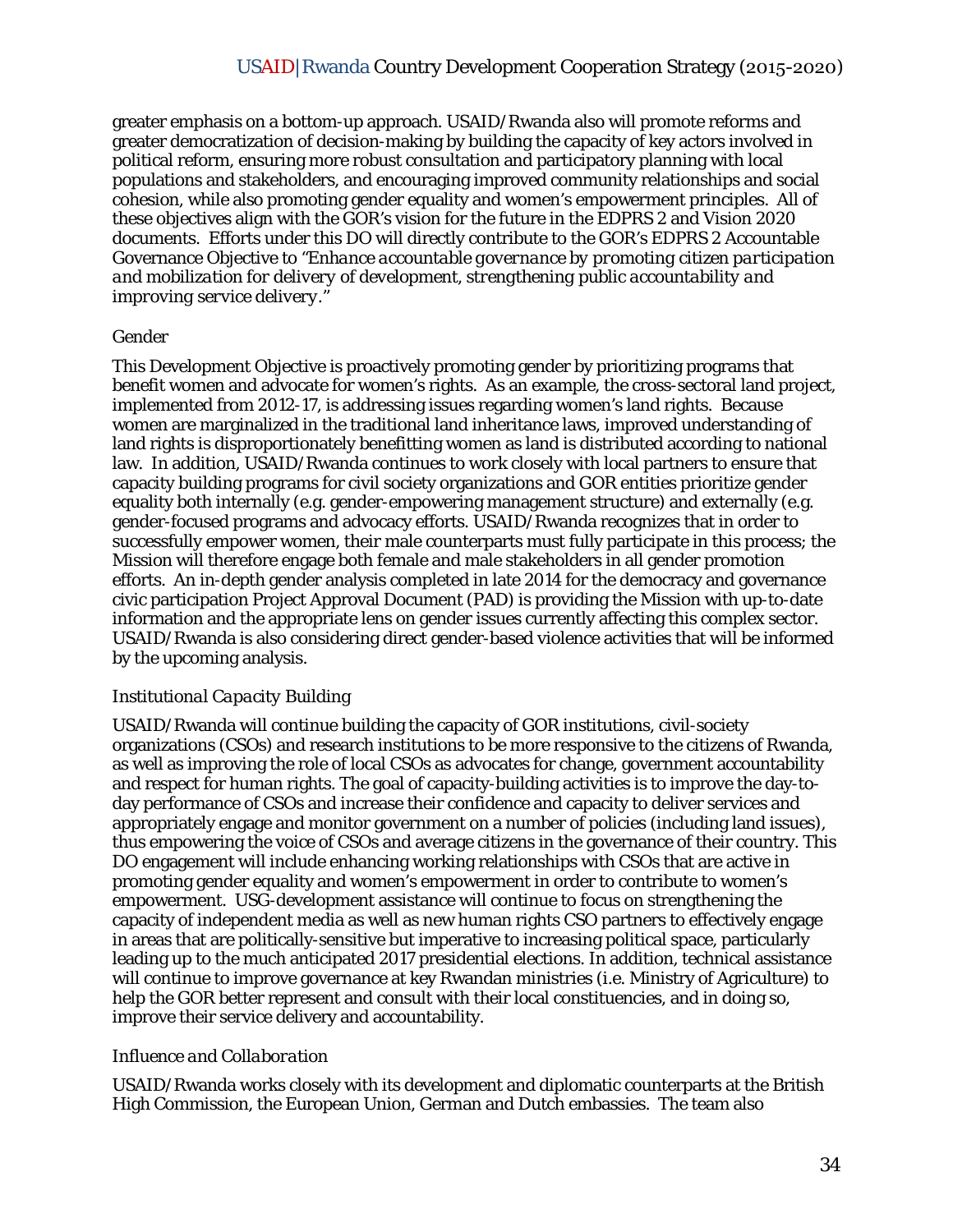greater emphasis on a bottom-up approach. USAID/Rwanda also will promote reforms and greater democratization of decision-making by building the capacity of key actors involved in political reform, ensuring more robust consultation and participatory planning with local populations and stakeholders, and encouraging improved community relationships and social cohesion, while also promoting gender equality and women's empowerment principles. All of these objectives align with the GOR's vision for the future in the EDPRS 2 and Vision 2020 documents. Efforts under this DO will directly contribute to the GOR's EDPRS 2 Accountable Governance Objective to *"Enhance accountable governance by promoting citizen participation and mobilization for delivery of development, strengthening public accountability and improving service delivery."*

### Gender

This Development Objective is proactively promoting gender by prioritizing programs that benefit women and advocate for women's rights. As an example, the cross-sectoral land project, implemented from 2012-17, is addressing issues regarding women's land rights. Because women are marginalized in the traditional land inheritance laws, improved understanding of land rights is disproportionately benefitting women as land is distributed according to national law. In addition, USAID/Rwanda continues to work closely with local partners to ensure that capacity building programs for civil society organizations and GOR entities prioritize gender equality both internally (e.g. gender-empowering management structure) and externally (e.g. gender-focused programs and advocacy efforts. USAID/Rwanda recognizes that in order to successfully empower women, their male counterparts must fully participate in this process; the Mission will therefore engage both female and male stakeholders in all gender promotion efforts. An in-depth gender analysis completed in late 2014 for the democracy and governance civic participation Project Approval Document (PAD) is providing the Mission with up-to-date information and the appropriate lens on gender issues currently affecting this complex sector. USAID/Rwanda is also considering direct gender-based violence activities that will be informed by the upcoming analysis.

### *Institutional Capacity Building*

USAID/Rwanda will continue building the capacity of GOR institutions, civil-society organizations (CSOs) and research institutions to be more responsive to the citizens of Rwanda, as well as improving the role of local CSOs as advocates for change, government accountability and respect for human rights. The goal of capacity-building activities is to improve the day-to-day performance of CSOs and increase their confidence and capacity to deliver services and appropriately engage and monitor government on a number of policies (including land issues), thus empowering the voice of CSOs and average citizens in the governance of their country. This DO engagement will include enhancing working relationships with CSOs that are active in promoting gender equality and women's empowerment in order to contribute to women's empowerment. USG-development assistance will continue to focus on strengthening the capacity of independent media as well as new human rights CSO partners to effectively engage in areas that are politically-sensitive but imperative to increasing political space, particularly leading up to the much anticipated 2017 presidential elections. In addition, technical assistance will continue to improve governance at key Rwandan ministries (i.e. Ministry of Agriculture) to help the GOR better represent and consult with their local constituencies, and in doing so, improve their service delivery and accountability.

### *Influence and Collaboration*

USAID/Rwanda works closely with its development and diplomatic counterparts at the British High Commission, the European Union, German and Dutch embassies. The team also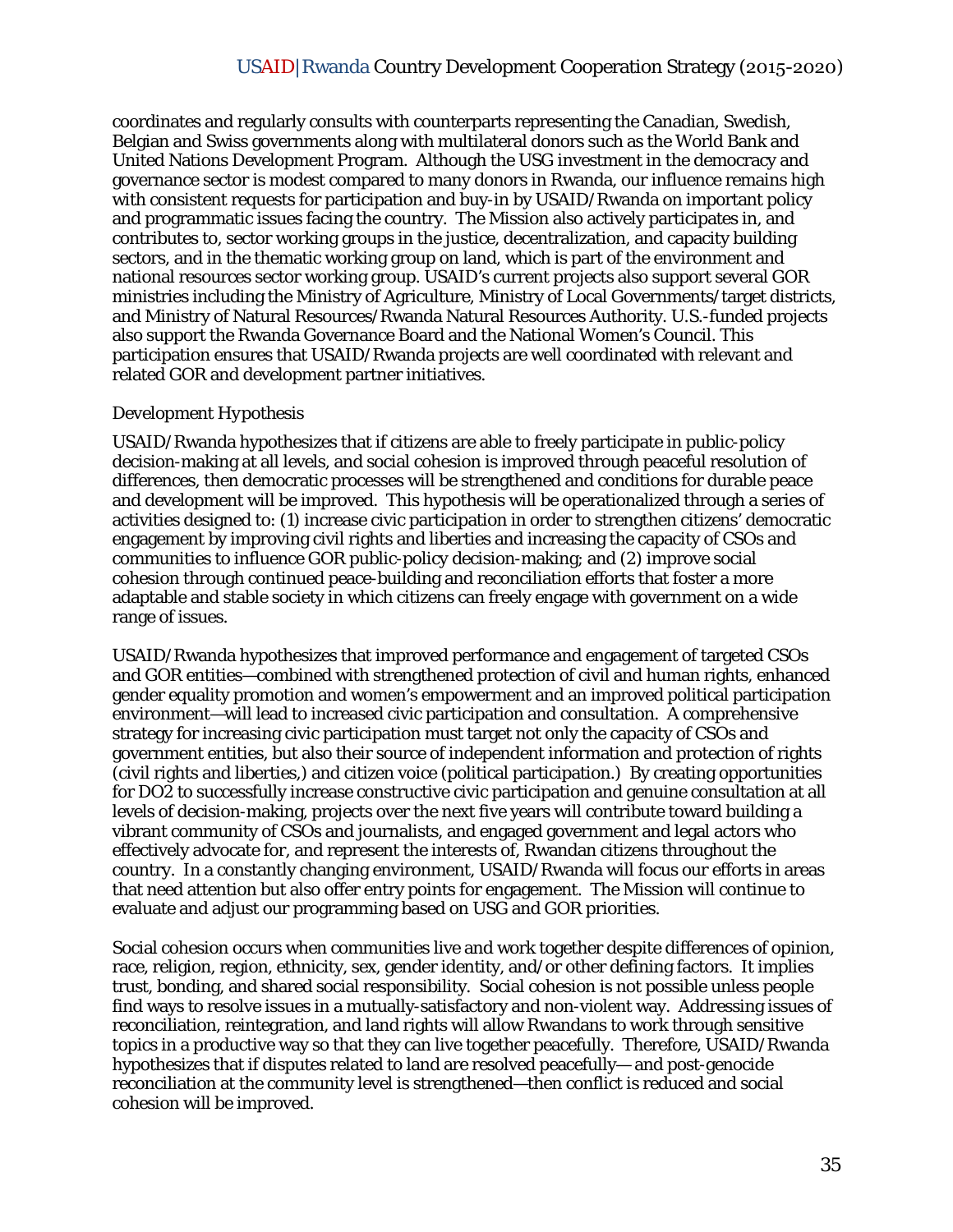coordinates and regularly consults with counterparts representing the Canadian, Swedish, Belgian and Swiss governments along with multilateral donors such as the World Bank and United Nations Development Program. Although the USG investment in the democracy and governance sector is modest compared to many donors in Rwanda, our influence remains high with consistent requests for participation and buy-in by USAID/Rwanda on important policy and programmatic issues facing the country. The Mission also actively participates in, and contributes to, sector working groups in the justice, decentralization, and capacity building sectors, and in the thematic working group on land, which is part of the environment and national resources sector working group. USAID's current projects also support several GOR ministries including the Ministry of Agriculture, Ministry of Local Governments/target districts, and Ministry of Natural Resources/Rwanda Natural Resources Authority. U.S.-funded projects also support the Rwanda Governance Board and the National Women's Council. This participation ensures that USAID/Rwanda projects are well coordinated with relevant and related GOR and development partner initiatives.

### Development Hypothesis

USAID/Rwanda hypothesizes that if citizens are able to freely participate in public-policy decision-making at all levels, and social cohesion is improved through peaceful resolution of differences, then democratic processes will be strengthened and conditions for durable peace and development will be improved. This hypothesis will be operationalized through a series of activities designed to: (1) increase civic participation in order to strengthen citizens' democratic engagement by improving civil rights and liberties and increasing the capacity of CSOs and communities to influence GOR public-policy decision-making; and (2) improve social cohesion through continued peace-building and reconciliation efforts that foster a more adaptable and stable society in which citizens can freely engage with government on a wide range of issues.

USAID/Rwanda hypothesizes that improved performance and engagement of targeted CSOs and GOR entities—combined with strengthened protection of civil and human rights, enhanced gender equality promotion and women's empowerment and an improved political participation environment—will lead to increased civic participation and consultation. A comprehensive strategy for increasing civic participation must target not only the capacity of CSOs and government entities, but also their source of independent information and protection of rights (civil rights and liberties,) and citizen voice (political participation.) By creating opportunities for DO2 to successfully increase constructive civic participation and genuine consultation at all levels of decision-making, projects over the next five years will contribute toward building a vibrant community of CSOs and journalists, and engaged government and legal actors who effectively advocate for, and represent the interests of, Rwandan citizens throughout the country. In a constantly changing environment, USAID/Rwanda will focus our efforts in areas that need attention but also offer entry points for engagement. The Mission will continue to evaluate and adjust our programming based on USG and GOR priorities.

Social cohesion occurs when communities live and work together despite differences of opinion, race, religion, region, ethnicity, sex, gender identity, and/or other defining factors. It implies trust, bonding, and shared social responsibility. Social cohesion is not possible unless people find ways to resolve issues in a mutually-satisfactory and non-violent way. Addressing issues of reconciliation, reintegration, and land rights will allow Rwandans to work through sensitive topics in a productive way so that they can live together peacefully. Therefore, USAID/Rwanda hypothesizes that if disputes related to land are resolved peacefully— and post-genocide reconciliation at the community level is strengthened—then conflict is reduced and social cohesion will be improved.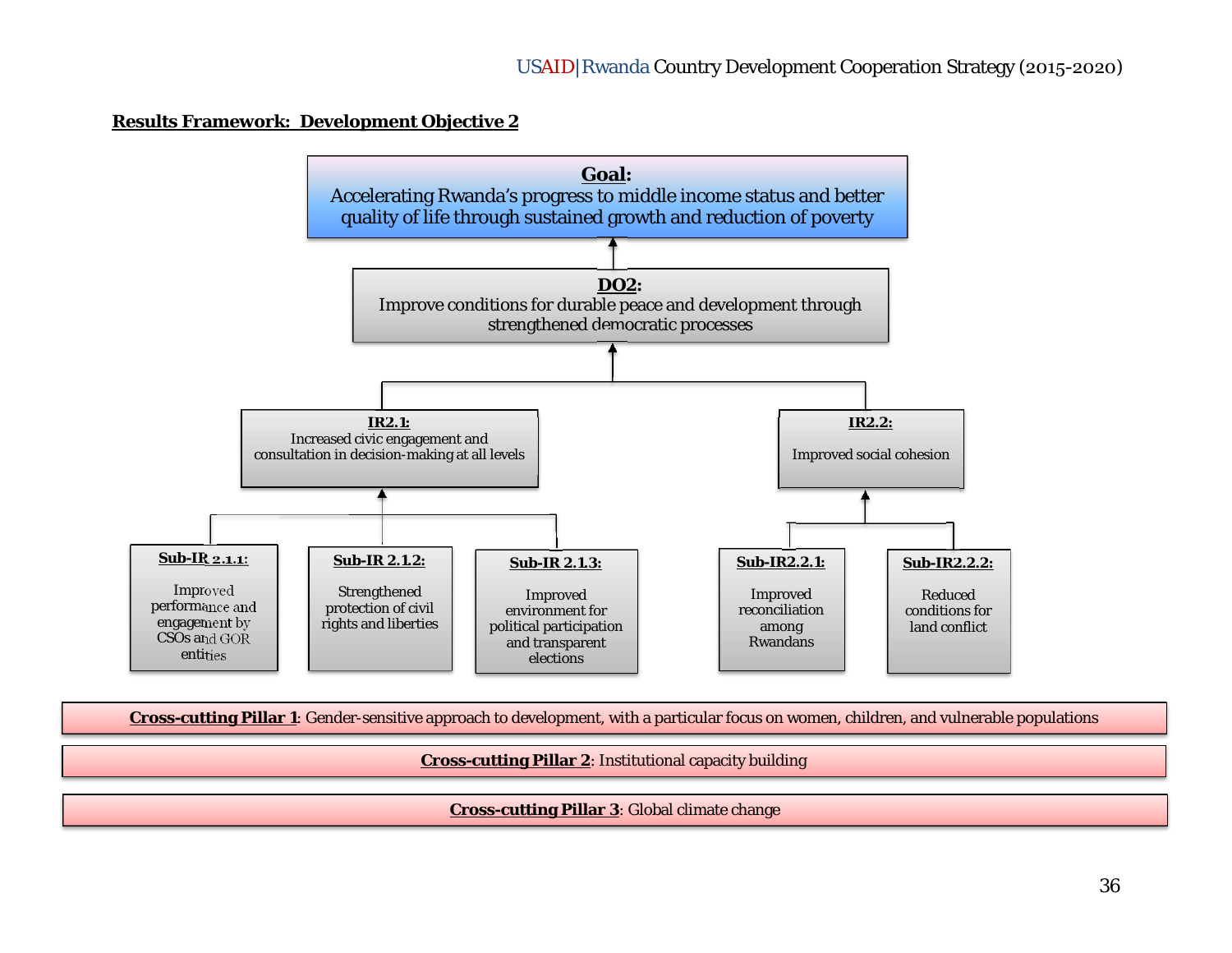**Results Framework: Development Objective 2**

**Goal:**
Accelerating Rwanda's progress to middle income status and better quality of life through sustained growth and reduction of poverty

**DO2:**
Improve conditions for durable peace and development through strengthened democratic processes

**IR2.1:**
Increased civic engagement and consultation in decision-making at all levels

**Sub-IR 2.1.1:**
Improved performance and engagement by CSOs and GOR entities

**Sub-IR 2.1.2:**
Strengthened protection of civil rights and liberties

**Sub-IR 2.1.3:**
Improved environment for political participation and transparent elections

**IR2.2:**
Improved social cohesion

**Sub-IR2.2.1:**
Improved reconciliation among Rwandans

**Sub-IR2.2.2:**
Reduced conditions for land conflict

**Cross-cutting Pillar 1**: Gender-sensitive approach to development, with a particular focus on women, children, and vulnerable populations

**Cross-cutting Pillar 2**: Institutional capacity building

**Cross-cutting Pillar 3**: Global climate change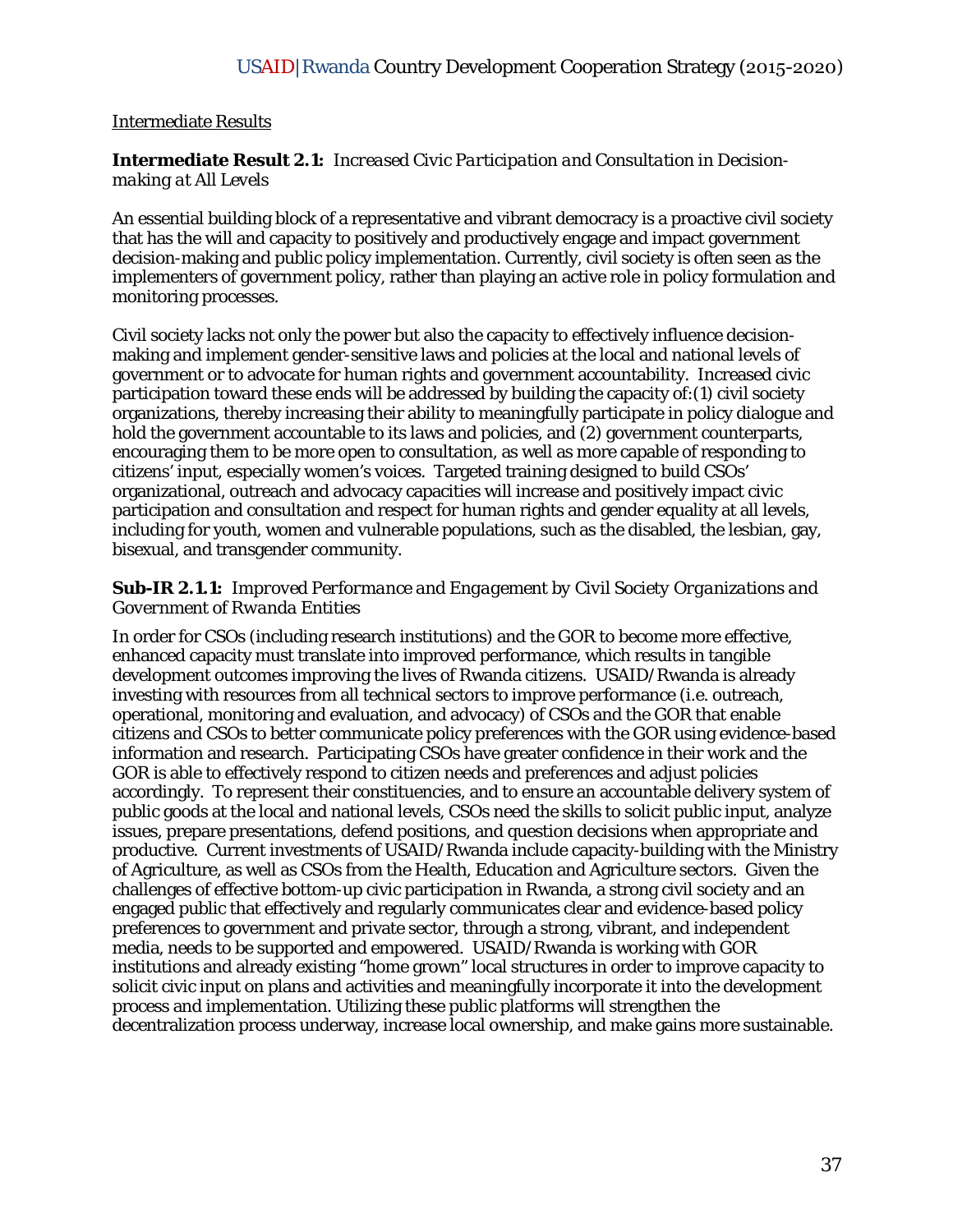Intermediate Results

**Intermediate Result 2.1:** *Increased Civic Participation and Consultation in Decision-making at All Levels*

An essential building block of a representative and vibrant democracy is a proactive civil society that has the will and capacity to positively and productively engage and impact government decision-making and public policy implementation. Currently, civil society is often seen as the implementers of government policy, rather than playing an active role in policy formulation and monitoring processes.

Civil society lacks not only the power but also the capacity to effectively influence decision-making and implement gender-sensitive laws and policies at the local and national levels of government or to advocate for human rights and government accountability. Increased civic participation toward these ends will be addressed by building the capacity of:(1) civil society organizations, thereby increasing their ability to meaningfully participate in policy dialogue and hold the government accountable to its laws and policies, and (2) government counterparts, encouraging them to be more open to consultation, as well as more capable of responding to citizens' input, especially women's voices. Targeted training designed to build CSOs' organizational, outreach and advocacy capacities will increase and positively impact civic participation and consultation and respect for human rights and gender equality at all levels, including for youth, women and vulnerable populations, such as the disabled, the lesbian, gay, bisexual, and transgender community.

**Sub-IR 2.1.1:** *Improved Performance and Engagement by Civil Society Organizations and Government of Rwanda Entities*

In order for CSOs (including research institutions) and the GOR to become more effective, enhanced capacity must translate into improved performance, which results in tangible development outcomes improving the lives of Rwanda citizens. USAID/Rwanda is already investing with resources from all technical sectors to improve performance (i.e. outreach, operational, monitoring and evaluation, and advocacy) of CSOs and the GOR that enable citizens and CSOs to better communicate policy preferences with the GOR using evidence-based information and research. Participating CSOs have greater confidence in their work and the GOR is able to effectively respond to citizen needs and preferences and adjust policies accordingly. To represent their constituencies, and to ensure an accountable delivery system of public goods at the local and national levels, CSOs need the skills to solicit public input, analyze issues, prepare presentations, defend positions, and question decisions when appropriate and productive. Current investments of USAID/Rwanda include capacity-building with the Ministry of Agriculture, as well as CSOs from the Health, Education and Agriculture sectors. Given the challenges of effective bottom-up civic participation in Rwanda, a strong civil society and an engaged public that effectively and regularly communicates clear and evidence-based policy preferences to government and private sector, through a strong, vibrant, and independent media, needs to be supported and empowered. USAID/Rwanda is working with GOR institutions and already existing "home grown" local structures in order to improve capacity to solicit civic input on plans and activities and meaningfully incorporate it into the development process and implementation. Utilizing these public platforms will strengthen the decentralization process underway, increase local ownership, and make gains more sustainable.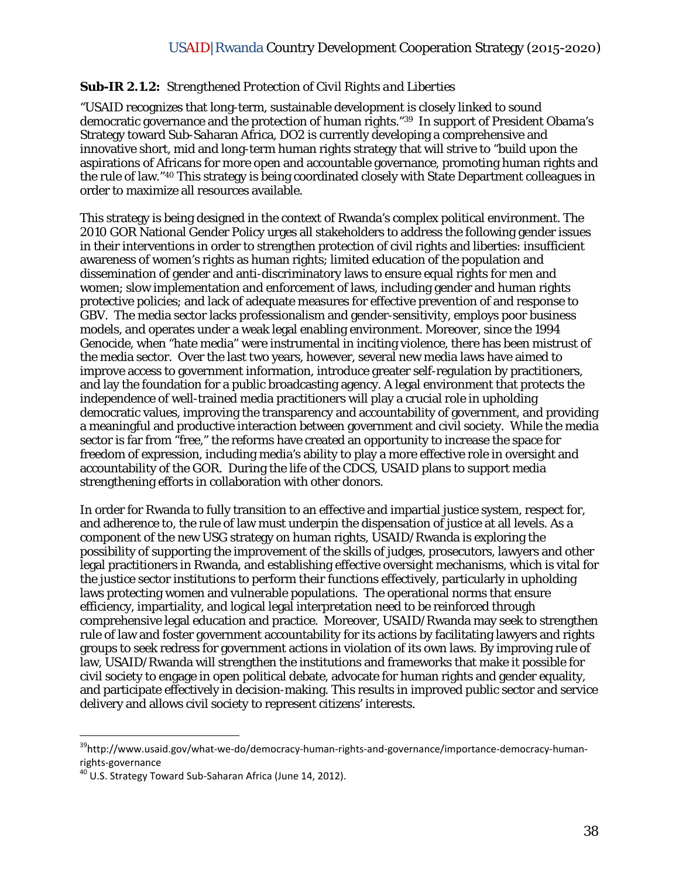**Sub-IR 2.1.2:** *Strengthened Protection of Civil Rights and Liberties*

"USAID recognizes that long-term, sustainable development is closely linked to sound democratic governance and the protection of human rights."[39] In support of President Obama's Strategy toward Sub-Saharan Africa, DO2 is currently developing a comprehensive and innovative short, mid and long-term human rights strategy that will strive to "build upon the aspirations of Africans for more open and accountable governance, promoting human rights and the rule of law."[40] This strategy is being coordinated closely with State Department colleagues in order to maximize all resources available.

This strategy is being designed in the context of Rwanda's complex political environment. The 2010 GOR National Gender Policy urges all stakeholders to address the following gender issues in their interventions in order to strengthen protection of civil rights and liberties: insufficient awareness of women's rights as human rights; limited education of the population and dissemination of gender and anti-discriminatory laws to ensure equal rights for men and women; slow implementation and enforcement of laws, including gender and human rights protective policies; and lack of adequate measures for effective prevention of and response to GBV. The media sector lacks professionalism and gender-sensitivity, employs poor business models, and operates under a weak legal enabling environment. Moreover, since the 1994 Genocide, when "hate media" were instrumental in inciting violence, there has been mistrust of the media sector. Over the last two years, however, several new media laws have aimed to improve access to government information, introduce greater self-regulation by practitioners, and lay the foundation for a public broadcasting agency. A legal environment that protects the independence of well-trained media practitioners will play a crucial role in upholding democratic values, improving the transparency and accountability of government, and providing a meaningful and productive interaction between government and civil society. While the media sector is far from "free," the reforms have created an opportunity to increase the space for freedom of expression, including media's ability to play a more effective role in oversight and accountability of the GOR. During the life of the CDCS, USAID plans to support media strengthening efforts in collaboration with other donors.

In order for Rwanda to fully transition to an effective and impartial justice system, respect for, and adherence to, the rule of law must underpin the dispensation of justice at all levels. As a component of the new USG strategy on human rights, USAID/Rwanda is exploring the possibility of supporting the improvement of the skills of judges, prosecutors, lawyers and other legal practitioners in Rwanda, and establishing effective oversight mechanisms, which is vital for the justice sector institutions to perform their functions effectively, particularly in upholding laws protecting women and vulnerable populations. The operational norms that ensure efficiency, impartiality, and logical legal interpretation need to be reinforced through comprehensive legal education and practice. Moreover, USAID/Rwanda may seek to strengthen rule of law and foster government accountability for its actions by facilitating lawyers and rights groups to seek redress for government actions in violation of its own laws. By improving rule of law, USAID/Rwanda will strengthen the institutions and frameworks that make it possible for civil society to engage in open political debate, advocate for human rights and gender equality, and participate effectively in decision-making. This results in improved public sector and service delivery and allows civil society to represent citizens' interests.

---

[39] http://www.usaid.gov/what-we-do/democracy-human-rights-and-governance/importance-democracy-human-rights-governance

[40] U.S. Strategy Toward Sub-Saharan Africa (June 14, 2012).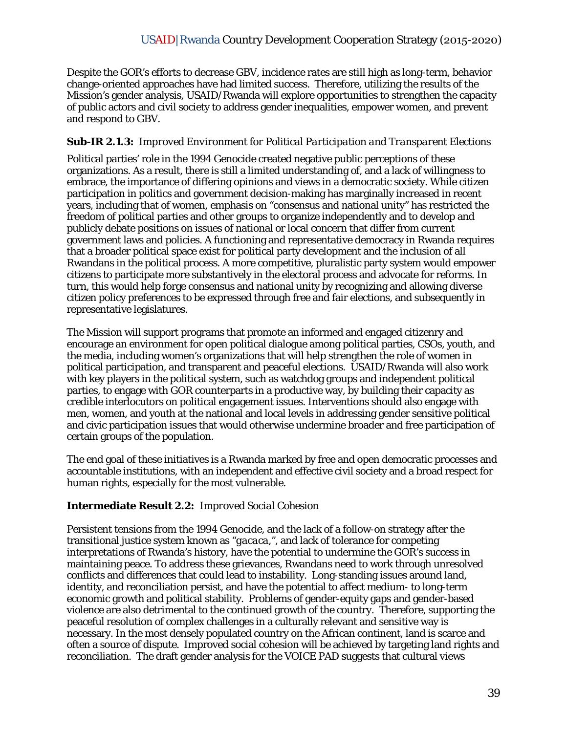Despite the GOR's efforts to decrease GBV, incidence rates are still high as long-term, behavior change-oriented approaches have had limited success. Therefore, utilizing the results of the Mission's gender analysis, USAID/Rwanda will explore opportunities to strengthen the capacity of public actors and civil society to address gender inequalities, empower women, and prevent and respond to GBV.

**Sub-IR 2.1.3:** *Improved Environment for Political Participation and Transparent Elections*

Political parties' role in the 1994 Genocide created negative public perceptions of these organizations. As a result, there is still a limited understanding of, and a lack of willingness to embrace, the importance of differing opinions and views in a democratic society. While citizen participation in politics and government decision-making has marginally increased in recent years, including that of women, emphasis on "consensus and national unity" has restricted the freedom of political parties and other groups to organize independently and to develop and publicly debate positions on issues of national or local concern that differ from current government laws and policies. A functioning and representative democracy in Rwanda requires that a broader political space exist for political party development and the inclusion of all Rwandans in the political process. A more competitive, pluralistic party system would empower citizens to participate more substantively in the electoral process and advocate for reforms. In turn, this would help forge consensus and national unity by recognizing and allowing diverse citizen policy preferences to be expressed through free and fair elections, and subsequently in representative legislatures.

The Mission will support programs that promote an informed and engaged citizenry and encourage an environment for open political dialogue among political parties, CSOs, youth, and the media, including women's organizations that will help strengthen the role of women in political participation, and transparent and peaceful elections. USAID/Rwanda will also work with key players in the political system, such as watchdog groups and independent political parties, to engage with GOR counterparts in a productive way, by building their capacity as credible interlocutors on political engagement issues. Interventions should also engage with men, women, and youth at the national and local levels in addressing gender sensitive political and civic participation issues that would otherwise undermine broader and free participation of certain groups of the population.

The end goal of these initiatives is a Rwanda marked by free and open democratic processes and accountable institutions, with an independent and effective civil society and a broad respect for human rights, especially for the most vulnerable.

**Intermediate Result 2.2:** *Improved Social Cohesion*

Persistent tensions from the 1994 Genocide, and the lack of a follow-on strategy after the transitional justice system known as "*gacaca*,", and lack of tolerance for competing interpretations of Rwanda's history, have the potential to undermine the GOR's success in maintaining peace. To address these grievances, Rwandans need to work through unresolved conflicts and differences that could lead to instability. Long-standing issues around land, identity, and reconciliation persist, and have the potential to affect medium- to long-term economic growth and political stability. Problems of gender-equity gaps and gender-based violence are also detrimental to the continued growth of the country. Therefore, supporting the peaceful resolution of complex challenges in a culturally relevant and sensitive way is necessary. In the most densely populated country on the African continent, land is scarce and often a source of dispute. Improved social cohesion will be achieved by targeting land rights and reconciliation. The draft gender analysis for the VOICE PAD suggests that cultural views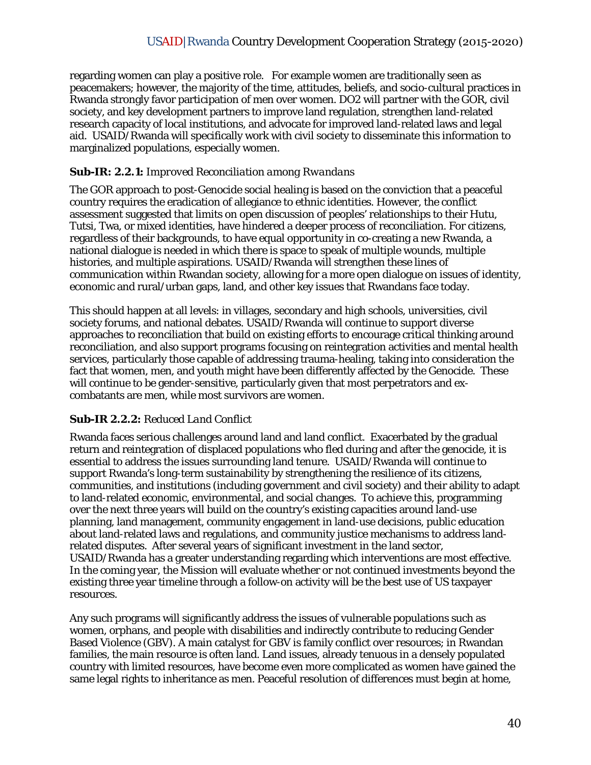regarding women can play a positive role. For example women are traditionally seen as peacemakers; however, the majority of the time, attitudes, beliefs, and socio-cultural practices in Rwanda strongly favor participation of men over women. DO2 will partner with the GOR, civil society, and key development partners to improve land regulation, strengthen land-related research capacity of local institutions, and advocate for improved land-related laws and legal aid. USAID/Rwanda will specifically work with civil society to disseminate this information to marginalized populations, especially women.

### **Sub-IR: 2.2.1:** *Improved Reconciliation among Rwandans*

The GOR approach to post-Genocide social healing is based on the conviction that a peaceful country requires the eradication of allegiance to ethnic identities. However, the conflict assessment suggested that limits on open discussion of peoples' relationships to their Hutu, Tutsi, Twa, or mixed identities, have hindered a deeper process of reconciliation. For citizens, regardless of their backgrounds, to have equal opportunity in co-creating a new Rwanda, a national dialogue is needed in which there is space to speak of multiple wounds, multiple histories, and multiple aspirations. USAID/Rwanda will strengthen these lines of communication within Rwandan society, allowing for a more open dialogue on issues of identity, economic and rural/urban gaps, land, and other key issues that Rwandans face today.

This should happen at all levels: in villages, secondary and high schools, universities, civil society forums, and national debates. USAID/Rwanda will continue to support diverse approaches to reconciliation that build on existing efforts to encourage critical thinking around reconciliation, and also support programs focusing on reintegration activities and mental health services, particularly those capable of addressing trauma-healing, taking into consideration the fact that women, men, and youth might have been differently affected by the Genocide. These will continue to be gender-sensitive, particularly given that most perpetrators and ex-combatants are men, while most survivors are women.

### **Sub-IR 2.2.2:** *Reduced Land Conflict*

Rwanda faces serious challenges around land and land conflict. Exacerbated by the gradual return and reintegration of displaced populations who fled during and after the genocide, it is essential to address the issues surrounding land tenure. USAID/Rwanda will continue to support Rwanda's long-term sustainability by strengthening the resilience of its citizens, communities, and institutions (including government and civil society) and their ability to adapt to land-related economic, environmental, and social changes. To achieve this, programming over the next three years will build on the country's existing capacities around land-use planning, land management, community engagement in land-use decisions, public education about land-related laws and regulations, and community justice mechanisms to address land-related disputes. After several years of significant investment in the land sector, USAID/Rwanda has a greater understanding regarding which interventions are most effective. In the coming year, the Mission will evaluate whether or not continued investments beyond the existing three year timeline through a follow-on activity will be the best use of US taxpayer resources.

Any such programs will significantly address the issues of vulnerable populations such as women, orphans, and people with disabilities and indirectly contribute to reducing Gender Based Violence (GBV). A main catalyst for GBV is family conflict over resources; in Rwandan families, the main resource is often land. Land issues, already tenuous in a densely populated country with limited resources, have become even more complicated as women have gained the same legal rights to inheritance as men. Peaceful resolution of differences must begin at home,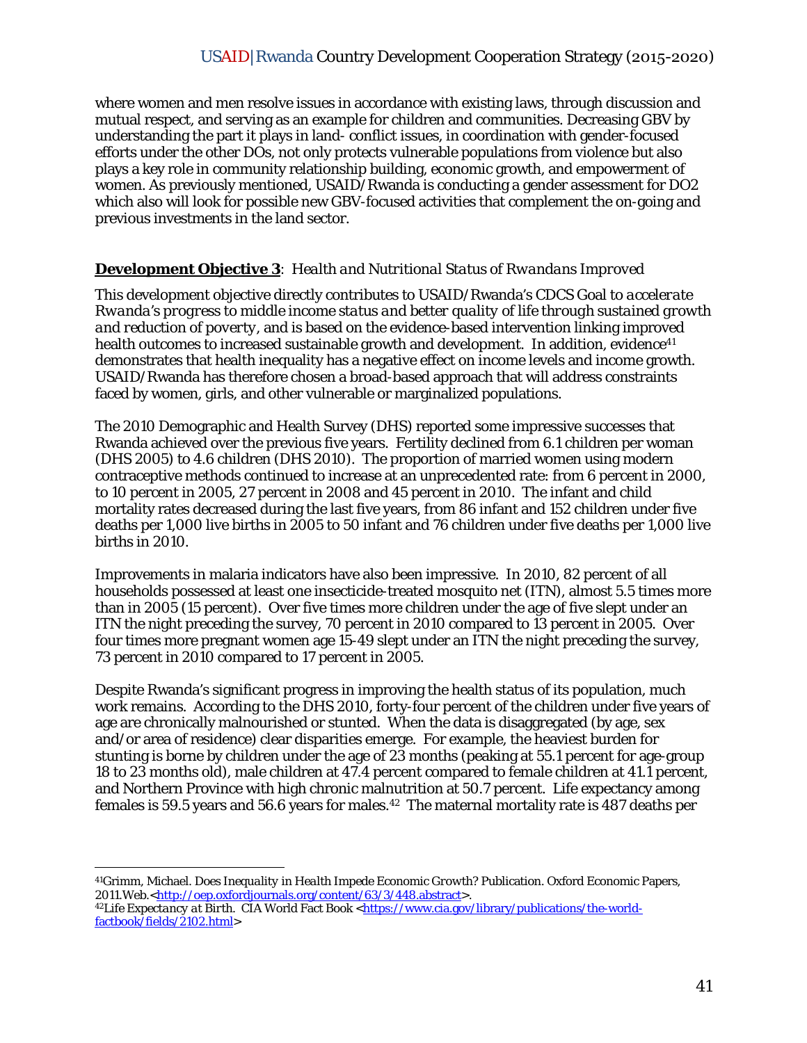where women and men resolve issues in accordance with existing laws, through discussion and mutual respect, and serving as an example for children and communities. Decreasing GBV by understanding the part it plays in land- conflict issues, in coordination with gender-focused efforts under the other DOs, not only protects vulnerable populations from violence but also plays a key role in community relationship building, economic growth, and empowerment of women. As previously mentioned, USAID/Rwanda is conducting a gender assessment for DO2 which also will look for possible new GBV-focused activities that complement the on-going and previous investments in the land sector.

**Development Objective 3**: *Health and Nutritional Status of Rwandans Improved*

This development objective directly contributes to USAID/Rwanda's CDCS Goal to *accelerate Rwanda's progress to middle income status and better quality of life through sustained growth and reduction of poverty*, and is based on the evidence-based intervention linking improved health outcomes to increased sustainable growth and development. In addition, evidence[41] demonstrates that health inequality has a negative effect on income levels and income growth. USAID/Rwanda has therefore chosen a broad-based approach that will address constraints faced by women, girls, and other vulnerable or marginalized populations.

The 2010 Demographic and Health Survey (DHS) reported some impressive successes that Rwanda achieved over the previous five years. Fertility declined from 6.1 children per woman (DHS 2005) to 4.6 children (DHS 2010). The proportion of married women using modern contraceptive methods continued to increase at an unprecedented rate: from 6 percent in 2000, to 10 percent in 2005, 27 percent in 2008 and 45 percent in 2010. The infant and child mortality rates decreased during the last five years, from 86 infant and 152 children under five deaths per 1,000 live births in 2005 to 50 infant and 76 children under five deaths per 1,000 live births in 2010.

Improvements in malaria indicators have also been impressive. In 2010, 82 percent of all households possessed at least one insecticide-treated mosquito net (ITN), almost 5.5 times more than in 2005 (15 percent). Over five times more children under the age of five slept under an ITN the night preceding the survey, 70 percent in 2010 compared to 13 percent in 2005. Over four times more pregnant women age 15-49 slept under an ITN the night preceding the survey, 73 percent in 2010 compared to 17 percent in 2005.

Despite Rwanda's significant progress in improving the health status of its population, much work remains. According to the DHS 2010, forty-four percent of the children under five years of age are chronically malnourished or stunted. When the data is disaggregated (by age, sex and/or area of residence) clear disparities emerge. For example, the heaviest burden for stunting is borne by children under the age of 23 months (peaking at 55.1 percent for age-group 18 to 23 months old), male children at 47.4 percent compared to female children at 41.1 percent, and Northern Province with high chronic malnutrition at 50.7 percent. Life expectancy among females is 59.5 years and 56.6 years for males.[42] The maternal mortality rate is 487 deaths per

---

[41] Grimm, Michael. *Does Inequality in Health Impede Economic Growth?* Publication. Oxford Economic Papers, 2011.Web.<http://oep.oxfordjournals.org/content/63/3/448.abstract>.

[42] *Life Expectancy at Birth.* CIA World Fact Book <https://www.cia.gov/library/publications/the-world-factbook/fields/2102.html>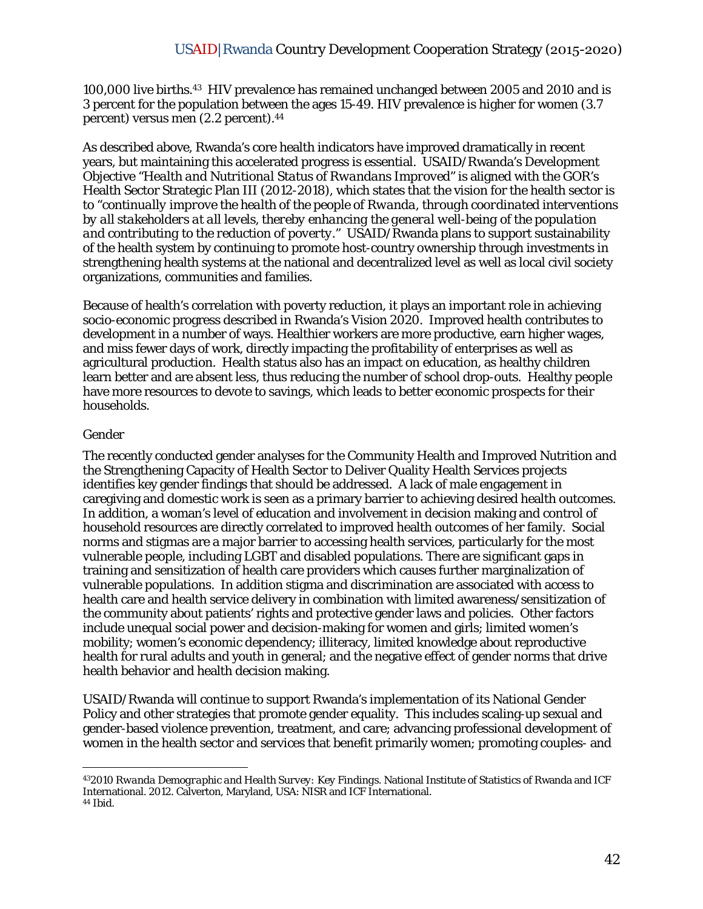100,000 live births.[43] HIV prevalence has remained unchanged between 2005 and 2010 and is 3 percent for the population between the ages 15-49. HIV prevalence is higher for women (3.7 percent) versus men (2.2 percent).[44]

As described above, Rwanda's core health indicators have improved dramatically in recent years, but maintaining this accelerated progress is essential. USAID/Rwanda's Development Objective "*Health and Nutritional Status of Rwandans Improved*" is aligned with the GOR's Health Sector Strategic Plan III (2012-2018), which states that the vision for the health sector is to "*continually improve the health of the people of Rwanda, through coordinated interventions by all stakeholders at all levels, thereby enhancing the general well-being of the population and contributing to the reduction of poverty*." USAID/Rwanda plans to support sustainability of the health system by continuing to promote host-country ownership through investments in strengthening health systems at the national and decentralized level as well as local civil society organizations, communities and families.

Because of health's correlation with poverty reduction, it plays an important role in achieving socio-economic progress described in Rwanda's Vision 2020. Improved health contributes to development in a number of ways. Healthier workers are more productive, earn higher wages, and miss fewer days of work, directly impacting the profitability of enterprises as well as agricultural production. Health status also has an impact on education, as healthy children learn better and are absent less, thus reducing the number of school drop-outs. Healthy people have more resources to devote to savings, which leads to better economic prospects for their households.

Gender

The recently conducted gender analyses for the Community Health and Improved Nutrition and the Strengthening Capacity of Health Sector to Deliver Quality Health Services projects identifies key gender findings that should be addressed. A lack of male engagement in caregiving and domestic work is seen as a primary barrier to achieving desired health outcomes. In addition, a woman's level of education and involvement in decision making and control of household resources are directly correlated to improved health outcomes of her family. Social norms and stigmas are a major barrier to accessing health services, particularly for the most vulnerable people, including LGBT and disabled populations. There are significant gaps in training and sensitization of health care providers which causes further marginalization of vulnerable populations. In addition stigma and discrimination are associated with access to health care and health service delivery in combination with limited awareness/sensitization of the community about patients' rights and protective gender laws and policies. Other factors include unequal social power and decision-making for women and girls; limited women's mobility; women's economic dependency; illiteracy, limited knowledge about reproductive health for rural adults and youth in general; and the negative effect of gender norms that drive health behavior and health decision making.

USAID/Rwanda will continue to support Rwanda's implementation of its National Gender Policy and other strategies that promote gender equality. This includes scaling-up sexual and gender-based violence prevention, treatment, and care; advancing professional development of women in the health sector and services that benefit primarily women; promoting couples- and

---

[43] *2010 Rwanda Demographic and Health Survey: Key Findings*. National Institute of Statistics of Rwanda and ICF International. 2012. Calverton, Maryland, USA: NISR and ICF International.

[44] Ibid.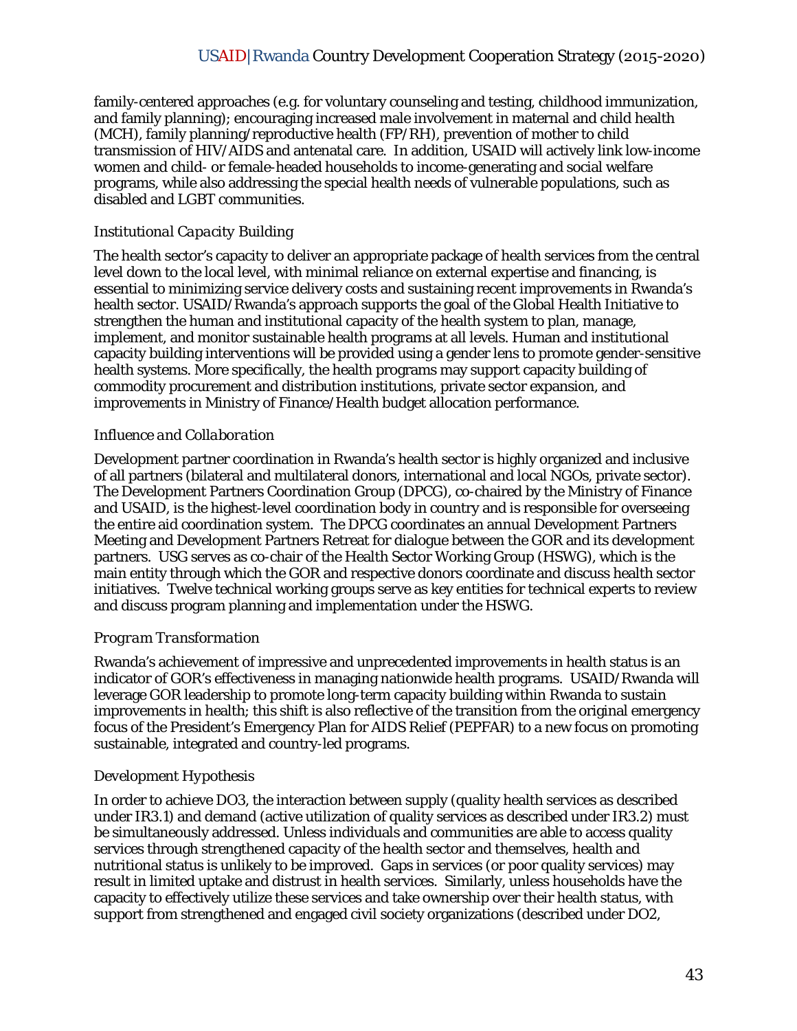family-centered approaches (e.g. for voluntary counseling and testing, childhood immunization, and family planning); encouraging increased male involvement in maternal and child health (MCH), family planning/reproductive health (FP/RH), prevention of mother to child transmission of HIV/AIDS and antenatal care. In addition, USAID will actively link low-income women and child- or female-headed households to income-generating and social welfare programs, while also addressing the special health needs of vulnerable populations, such as disabled and LGBT communities.

*Institutional Capacity Building*

The health sector's capacity to deliver an appropriate package of health services from the central level down to the local level, with minimal reliance on external expertise and financing, is essential to minimizing service delivery costs and sustaining recent improvements in Rwanda's health sector. USAID/Rwanda's approach supports the goal of the Global Health Initiative to strengthen the human and institutional capacity of the health system to plan, manage, implement, and monitor sustainable health programs at all levels. Human and institutional capacity building interventions will be provided using a gender lens to promote gender-sensitive health systems. More specifically, the health programs may support capacity building of commodity procurement and distribution institutions, private sector expansion, and improvements in Ministry of Finance/Health budget allocation performance.

*Influence and Collaboration*

Development partner coordination in Rwanda's health sector is highly organized and inclusive of all partners (bilateral and multilateral donors, international and local NGOs, private sector). The Development Partners Coordination Group (DPCG), co-chaired by the Ministry of Finance and USAID, is the highest-level coordination body in country and is responsible for overseeing the entire aid coordination system. The DPCG coordinates an annual Development Partners Meeting and Development Partners Retreat for dialogue between the GOR and its development partners. USG serves as co-chair of the Health Sector Working Group (HSWG), which is the main entity through which the GOR and respective donors coordinate and discuss health sector initiatives. Twelve technical working groups serve as key entities for technical experts to review and discuss program planning and implementation under the HSWG.

*Program Transformation*

Rwanda's achievement of impressive and unprecedented improvements in health status is an indicator of GOR's effectiveness in managing nationwide health programs. USAID/Rwanda will leverage GOR leadership to promote long-term capacity building within Rwanda to sustain improvements in health; this shift is also reflective of the transition from the original emergency focus of the President's Emergency Plan for AIDS Relief (PEPFAR) to a new focus on promoting sustainable, integrated and country-led programs.

Development Hypothesis

In order to achieve DO3, the interaction between supply (quality health services as described under IR3.1) and demand (active utilization of quality services as described under IR3.2) must be simultaneously addressed. Unless individuals and communities are able to access quality services through strengthened capacity of the health sector and themselves, health and nutritional status is unlikely to be improved. Gaps in services (or poor quality services) may result in limited uptake and distrust in health services. Similarly, unless households have the capacity to effectively utilize these services and take ownership over their health status, with support from strengthened and engaged civil society organizations (described under DO2,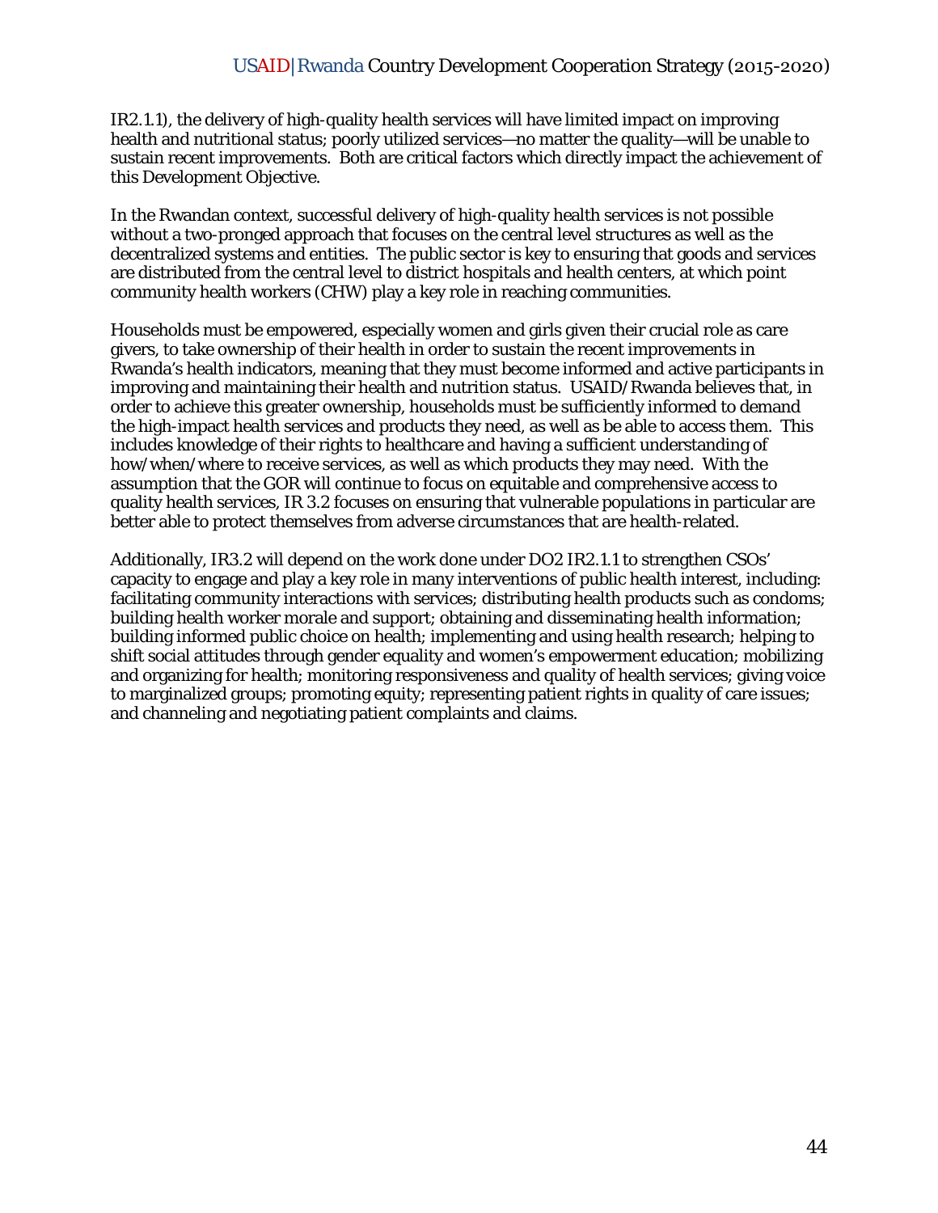IR2.1.1), the delivery of high-quality health services will have limited impact on improving health and nutritional status; poorly utilized services—no matter the quality—will be unable to sustain recent improvements. Both are critical factors which directly impact the achievement of this Development Objective.

In the Rwandan context, successful delivery of high-quality health services is not possible without a two-pronged approach that focuses on the central level structures as well as the decentralized systems and entities. The public sector is key to ensuring that goods and services are distributed from the central level to district hospitals and health centers, at which point community health workers (CHW) play a key role in reaching communities.

Households must be empowered, especially women and girls given their crucial role as care givers, to take ownership of their health in order to sustain the recent improvements in Rwanda's health indicators, meaning that they must become informed and active participants in improving and maintaining their health and nutrition status. USAID/Rwanda believes that, in order to achieve this greater ownership, households must be sufficiently informed to demand the high-impact health services and products they need, as well as be able to access them. This includes knowledge of their rights to healthcare and having a sufficient understanding of how/when/where to receive services, as well as which products they may need. With the assumption that the GOR will continue to focus on equitable and comprehensive access to quality health services, IR 3.2 focuses on ensuring that vulnerable populations in particular are better able to protect themselves from adverse circumstances that are health-related.

Additionally, IR3.2 will depend on the work done under DO2 IR2.1.1 to strengthen CSOs' capacity to engage and play a key role in many interventions of public health interest, including: facilitating community interactions with services; distributing health products such as condoms; building health worker morale and support; obtaining and disseminating health information; building informed public choice on health; implementing and using health research; helping to shift social attitudes through gender equality and women's empowerment education; mobilizing and organizing for health; monitoring responsiveness and quality of health services; giving voice to marginalized groups; promoting equity; representing patient rights in quality of care issues; and channeling and negotiating patient complaints and claims.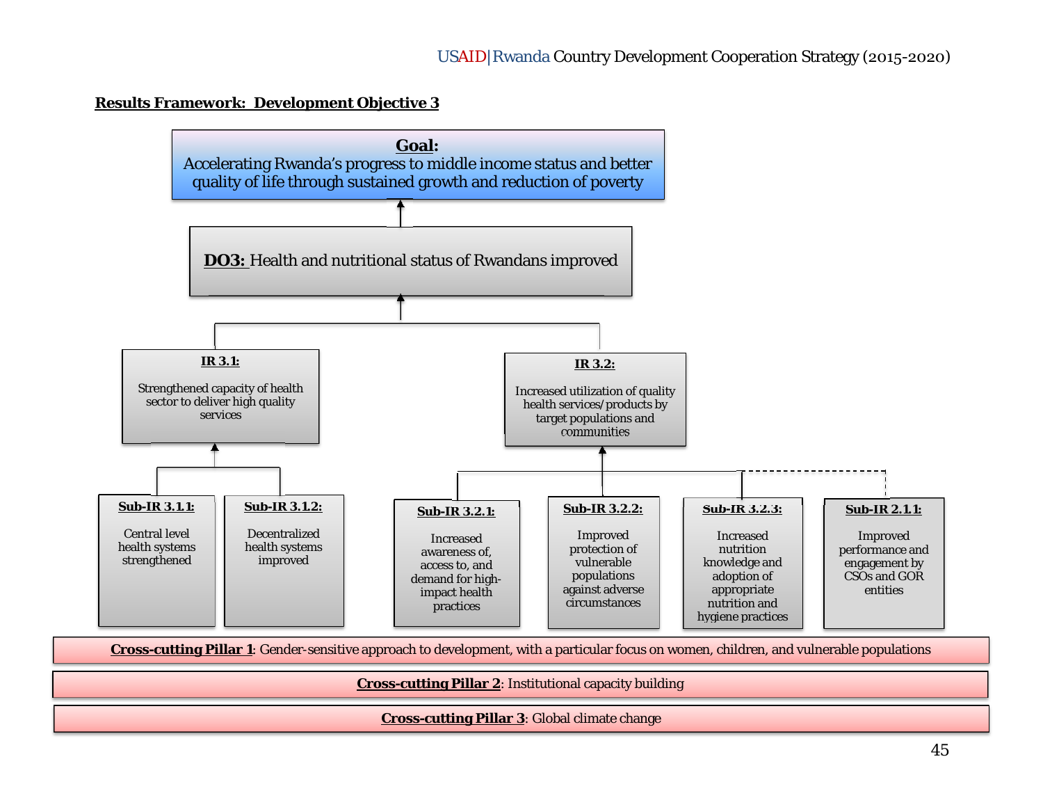**Results Framework: Development Objective 3**

**Goal:**
Accelerating Rwanda's progress to middle income status and better quality of life through sustained growth and reduction of poverty

**DO3:** Health and nutritional status of Rwandans improved

**IR 3.1:**

Strengthened capacity of health sector to deliver high quality services

**IR 3.2:**

Increased utilization of quality health services/products by target populations and communities

**Sub-IR 3.1.1:**

Central level health systems strengthened

**Sub-IR 3.1.2:**

Decentralized health systems improved

**Sub-IR 3.2.1:**

Increased awareness of, access to, and demand for high-impact health practices

**Sub-IR 3.2.2:**

Improved protection of vulnerable populations against adverse circumstances

**Sub-IR 3.2.3:**

Increased nutrition knowledge and adoption of appropriate nutrition and hygiene practices

**Sub-IR 2.1.1:**

Improved performance and engagement by CSOs and GOR entities

**Cross-cutting Pillar 1**: Gender-sensitive approach to development, with a particular focus on women, children, and vulnerable populations

**Cross-cutting Pillar 2**: Institutional capacity building

**Cross-cutting Pillar 3**: Global climate change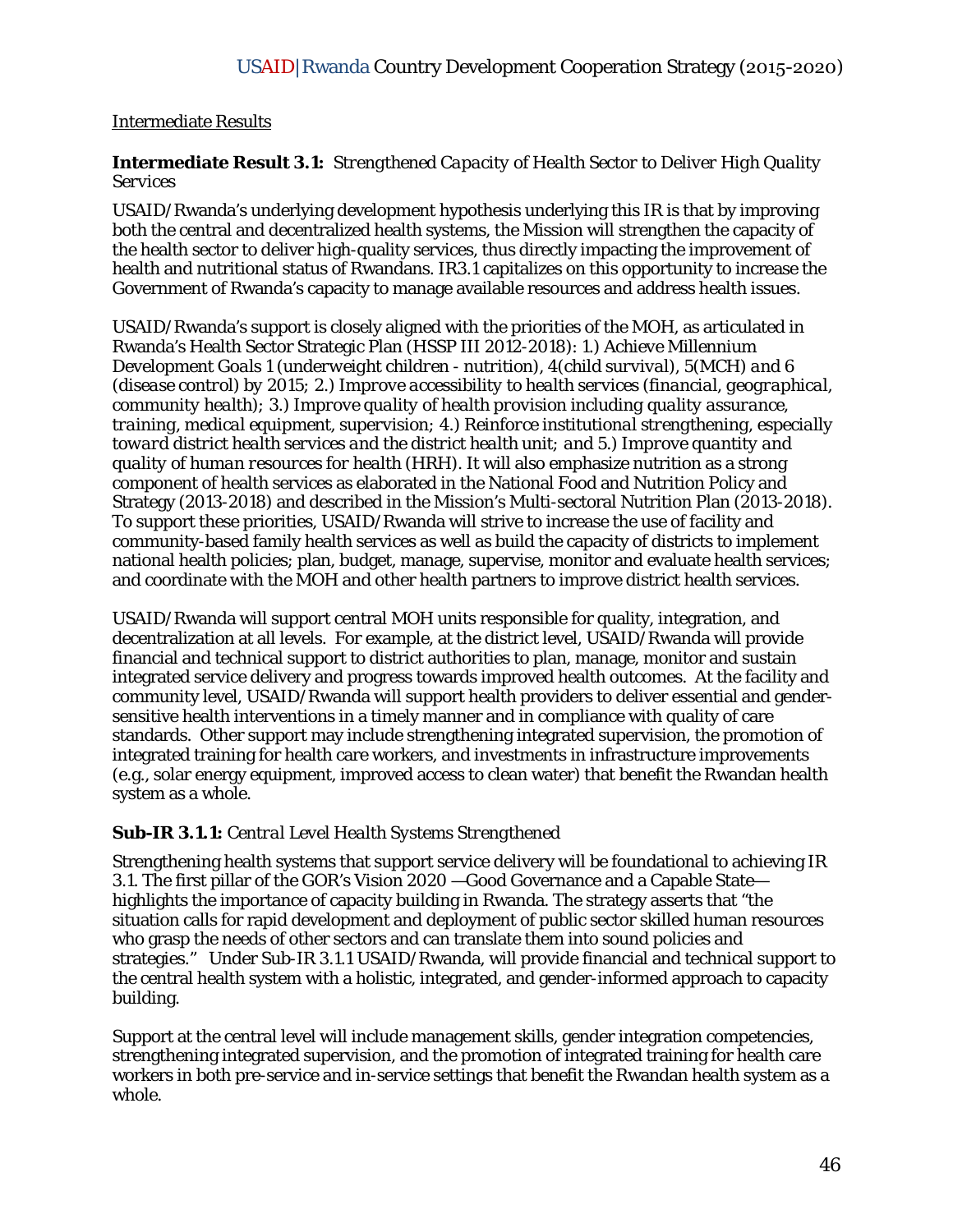Intermediate Results

**Intermediate Result 3.1:** *Strengthened Capacity of Health Sector to Deliver High Quality Services*

USAID/Rwanda's underlying development hypothesis underlying this IR is that by improving both the central and decentralized health systems, the Mission will strengthen the capacity of the health sector to deliver high-quality services, thus directly impacting the improvement of health and nutritional status of Rwandans. IR3.1 capitalizes on this opportunity to increase the Government of Rwanda's capacity to manage available resources and address health issues.

USAID/Rwanda's support is closely aligned with the priorities of the MOH, as articulated in Rwanda's Health Sector Strategic Plan (HSSP III 2012-2018): *1.) Achieve Millennium Development Goals 1 (underweight children - nutrition), 4(child survival), 5(MCH) and 6 (disease control) by 2015; 2.) Improve accessibility to health services (financial, geographical, community health); 3.) Improve quality of health provision including quality assurance, training, medical equipment, supervision; 4.) Reinforce institutional strengthening, especially toward district health services and the district health unit; and 5.) Improve quantity and quality of human resources for health (HRH).* It will also emphasize nutrition as a strong component of health services as elaborated in the National Food and Nutrition Policy and Strategy (2013-2018) and described in the Mission's Multi-sectoral Nutrition Plan (2013-2018). To support these priorities, USAID/Rwanda will strive to increase the use of facility and community-based family health services as well as build the capacity of districts to implement national health policies; plan, budget, manage, supervise, monitor and evaluate health services; and coordinate with the MOH and other health partners to improve district health services.

USAID/Rwanda will support central MOH units responsible for quality, integration, and decentralization at all levels. For example, at the district level, USAID/Rwanda will provide financial and technical support to district authorities to plan, manage, monitor and sustain integrated service delivery and progress towards improved health outcomes. At the facility and community level, USAID/Rwanda will support health providers to deliver essential and gender-sensitive health interventions in a timely manner and in compliance with quality of care standards. Other support may include strengthening integrated supervision, the promotion of integrated training for health care workers, and investments in infrastructure improvements (e.g., solar energy equipment, improved access to clean water) that benefit the Rwandan health system as a whole.

**Sub-IR 3.1.1:** *Central Level Health Systems Strengthened*

Strengthening health systems that support service delivery will be foundational to achieving IR 3.1. The first pillar of the GOR's Vision 2020 —Good Governance and a Capable State— highlights the importance of capacity building in Rwanda. The strategy asserts that "the situation calls for rapid development and deployment of public sector skilled human resources who grasp the needs of other sectors and can translate them into sound policies and strategies." Under Sub-IR 3.1.1 USAID/Rwanda, will provide financial and technical support to the central health system with a holistic, integrated, and gender-informed approach to capacity building.

Support at the central level will include management skills, gender integration competencies, strengthening integrated supervision, and the promotion of integrated training for health care workers in both pre-service and in-service settings that benefit the Rwandan health system as a whole.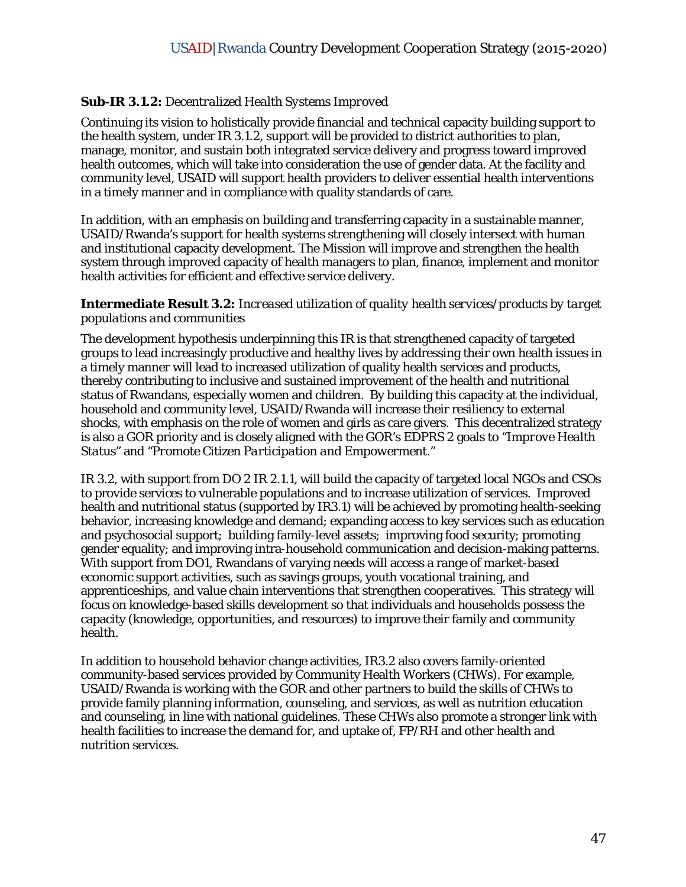**Sub-IR 3.1.2:** *Decentralized Health Systems Improved*

Continuing its vision to holistically provide financial and technical capacity building support to the health system, under IR 3.1.2, support will be provided to district authorities to plan, manage, monitor, and sustain both integrated service delivery and progress toward improved health outcomes, which will take into consideration the use of gender data. At the facility and community level, USAID will support health providers to deliver essential health interventions in a timely manner and in compliance with quality standards of care.

In addition, with an emphasis on building and transferring capacity in a sustainable manner, USAID/Rwanda's support for health systems strengthening will closely intersect with human and institutional capacity development. The Mission will improve and strengthen the health system through improved capacity of health managers to plan, finance, implement and monitor health activities for efficient and effective service delivery.

**Intermediate Result 3.2:** *Increased utilization of quality health services/products by target populations and communities*

The development hypothesis underpinning this IR is that strengthened capacity of targeted groups to lead increasingly productive and healthy lives by addressing their own health issues in a timely manner will lead to increased utilization of quality health services and products, thereby contributing to inclusive and sustained improvement of the health and nutritional status of Rwandans, especially women and children. By building this capacity at the individual, household and community level, USAID/Rwanda will increase their resiliency to external shocks, with emphasis on the role of women and girls as care givers. This decentralized strategy is also a GOR priority and is closely aligned with the GOR's EDPRS 2 goals to "*Improve Health Status*" and "*Promote Citizen Participation and Empowerment*."

IR 3.2, with support from DO 2 IR 2.1.1, will build the capacity of targeted local NGOs and CSOs to provide services to vulnerable populations and to increase utilization of services. Improved health and nutritional status (supported by IR3.1) will be achieved by promoting health-seeking behavior, increasing knowledge and demand; expanding access to key services such as education and psychosocial support; building family-level assets; improving food security; promoting gender equality; and improving intra-household communication and decision-making patterns. With support from DO1, Rwandans of varying needs will access a range of market-based economic support activities, such as savings groups, youth vocational training, and apprenticeships, and value chain interventions that strengthen cooperatives. This strategy will focus on knowledge-based skills development so that individuals and households possess the capacity (knowledge, opportunities, and resources) to improve their family and community health.

In addition to household behavior change activities, IR3.2 also covers family-oriented community-based services provided by Community Health Workers (CHWs). For example, USAID/Rwanda is working with the GOR and other partners to build the skills of CHWs to provide family planning information, counseling, and services, as well as nutrition education and counseling, in line with national guidelines. These CHWs also promote a stronger link with health facilities to increase the demand for, and uptake of, FP/RH and other health and nutrition services.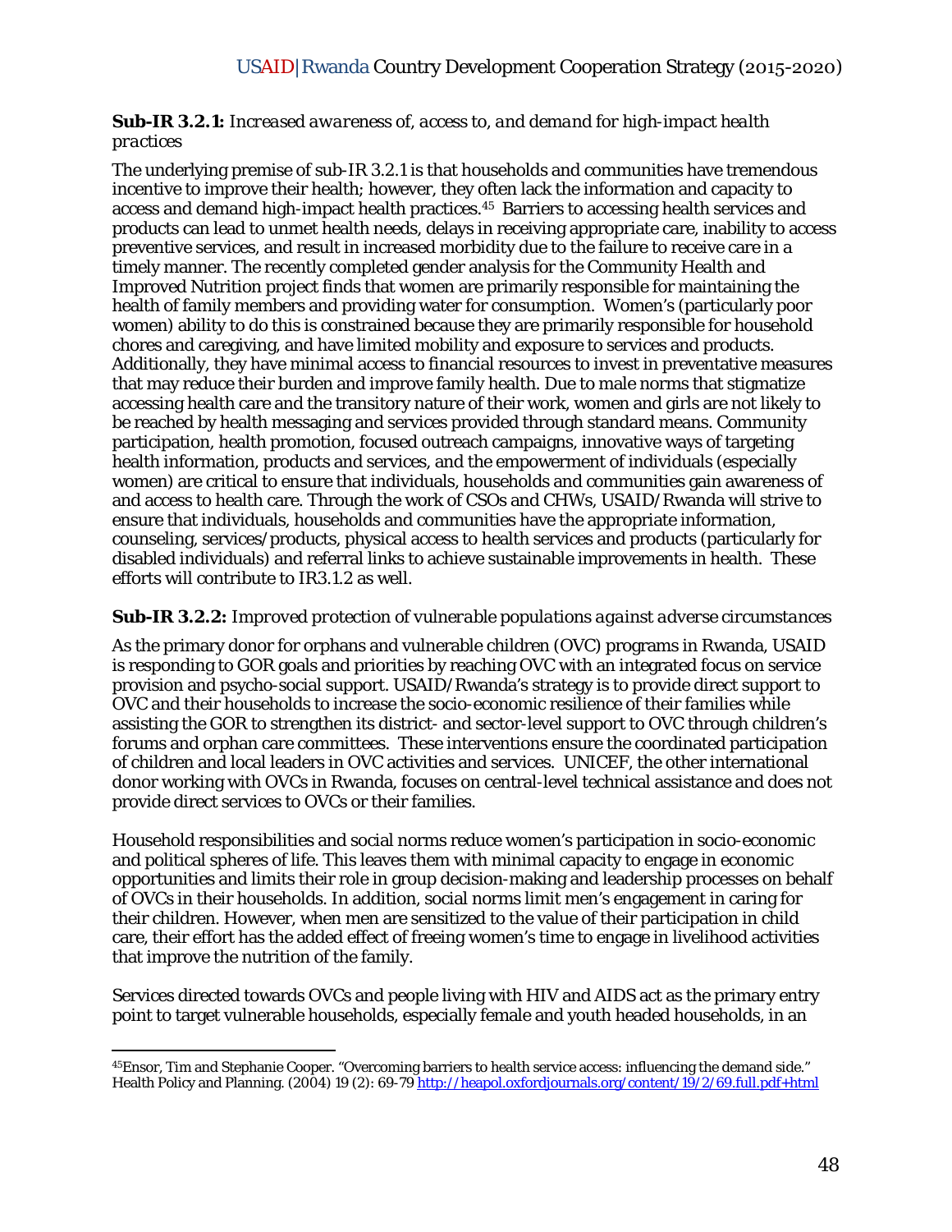**Sub-IR 3.2.1:** *Increased awareness of, access to, and demand for high-impact health practices*

The underlying premise of sub-IR 3.2.1 is that households and communities have tremendous incentive to improve their health; however, they often lack the information and capacity to access and demand high-impact health practices.[45] Barriers to accessing health services and products can lead to unmet health needs, delays in receiving appropriate care, inability to access preventive services, and result in increased morbidity due to the failure to receive care in a timely manner. The recently completed gender analysis for the Community Health and Improved Nutrition project finds that women are primarily responsible for maintaining the health of family members and providing water for consumption. Women's (particularly poor women) ability to do this is constrained because they are primarily responsible for household chores and caregiving, and have limited mobility and exposure to services and products. Additionally, they have minimal access to financial resources to invest in preventative measures that may reduce their burden and improve family health. Due to male norms that stigmatize accessing health care and the transitory nature of their work, women and girls are not likely to be reached by health messaging and services provided through standard means. Community participation, health promotion, focused outreach campaigns, innovative ways of targeting health information, products and services, and the empowerment of individuals (especially women) are critical to ensure that individuals, households and communities gain awareness of and access to health care. Through the work of CSOs and CHWs, USAID/Rwanda will strive to ensure that individuals, households and communities have the appropriate information, counseling, services/products, physical access to health services and products (particularly for disabled individuals) and referral links to achieve sustainable improvements in health. These efforts will contribute to IR3.1.2 as well.

**Sub-IR 3.2.2:** *Improved protection of vulnerable populations against adverse circumstances*

As the primary donor for orphans and vulnerable children (OVC) programs in Rwanda, USAID is responding to GOR goals and priorities by reaching OVC with an integrated focus on service provision and psycho-social support. USAID/Rwanda's strategy is to provide direct support to OVC and their households to increase the socio-economic resilience of their families while assisting the GOR to strengthen its district- and sector-level support to OVC through children's forums and orphan care committees. These interventions ensure the coordinated participation of children and local leaders in OVC activities and services. UNICEF, the other international donor working with OVCs in Rwanda, focuses on central-level technical assistance and does not provide direct services to OVCs or their families.

Household responsibilities and social norms reduce women's participation in socio-economic and political spheres of life. This leaves them with minimal capacity to engage in economic opportunities and limits their role in group decision-making and leadership processes on behalf of OVCs in their households. In addition, social norms limit men's engagement in caring for their children. However, when men are sensitized to the value of their participation in child care, their effort has the added effect of freeing women's time to engage in livelihood activities that improve the nutrition of the family.

Services directed towards OVCs and people living with HIV and AIDS act as the primary entry point to target vulnerable households, especially female and youth headed households, in an

---

[45] Ensor, Tim and Stephanie Cooper. "Overcoming barriers to health service access: influencing the demand side." Health Policy and Planning. (2004) 19 (2): 69-79 http://heapol.oxfordjournals.org/content/19/2/69.full.pdf+html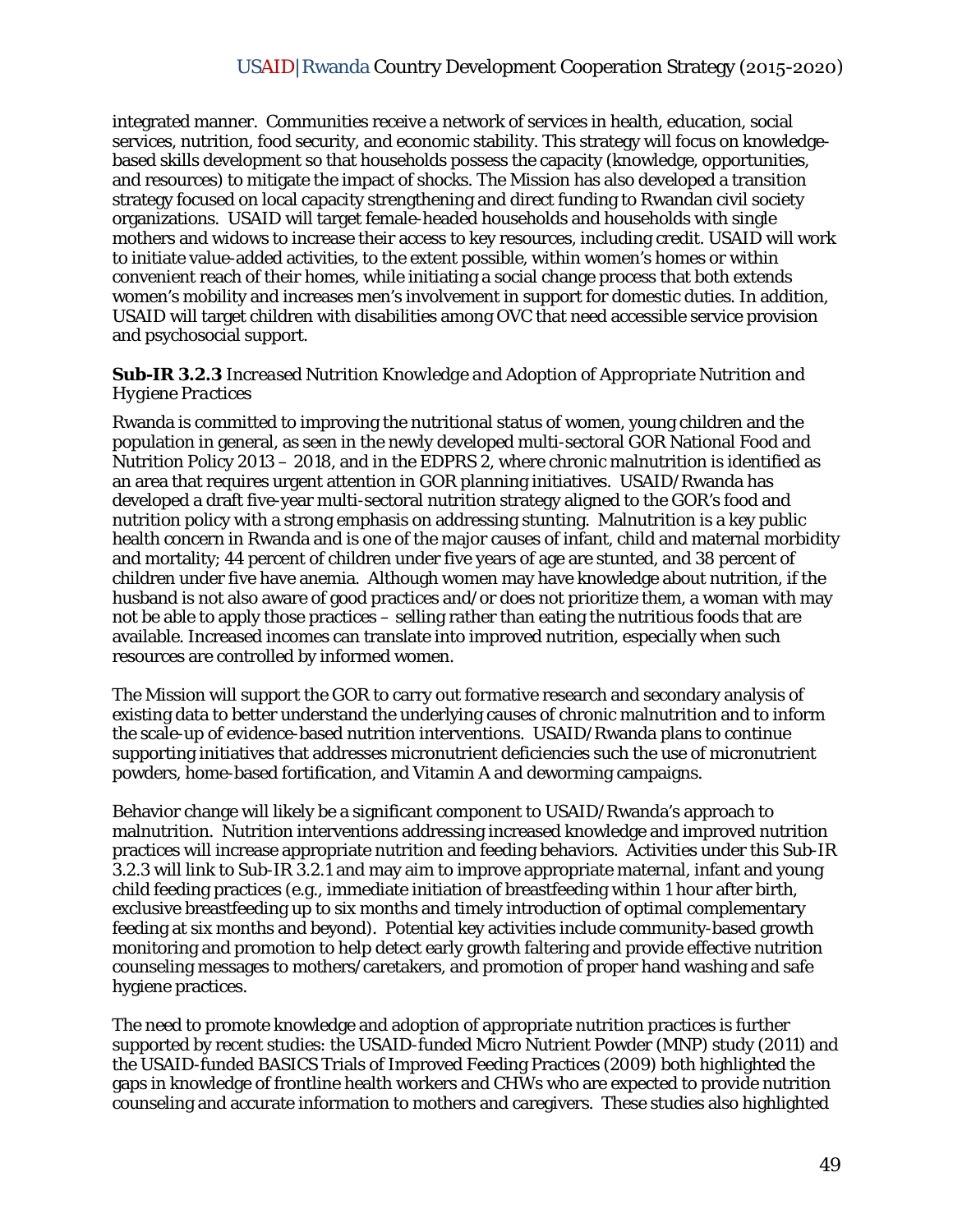integrated manner. Communities receive a network of services in health, education, social services, nutrition, food security, and economic stability. This strategy will focus on knowledge-based skills development so that households possess the capacity (knowledge, opportunities, and resources) to mitigate the impact of shocks. The Mission has also developed a transition strategy focused on local capacity strengthening and direct funding to Rwandan civil society organizations. USAID will target female-headed households and households with single mothers and widows to increase their access to key resources, including credit. USAID will work to initiate value-added activities, to the extent possible, within women's homes or within convenient reach of their homes, while initiating a social change process that both extends women's mobility and increases men's involvement in support for domestic duties. In addition, USAID will target children with disabilities among OVC that need accessible service provision and psychosocial support.

***Sub-IR 3.2.3*** *Increased Nutrition Knowledge and Adoption of Appropriate Nutrition and Hygiene Practices*

Rwanda is committed to improving the nutritional status of women, young children and the population in general, as seen in the newly developed multi-sectoral GOR National Food and Nutrition Policy 2013 – 2018, and in the EDPRS 2, where chronic malnutrition is identified as an area that requires urgent attention in GOR planning initiatives. USAID/Rwanda has developed a draft five-year multi-sectoral nutrition strategy aligned to the GOR's food and nutrition policy with a strong emphasis on addressing stunting. Malnutrition is a key public health concern in Rwanda and is one of the major causes of infant, child and maternal morbidity and mortality; 44 percent of children under five years of age are stunted, and 38 percent of children under five have anemia. Although women may have knowledge about nutrition, if the husband is not also aware of good practices and/or does not prioritize them, a woman with may not be able to apply those practices – selling rather than eating the nutritious foods that are available. Increased incomes can translate into improved nutrition, especially when such resources are controlled by informed women.

The Mission will support the GOR to carry out formative research and secondary analysis of existing data to better understand the underlying causes of chronic malnutrition and to inform the scale-up of evidence-based nutrition interventions. USAID/Rwanda plans to continue supporting initiatives that addresses micronutrient deficiencies such the use of micronutrient powders, home-based fortification, and Vitamin A and deworming campaigns.

Behavior change will likely be a significant component to USAID/Rwanda's approach to malnutrition. Nutrition interventions addressing increased knowledge and improved nutrition practices will increase appropriate nutrition and feeding behaviors. Activities under this Sub-IR 3.2.3 will link to Sub-IR 3.2.1 and may aim to improve appropriate maternal, infant and young child feeding practices (e.g., immediate initiation of breastfeeding within 1 hour after birth, exclusive breastfeeding up to six months and timely introduction of optimal complementary feeding at six months and beyond). Potential key activities include community-based growth monitoring and promotion to help detect early growth faltering and provide effective nutrition counseling messages to mothers/caretakers, and promotion of proper hand washing and safe hygiene practices.

The need to promote knowledge and adoption of appropriate nutrition practices is further supported by recent studies: the USAID-funded Micro Nutrient Powder (MNP) study (2011) and the USAID-funded BASICS Trials of Improved Feeding Practices (2009) both highlighted the gaps in knowledge of frontline health workers and CHWs who are expected to provide nutrition counseling and accurate information to mothers and caregivers. These studies also highlighted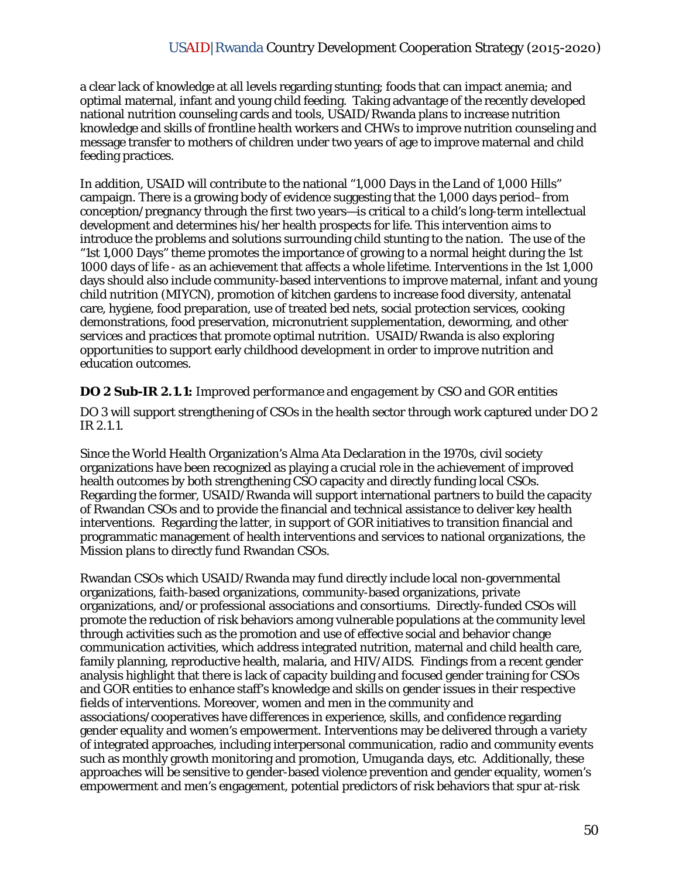a clear lack of knowledge at all levels regarding stunting; foods that can impact anemia; and optimal maternal, infant and young child feeding. Taking advantage of the recently developed national nutrition counseling cards and tools, USAID/Rwanda plans to increase nutrition knowledge and skills of frontline health workers and CHWs to improve nutrition counseling and message transfer to mothers of children under two years of age to improve maternal and child feeding practices.

In addition, USAID will contribute to the national "1,000 Days in the Land of 1,000 Hills" campaign. There is a growing body of evidence suggesting that the 1,000 days period–from conception/pregnancy through the first two years—is critical to a child's long-term intellectual development and determines his/her health prospects for life. This intervention aims to introduce the problems and solutions surrounding child stunting to the nation. The use of the "1st 1,000 Days" theme promotes the importance of growing to a normal height during the 1st 1000 days of life - as an achievement that affects a whole lifetime. Interventions in the 1st 1,000 days should also include community-based interventions to improve maternal, infant and young child nutrition (MIYCN), promotion of kitchen gardens to increase food diversity, antenatal care, hygiene, food preparation, use of treated bed nets, social protection services, cooking demonstrations, food preservation, micronutrient supplementation, deworming, and other services and practices that promote optimal nutrition. USAID/Rwanda is also exploring opportunities to support early childhood development in order to improve nutrition and education outcomes.

**DO 2 Sub-IR 2.1.1:** *Improved performance and engagement by CSO and GOR entities*

DO 3 will support strengthening of CSOs in the health sector through work captured under DO 2 IR 2.1.1.

Since the World Health Organization's Alma Ata Declaration in the 1970s, civil society organizations have been recognized as playing a crucial role in the achievement of improved health outcomes by both strengthening CSO capacity and directly funding local CSOs. Regarding the former, USAID/Rwanda will support international partners to build the capacity of Rwandan CSOs and to provide the financial and technical assistance to deliver key health interventions. Regarding the latter, in support of GOR initiatives to transition financial and programmatic management of health interventions and services to national organizations, the Mission plans to directly fund Rwandan CSOs.

Rwandan CSOs which USAID/Rwanda may fund directly include local non-governmental organizations, faith-based organizations, community-based organizations, private organizations, and/or professional associations and consortiums. Directly-funded CSOs will promote the reduction of risk behaviors among vulnerable populations at the community level through activities such as the promotion and use of effective social and behavior change communication activities, which address integrated nutrition, maternal and child health care, family planning, reproductive health, malaria, and HIV/AIDS. Findings from a recent gender analysis highlight that there is lack of capacity building and focused gender training for CSOs and GOR entities to enhance staff's knowledge and skills on gender issues in their respective fields of interventions. Moreover, women and men in the community and associations/cooperatives have differences in experience, skills, and confidence regarding gender equality and women's empowerment. Interventions may be delivered through a variety of integrated approaches, including interpersonal communication, radio and community events such as monthly growth monitoring and promotion, *Umuganda* days, etc. Additionally, these approaches will be sensitive to gender-based violence prevention and gender equality, women's empowerment and men's engagement, potential predictors of risk behaviors that spur at-risk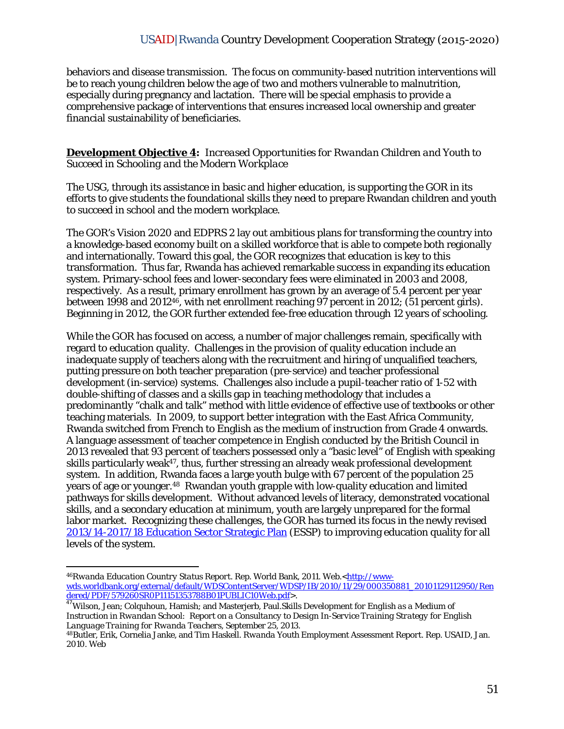behaviors and disease transmission. The focus on community-based nutrition interventions will be to reach young children below the age of two and mothers vulnerable to malnutrition, especially during pregnancy and lactation. There will be special emphasis to provide a comprehensive package of interventions that ensures increased local ownership and greater financial sustainability of beneficiaries.

**Development Objective 4:** *Increased Opportunities for Rwandan Children and Youth to Succeed in Schooling and the Modern Workplace*

The USG, through its assistance in basic and higher education, is supporting the GOR in its efforts to give students the foundational skills they need to prepare Rwandan children and youth to succeed in school and the modern workplace.

The GOR's Vision 2020 and EDPRS 2 lay out ambitious plans for transforming the country into a knowledge-based economy built on a skilled workforce that is able to compete both regionally and internationally. Toward this goal, the GOR recognizes that education is key to this transformation. Thus far, Rwanda has achieved remarkable success in expanding its education system. Primary-school fees and lower-secondary fees were eliminated in 2003 and 2008, respectively. As a result, primary enrollment has grown by an average of 5.4 percent per year between 1998 and 2012[46], with net enrollment reaching 97 percent in 2012; (51 percent girls). Beginning in 2012, the GOR further extended fee-free education through 12 years of schooling.

While the GOR has focused on access, a number of major challenges remain, specifically with regard to education quality. Challenges in the provision of quality education include an inadequate supply of teachers along with the recruitment and hiring of unqualified teachers, putting pressure on both teacher preparation (pre-service) and teacher professional development (in-service) systems. Challenges also include a pupil-teacher ratio of 1-52 with double-shifting of classes and a skills gap in teaching methodology that includes a predominantly "chalk and talk" method with little evidence of effective use of textbooks or other teaching materials. In 2009, to support better integration with the East Africa Community, Rwanda switched from French to English as the medium of instruction from Grade 4 onwards. A language assessment of teacher competence in English conducted by the British Council in 2013 revealed that 93 percent of teachers possessed only a "basic level" of English with speaking skills particularly weak[47], thus, further stressing an already weak professional development system. In addition, Rwanda faces a large youth bulge with 67 percent of the population 25 years of age or younger.[48] Rwandan youth grapple with low-quality education and limited pathways for skills development. Without advanced levels of literacy, demonstrated vocational skills, and a secondary education at minimum, youth are largely unprepared for the formal labor market. Recognizing these challenges, the GOR has turned its focus in the newly revised [2013/14-2017/18 Education Sector Strategic Plan](#) (ESSP) to improving education quality for all levels of the system.

---

[46] *Rwanda Education Country Status Report*. Rep. World Bank, 2011. Web.<http://www-wds.worldbank.org/external/default/WDSContentServer/WDSP/IB/2010/11/29/000350881_20101129112950/Rendered/PDF/579260SR0P11151353788B01PUBLIC10Web.pdf>.

[47] Wilson, Jean; Colquhoun, Hamish; and Masterjerb, Paul.*Skills Development for English as a Medium of Instruction in Rwandan School: Report on a Consultancy to Design In-Service Training Strategy for English Language Training for Rwanda Teachers*, September 25, 2013.

[48] Butler, Erik, Cornelia Janke, and Tim Haskell. *Rwanda Youth Employment Assessment Report*. Rep. USAID, Jan. 2010. Web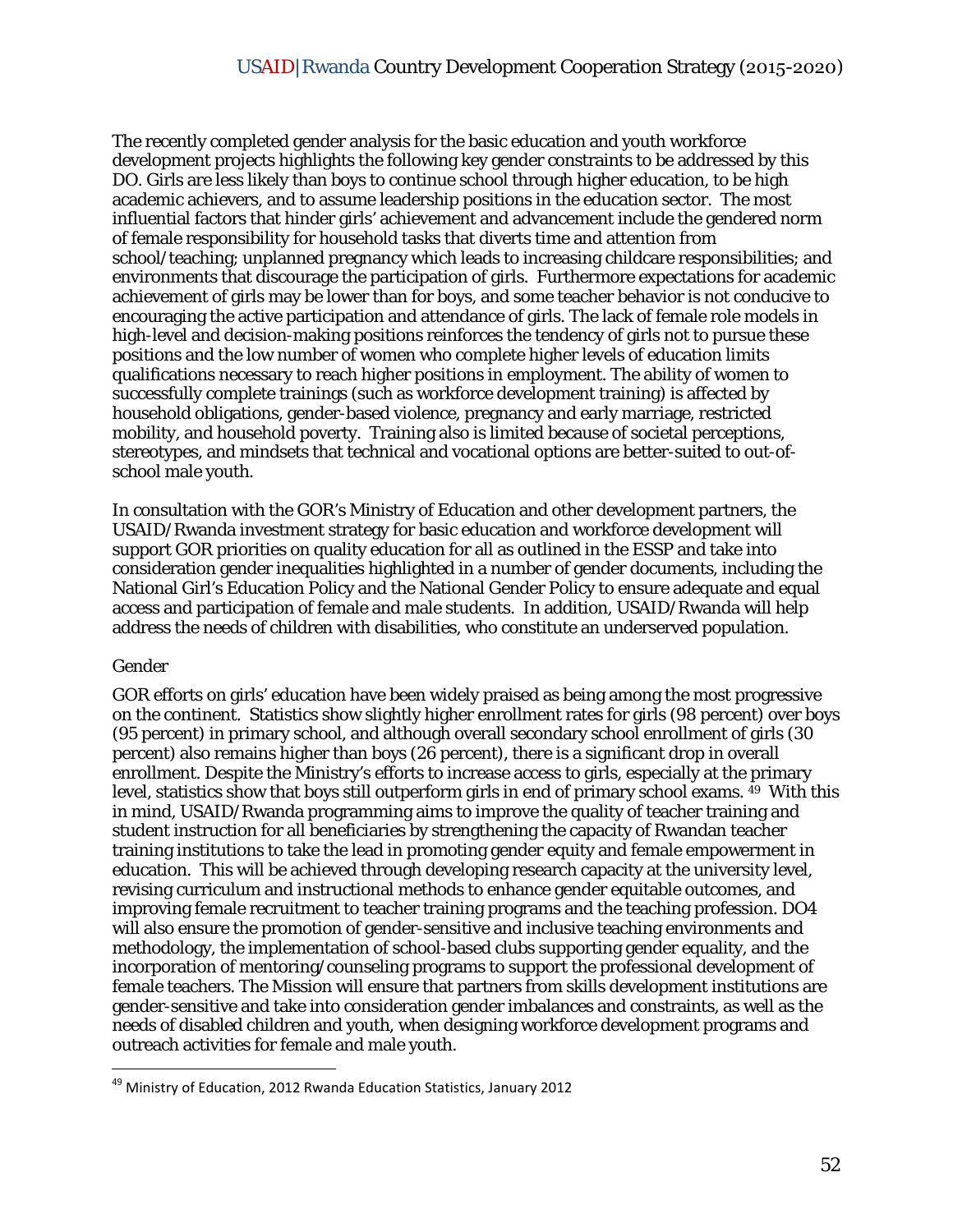The recently completed gender analysis for the basic education and youth workforce development projects highlights the following key gender constraints to be addressed by this DO. Girls are less likely than boys to continue school through higher education, to be high academic achievers, and to assume leadership positions in the education sector. The most influential factors that hinder girls' achievement and advancement include the gendered norm of female responsibility for household tasks that diverts time and attention from school/teaching; unplanned pregnancy which leads to increasing childcare responsibilities; and environments that discourage the participation of girls. Furthermore expectations for academic achievement of girls may be lower than for boys, and some teacher behavior is not conducive to encouraging the active participation and attendance of girls. The lack of female role models in high-level and decision-making positions reinforces the tendency of girls not to pursue these positions and the low number of women who complete higher levels of education limits qualifications necessary to reach higher positions in employment. The ability of women to successfully complete trainings (such as workforce development training) is affected by household obligations, gender-based violence, pregnancy and early marriage, restricted mobility, and household poverty. Training also is limited because of societal perceptions, stereotypes, and mindsets that technical and vocational options are better-suited to out-of-school male youth.

In consultation with the GOR's Ministry of Education and other development partners, the USAID/Rwanda investment strategy for basic education and workforce development will support GOR priorities on quality education for all as outlined in the ESSP and take into consideration gender inequalities highlighted in a number of gender documents, including the National Girl's Education Policy and the National Gender Policy to ensure adequate and equal access and participation of female and male students. In addition, USAID/Rwanda will help address the needs of children with disabilities, who constitute an underserved population.

Gender

GOR efforts on girls' education have been widely praised as being among the most progressive on the continent. Statistics show slightly higher enrollment rates for girls (98 percent) over boys (95 percent) in primary school, and although overall secondary school enrollment of girls (30 percent) also remains higher than boys (26 percent), there is a significant drop in overall enrollment. Despite the Ministry's efforts to increase access to girls, especially at the primary level, statistics show that boys still outperform girls in end of primary school exams. [49] With this in mind, USAID/Rwanda programming aims to improve the quality of teacher training and student instruction for all beneficiaries by strengthening the capacity of Rwandan teacher training institutions to take the lead in promoting gender equity and female empowerment in education. This will be achieved through developing research capacity at the university level, revising curriculum and instructional methods to enhance gender equitable outcomes, and improving female recruitment to teacher training programs and the teaching profession. DO4 will also ensure the promotion of gender-sensitive and inclusive teaching environments and methodology, the implementation of school-based clubs supporting gender equality, and the incorporation of mentoring/counseling programs to support the professional development of female teachers. The Mission will ensure that partners from skills development institutions are gender-sensitive and take into consideration gender imbalances and constraints, as well as the needs of disabled children and youth, when designing workforce development programs and outreach activities for female and male youth.

[49] Ministry of Education, 2012 Rwanda Education Statistics, January 2012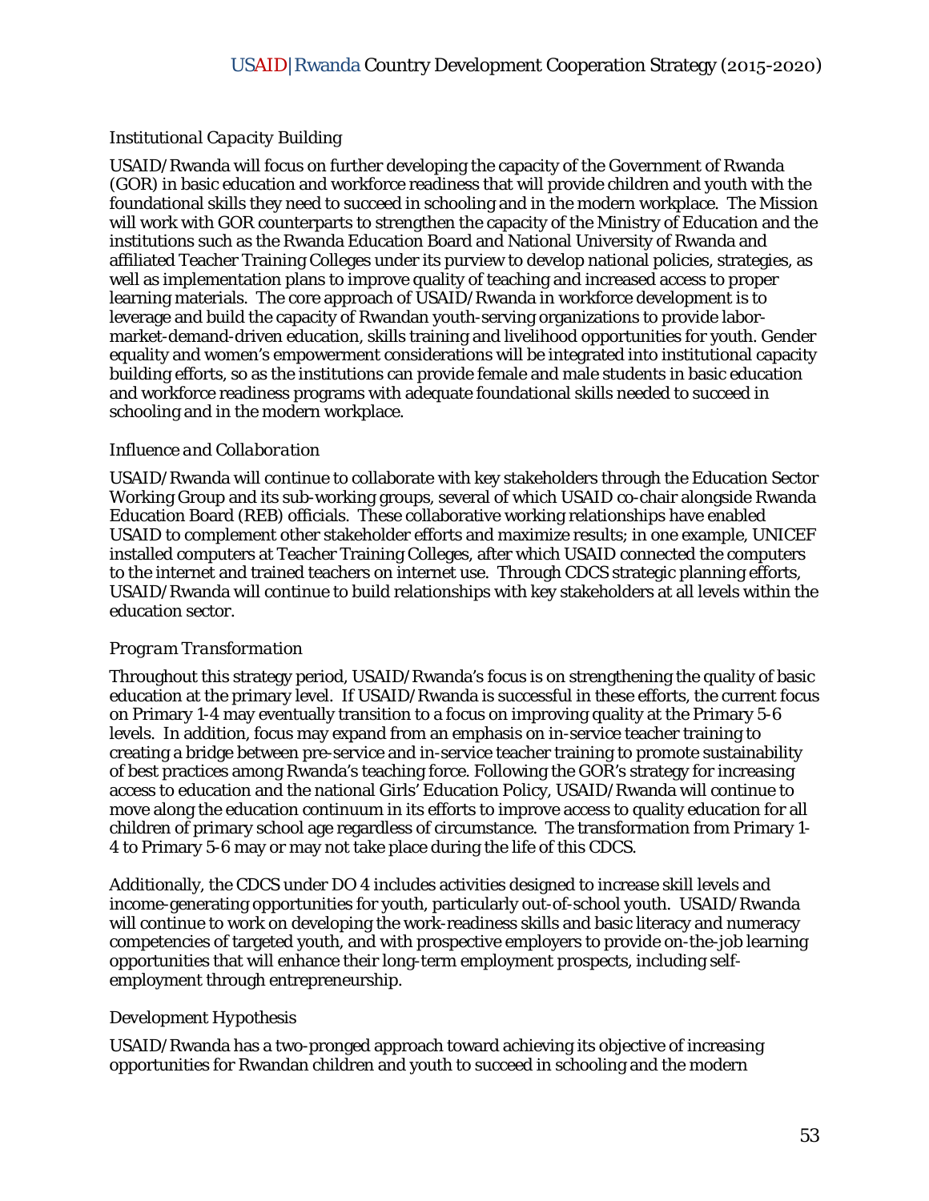### *Institutional Capacity Building*

USAID/Rwanda will focus on further developing the capacity of the Government of Rwanda (GOR) in basic education and workforce readiness that will provide children and youth with the foundational skills they need to succeed in schooling and in the modern workplace. The Mission will work with GOR counterparts to strengthen the capacity of the Ministry of Education and the institutions such as the Rwanda Education Board and National University of Rwanda and affiliated Teacher Training Colleges under its purview to develop national policies, strategies, as well as implementation plans to improve quality of teaching and increased access to proper learning materials. The core approach of USAID/Rwanda in workforce development is to leverage and build the capacity of Rwandan youth-serving organizations to provide labor-market-demand-driven education, skills training and livelihood opportunities for youth. Gender equality and women's empowerment considerations will be integrated into institutional capacity building efforts, so as the institutions can provide female and male students in basic education and workforce readiness programs with adequate foundational skills needed to succeed in schooling and in the modern workplace.

### *Influence and Collaboration*

USAID/Rwanda will continue to collaborate with key stakeholders through the Education Sector Working Group and its sub-working groups, several of which USAID co-chair alongside Rwanda Education Board (REB) officials. These collaborative working relationships have enabled USAID to complement other stakeholder efforts and maximize results; in one example, UNICEF installed computers at Teacher Training Colleges, after which USAID connected the computers to the internet and trained teachers on internet use. Through CDCS strategic planning efforts, USAID/Rwanda will continue to build relationships with key stakeholders at all levels within the education sector.

### *Program Transformation*

Throughout this strategy period, USAID/Rwanda's focus is on strengthening the quality of basic education at the primary level. If USAID/Rwanda is successful in these efforts, the current focus on Primary 1-4 may eventually transition to a focus on improving quality at the Primary 5-6 levels. In addition, focus may expand from an emphasis on in-service teacher training to creating a bridge between pre-service and in-service teacher training to promote sustainability of best practices among Rwanda's teaching force. Following the GOR's strategy for increasing access to education and the national Girls' Education Policy, USAID/Rwanda will continue to move along the education continuum in its efforts to improve access to quality education for all children of primary school age regardless of circumstance. The transformation from Primary 1-4 to Primary 5-6 may or may not take place during the life of this CDCS.

Additionally, the CDCS under DO 4 includes activities designed to increase skill levels and income-generating opportunities for youth, particularly out-of-school youth. USAID/Rwanda will continue to work on developing the work-readiness skills and basic literacy and numeracy competencies of targeted youth, and with prospective employers to provide on-the-job learning opportunities that will enhance their long-term employment prospects, including self-employment through entrepreneurship.

### Development Hypothesis

USAID/Rwanda has a two-pronged approach toward achieving its objective of increasing opportunities for Rwandan children and youth to succeed in schooling and the modern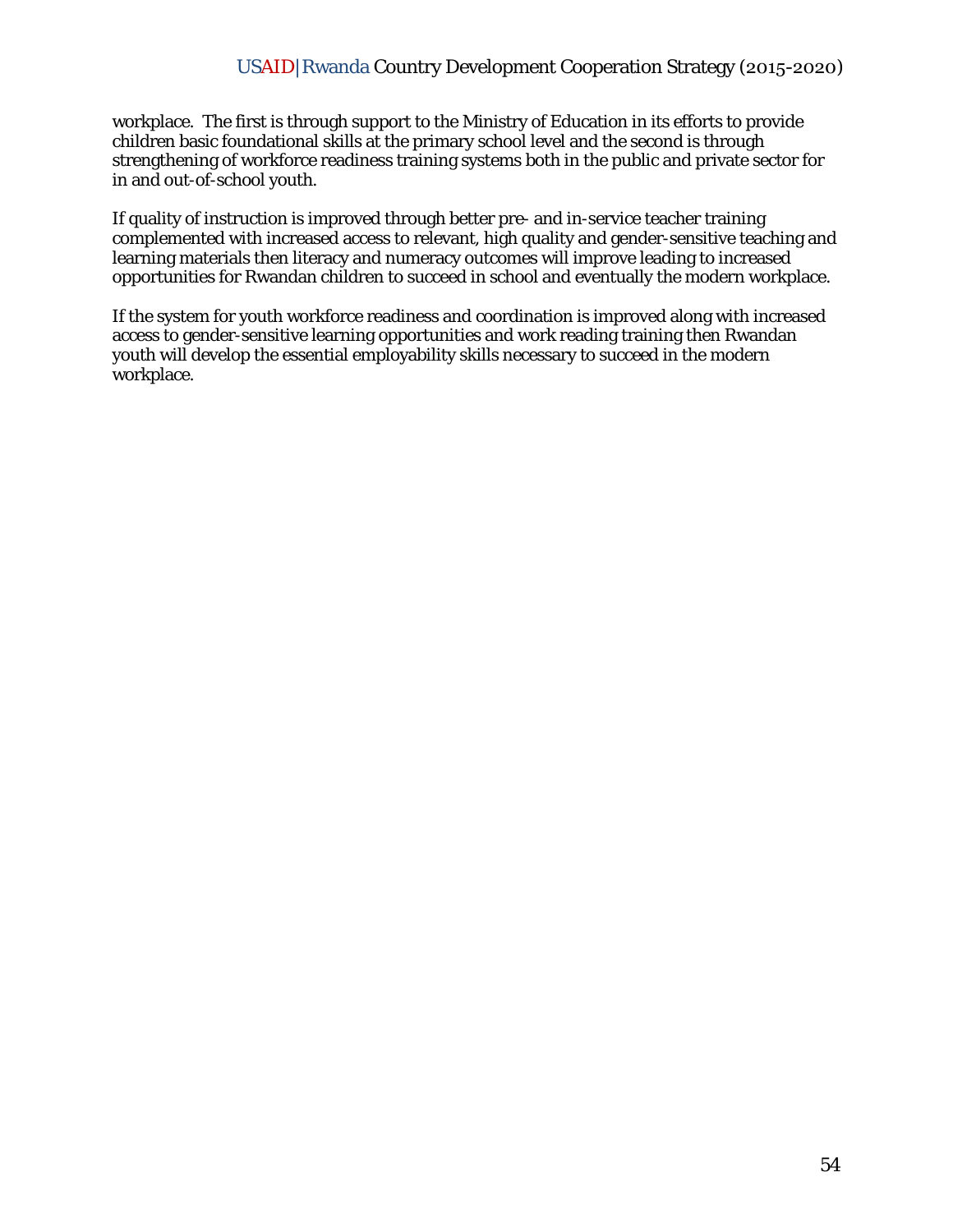workplace. The first is through support to the Ministry of Education in its efforts to provide children basic foundational skills at the primary school level and the second is through strengthening of workforce readiness training systems both in the public and private sector for in and out-of-school youth.

If quality of instruction is improved through better pre- and in-service teacher training complemented with increased access to relevant, high quality and gender-sensitive teaching and learning materials then literacy and numeracy outcomes will improve leading to increased opportunities for Rwandan children to succeed in school and eventually the modern workplace.

If the system for youth workforce readiness and coordination is improved along with increased access to gender-sensitive learning opportunities and work reading training then Rwandan youth will develop the essential employability skills necessary to succeed in the modern workplace.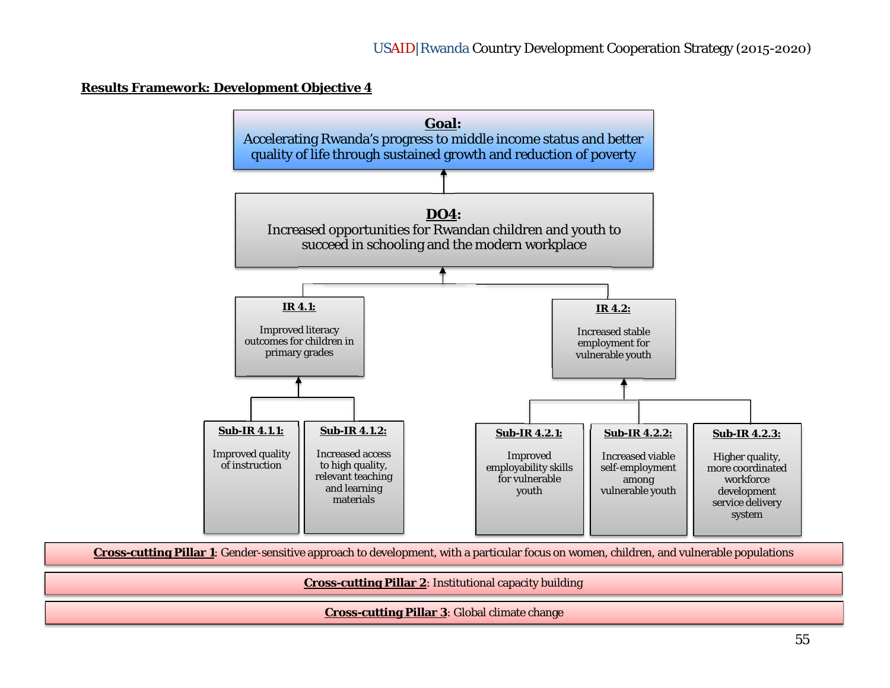**Results Framework: Development Objective 4**

**Goal:**
Accelerating Rwanda's progress to middle income status and better quality of life through sustained growth and reduction of poverty

**DO4:**
Increased opportunities for Rwandan children and youth to succeed in schooling and the modern workplace

**IR 4.1:**
Improved literacy outcomes for children in primary grades

**Sub-IR 4.1.1:**
Improved quality of instruction

**Sub-IR 4.1.2:**
Increased access to high quality, relevant teaching and learning materials

**IR 4.2:**
Increased stable employment for vulnerable youth

**Sub-IR 4.2.1:**
Improved employability skills for vulnerable youth

**Sub-IR 4.2.2:**
Increased viable self-employment among vulnerable youth

**Sub-IR 4.2.3:**
Higher quality, more coordinated workforce development service delivery system

**Cross-cutting Pillar 1**: Gender-sensitive approach to development, with a particular focus on women, children, and vulnerable populations

**Cross-cutting Pillar 2**: Institutional capacity building

**Cross-cutting Pillar 3**: Global climate change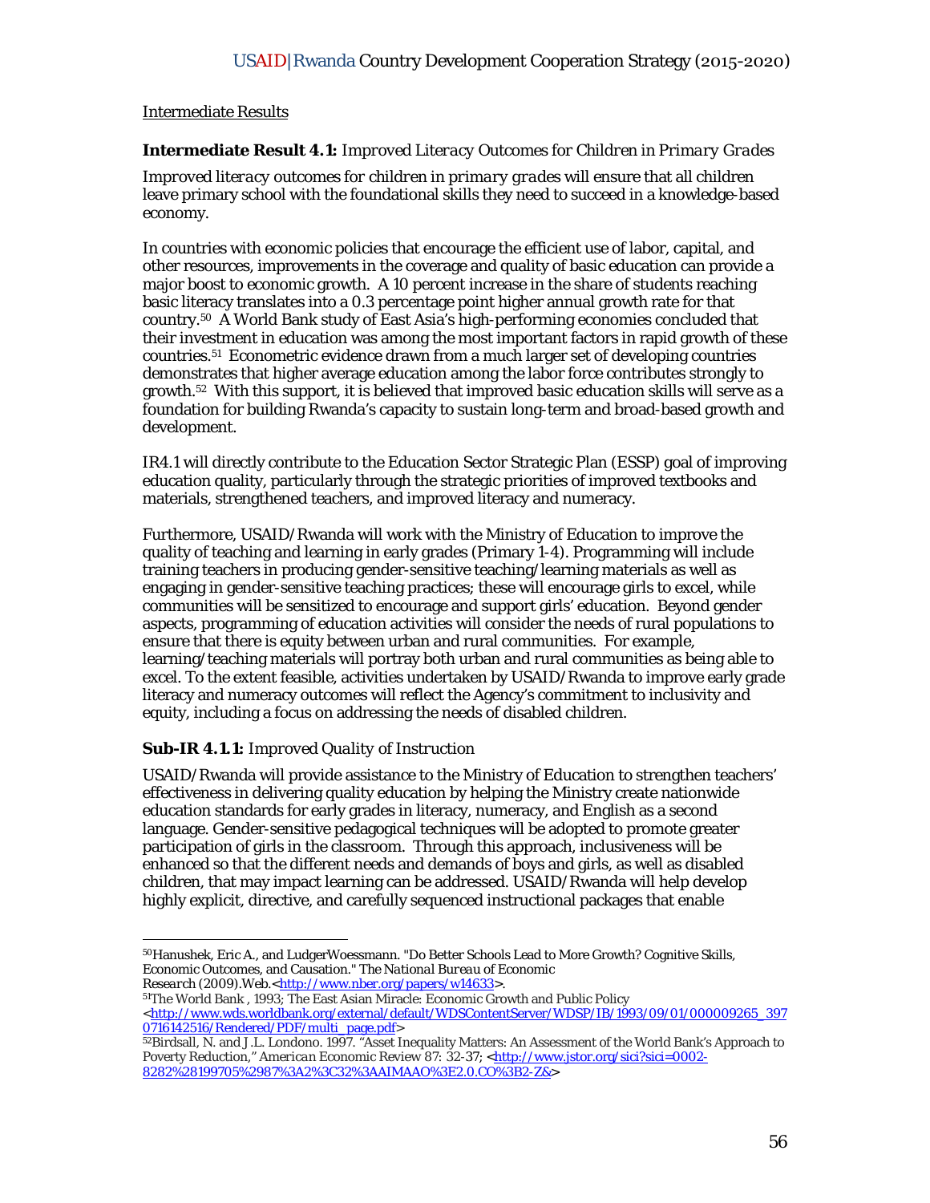Intermediate Results

**Intermediate Result 4.1:** *Improved Literacy Outcomes for Children in Primary Grades*

*Improved literacy outcomes for children in primary grades* will ensure that all children leave primary school with the foundational skills they need to succeed in a knowledge-based economy.

In countries with economic policies that encourage the efficient use of labor, capital, and other resources, improvements in the coverage and quality of basic education can provide a major boost to economic growth. A 10 percent increase in the share of students reaching basic literacy translates into a 0.3 percentage point higher annual growth rate for that country.[50] A World Bank study of East Asia's high-performing economies concluded that their investment in education was among the most important factors in rapid growth of these countries.[51] Econometric evidence drawn from a much larger set of developing countries demonstrates that higher average education among the labor force contributes strongly to growth.[52] With this support, it is believed that improved basic education skills will serve as a foundation for building Rwanda's capacity to sustain long-term and broad-based growth and development.

IR4.1 will directly contribute to the Education Sector Strategic Plan (ESSP) goal of improving education quality, particularly through the strategic priorities of improved textbooks and materials, strengthened teachers, and improved literacy and numeracy.

Furthermore, USAID/Rwanda will work with the Ministry of Education to improve the quality of teaching and learning in early grades (Primary 1-4). Programming will include training teachers in producing gender-sensitive teaching/learning materials as well as engaging in gender-sensitive teaching practices; these will encourage girls to excel, while communities will be sensitized to encourage and support girls' education. Beyond gender aspects, programming of education activities will consider the needs of rural populations to ensure that there is equity between urban and rural communities. For example, learning/teaching materials will portray both urban and rural communities as being able to excel. To the extent feasible, activities undertaken by USAID/Rwanda to improve early grade literacy and numeracy outcomes will reflect the Agency's commitment to inclusivity and equity, including a focus on addressing the needs of disabled children.

**Sub-IR 4.1.1:** *Improved Quality of Instruction*

USAID/Rwanda will provide assistance to the Ministry of Education to strengthen teachers' effectiveness in delivering quality education by helping the Ministry create nationwide education standards for early grades in literacy, numeracy, and English as a second language. Gender-sensitive pedagogical techniques will be adopted to promote greater participation of girls in the classroom. Through this approach, inclusiveness will be enhanced so that the different needs and demands of boys and girls, as well as disabled children, that may impact learning can be addressed. USAID/Rwanda will help develop highly explicit, directive, and carefully sequenced instructional packages that enable

---

[50]Hanushek, Eric A., and LudgerWoessmann. "Do Better Schools Lead to More Growth? Cognitive Skills, Economic Outcomes, and Causation." *The National Bureau of Economic Research* (2009).Web.<http://www.nber.org/papers/w14633>.

[51]The World Bank , 1993; The East Asian Miracle: Economic Growth and Public Policy <http://www.wds.worldbank.org/external/default/WDSContentServer/WDSP/IB/1993/09/01/000009265_3970716142516/Rendered/PDF/multi_page.pdf>

[52]Birdsall, N. and J.L. Londono. 1997. "Asset Inequality Matters: An Assessment of the World Bank's Approach to Poverty Reduction," *American Economic Review* 87: 32-37; <http://www.jstor.org/sici?sici=0002-8282%28199705%2987%3A2%3C32%3AAIMAAO%3E2.0.CO%3B2-Z&>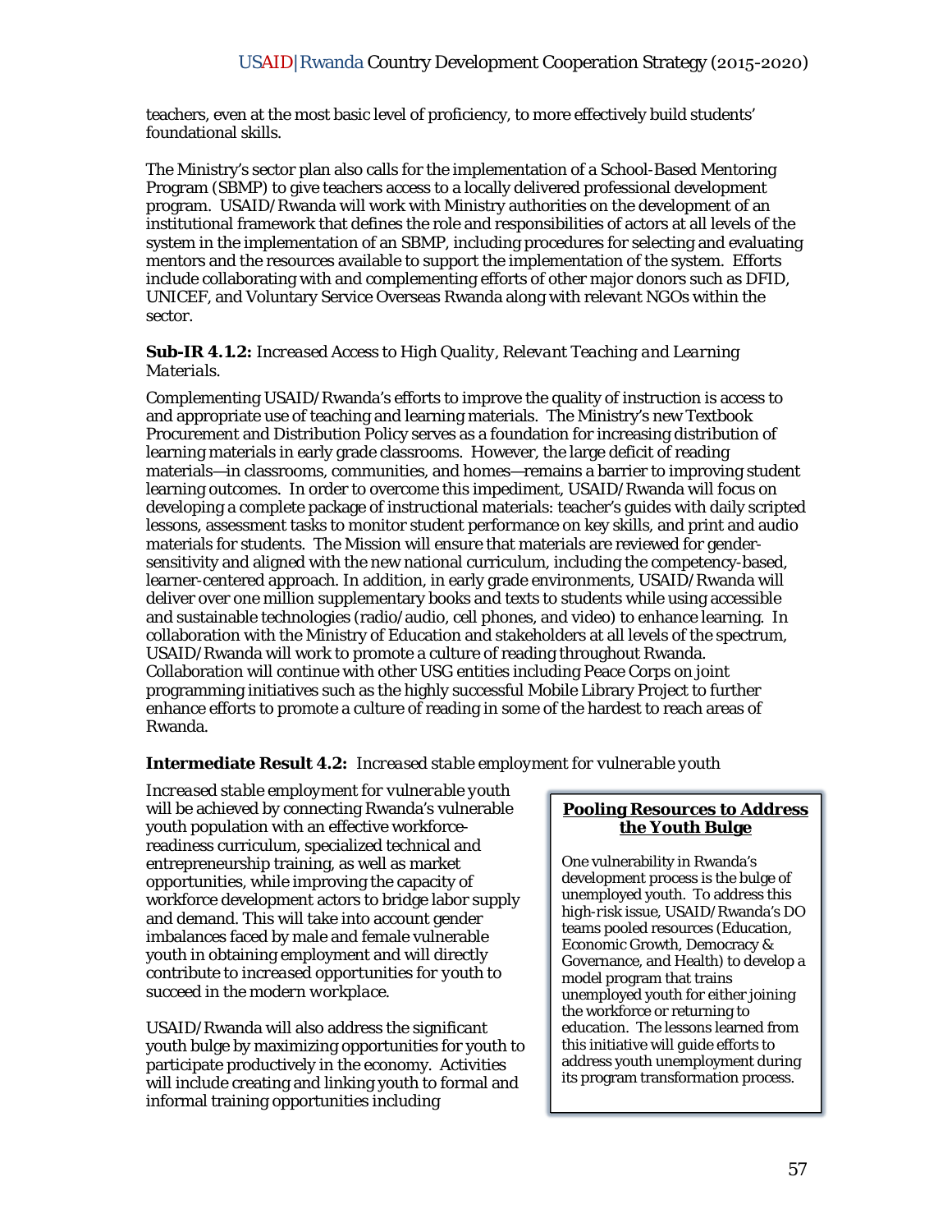teachers, even at the most basic level of proficiency, to more effectively build students' foundational skills.

The Ministry's sector plan also calls for the implementation of a School-Based Mentoring Program (SBMP) to give teachers access to a locally delivered professional development program. USAID/Rwanda will work with Ministry authorities on the development of an institutional framework that defines the role and responsibilities of actors at all levels of the system in the implementation of an SBMP, including procedures for selecting and evaluating mentors and the resources available to support the implementation of the system. Efforts include collaborating with and complementing efforts of other major donors such as DFID, UNICEF, and Voluntary Service Overseas Rwanda along with relevant NGOs within the sector.

**Sub-IR 4.1.2:** *Increased Access to High Quality, Relevant Teaching and Learning Materials.*

Complementing USAID/Rwanda's efforts to improve the quality of instruction is access to and appropriate use of teaching and learning materials. The Ministry's new Textbook Procurement and Distribution Policy serves as a foundation for increasing distribution of learning materials in early grade classrooms. However, the large deficit of reading materials—in classrooms, communities, and homes—remains a barrier to improving student learning outcomes. In order to overcome this impediment, USAID/Rwanda will focus on developing a complete package of instructional materials: teacher's guides with daily scripted lessons, assessment tasks to monitor student performance on key skills, and print and audio materials for students. The Mission will ensure that materials are reviewed for gender-sensitivity and aligned with the new national curriculum, including the competency-based, learner-centered approach. In addition, in early grade environments, USAID/Rwanda will deliver over one million supplementary books and texts to students while using accessible and sustainable technologies (radio/audio, cell phones, and video) to enhance learning. In collaboration with the Ministry of Education and stakeholders at all levels of the spectrum, USAID/Rwanda will work to promote a culture of reading throughout Rwanda. Collaboration will continue with other USG entities including Peace Corps on joint programming initiatives such as the highly successful Mobile Library Project to further enhance efforts to promote a culture of reading in some of the hardest to reach areas of Rwanda.

**Intermediate Result 4.2:** *Increased stable employment for vulnerable youth*

*Increased stable employment for vulnerable youth* will be achieved by connecting Rwanda's vulnerable youth population with an effective workforce-readiness curriculum, specialized technical and entrepreneurship training, as well as market opportunities, while improving the capacity of workforce development actors to bridge labor supply and demand. This will take into account gender imbalances faced by male and female vulnerable youth in obtaining employment and will directly contribute to *increased opportunities for youth to succeed in the modern workplace.*

USAID/Rwanda will also address the significant youth bulge by maximizing opportunities for youth to participate productively in the economy. Activities will include creating and linking youth to formal and informal training opportunities including

**Pooling Resources to Address the Youth Bulge**

One vulnerability in Rwanda's development process is the bulge of unemployed youth. To address this high-risk issue, USAID/Rwanda's DO teams pooled resources (Education, Economic Growth, Democracy & Governance, and Health) to develop a model program that trains unemployed youth for either joining the workforce or returning to education. The lessons learned from this initiative will guide efforts to address youth unemployment during its program transformation process.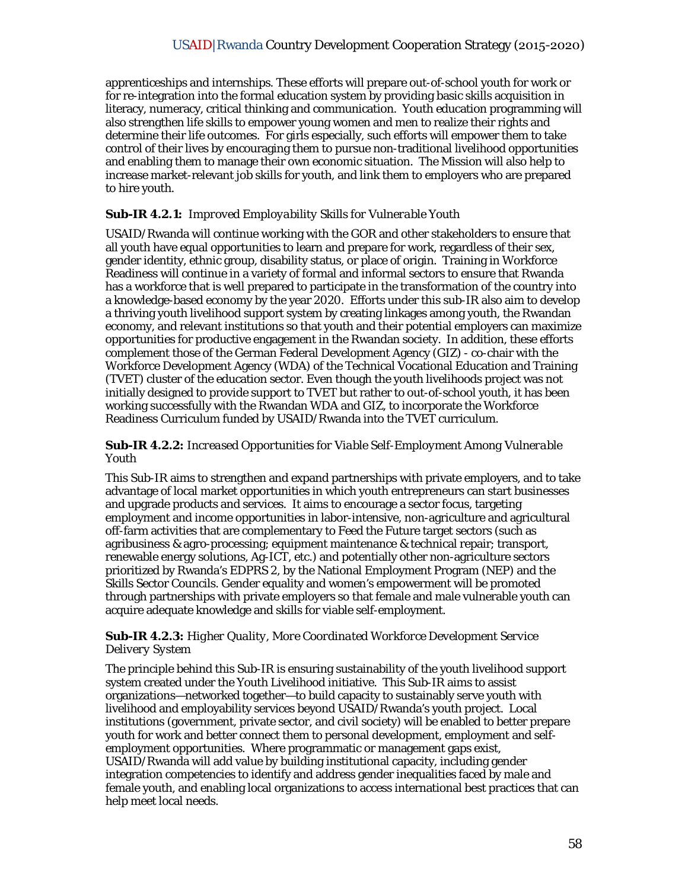apprenticeships and internships. These efforts will prepare out-of-school youth for work or for re-integration into the formal education system by providing basic skills acquisition in literacy, numeracy, critical thinking and communication. Youth education programming will also strengthen life skills to empower young women and men to realize their rights and determine their life outcomes. For girls especially, such efforts will empower them to take control of their lives by encouraging them to pursue non-traditional livelihood opportunities and enabling them to manage their own economic situation. The Mission will also help to increase market-relevant job skills for youth, and link them to employers who are prepared to hire youth.

**Sub-IR 4.2.1:** *Improved Employability Skills for Vulnerable Youth*

USAID/Rwanda will continue working with the GOR and other stakeholders to ensure that all youth have equal opportunities to learn and prepare for work, regardless of their sex, gender identity, ethnic group, disability status, or place of origin. Training in Workforce Readiness will continue in a variety of formal and informal sectors to ensure that Rwanda has a workforce that is well prepared to participate in the transformation of the country into a knowledge-based economy by the year 2020. Efforts under this sub-IR also aim to develop a thriving youth livelihood support system by creating linkages among youth, the Rwandan economy, and relevant institutions so that youth and their potential employers can maximize opportunities for productive engagement in the Rwandan society. In addition, these efforts complement those of the German Federal Development Agency (GIZ) - co-chair with the Workforce Development Agency (WDA) of the Technical Vocational Education and Training (TVET) cluster of the education sector. Even though the youth livelihoods project was not initially designed to provide support to TVET but rather to out-of-school youth, it has been working successfully with the Rwandan WDA and GIZ, to incorporate the Workforce Readiness Curriculum funded by USAID/Rwanda into the TVET curriculum.

**Sub-IR 4.2.2:** *Increased Opportunities for Viable Self-Employment Among Vulnerable Youth*

This Sub-IR aims to strengthen and expand partnerships with private employers, and to take advantage of local market opportunities in which youth entrepreneurs can start businesses and upgrade products and services. It aims to encourage a sector focus, targeting employment and income opportunities in labor-intensive, non-agriculture and agricultural off-farm activities that are complementary to Feed the Future target sectors (such as agribusiness & agro-processing; equipment maintenance & technical repair; transport, renewable energy solutions, Ag-ICT, etc.) and potentially other non-agriculture sectors prioritized by Rwanda's EDPRS 2, by the National Employment Program (NEP) and the Skills Sector Councils. Gender equality and women's empowerment will be promoted through partnerships with private employers so that female and male vulnerable youth can acquire adequate knowledge and skills for viable self-employment.

**Sub-IR 4.2.3:** *Higher Quality, More Coordinated Workforce Development Service Delivery System*

The principle behind this Sub-IR is ensuring sustainability of the youth livelihood support system created under the Youth Livelihood initiative. This Sub-IR aims to assist organizations—networked together—to build capacity to sustainably serve youth with livelihood and employability services beyond USAID/Rwanda's youth project. Local institutions (government, private sector, and civil society) will be enabled to better prepare youth for work and better connect them to personal development, employment and self-employment opportunities. Where programmatic or management gaps exist, USAID/Rwanda will add value by building institutional capacity, including gender integration competencies to identify and address gender inequalities faced by male and female youth, and enabling local organizations to access international best practices that can help meet local needs.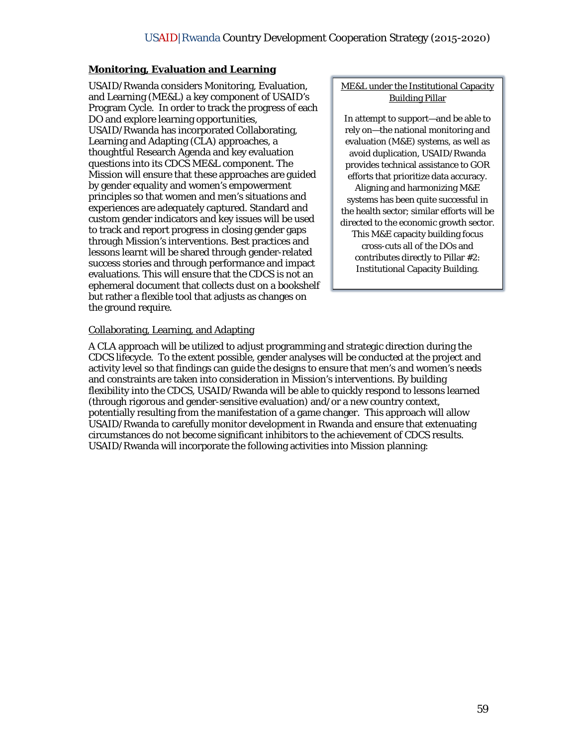## **Monitoring, Evaluation and Learning**

USAID/Rwanda considers Monitoring, Evaluation, and Learning (ME&L) a key component of USAID's Program Cycle. In order to track the progress of each DO and explore learning opportunities, USAID/Rwanda has incorporated Collaborating, Learning and Adapting (CLA) approaches, a thoughtful Research Agenda and key evaluation questions into its CDCS ME&L component. The Mission will ensure that these approaches are guided by gender equality and women's empowerment principles so that women and men's situations and experiences are adequately captured. Standard and custom gender indicators and key issues will be used to track and report progress in closing gender gaps through Mission's interventions. Best practices and lessons learnt will be shared through gender-related success stories and through performance and impact evaluations. This will ensure that the CDCS is not an ephemeral document that collects dust on a bookshelf but rather a flexible tool that adjusts as changes on the ground require.

> ME&L under the Institutional Capacity Building Pillar
>
> In attempt to support—and be able to rely on—the national monitoring and evaluation (M&E) systems, as well as avoid duplication, USAID/Rwanda provides technical assistance to GOR efforts that prioritize data accuracy. Aligning and harmonizing M&E systems has been quite successful in the health sector; similar efforts will be directed to the economic growth sector. This M&E capacity building focus cross-cuts all of the DOs and contributes directly to Pillar #2: Institutional Capacity Building.

### Collaborating, Learning, and Adapting

A CLA approach will be utilized to adjust programming and strategic direction during the CDCS lifecycle. To the extent possible, gender analyses will be conducted at the project and activity level so that findings can guide the designs to ensure that men's and women's needs and constraints are taken into consideration in Mission's interventions. By building flexibility into the CDCS, USAID/Rwanda will be able to quickly respond to lessons learned (through rigorous and gender-sensitive evaluation) and/or a new country context, potentially resulting from the manifestation of a game changer. This approach will allow USAID/Rwanda to carefully monitor development in Rwanda and ensure that extenuating circumstances do not become significant inhibitors to the achievement of CDCS results. USAID/Rwanda will incorporate the following activities into Mission planning: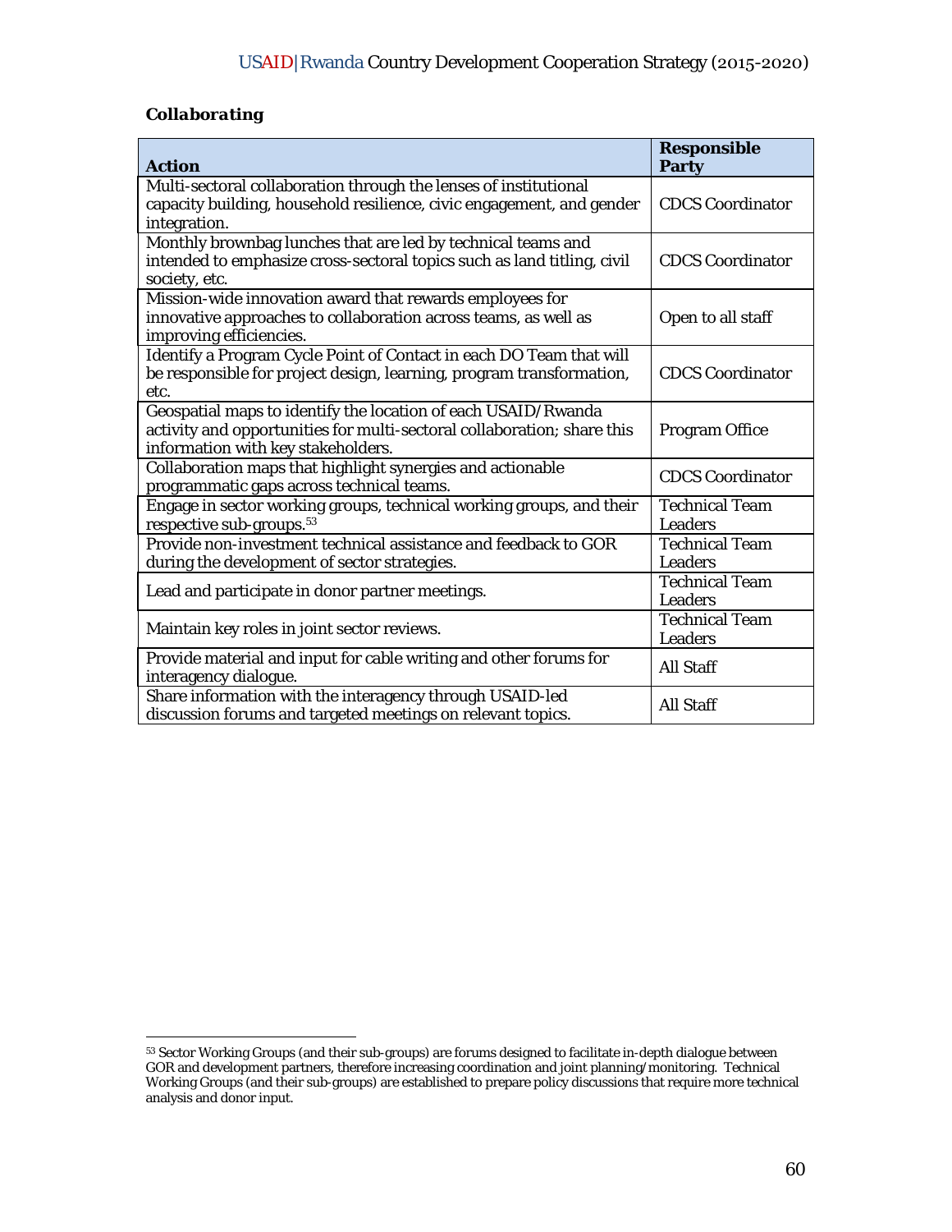***Collaborating***

| Action | Responsible Party |
|---|---|
| Multi-sectoral collaboration through the lenses of institutional capacity building, household resilience, civic engagement, and gender integration. | CDCS Coordinator |
| Monthly brownbag lunches that are led by technical teams and intended to emphasize cross-sectoral topics such as land titling, civil society, etc. | CDCS Coordinator |
| Mission-wide innovation award that rewards employees for innovative approaches to collaboration across teams, as well as improving efficiencies. | Open to all staff |
| Identify a Program Cycle Point of Contact in each DO Team that will be responsible for project design, learning, program transformation, etc. | CDCS Coordinator |
| Geospatial maps to identify the location of each USAID/Rwanda activity and opportunities for multi-sectoral collaboration; share this information with key stakeholders. | Program Office |
| Collaboration maps that highlight synergies and actionable programmatic gaps across technical teams. | CDCS Coordinator |
| Engage in sector working groups, technical working groups, and their respective sub-groups.[53] | Technical Team Leaders |
| Provide non-investment technical assistance and feedback to GOR during the development of sector strategies. | Technical Team Leaders |
| Lead and participate in donor partner meetings. | Technical Team Leaders |
| Maintain key roles in joint sector reviews. | Technical Team Leaders |
| Provide material and input for cable writing and other forums for interagency dialogue. | All Staff |
| Share information with the interagency through USAID-led discussion forums and targeted meetings on relevant topics. | All Staff |

[53] Sector Working Groups (and their sub-groups) are forums designed to facilitate in-depth dialogue between GOR and development partners, therefore increasing coordination and joint planning/monitoring. Technical Working Groups (and their sub-groups) are established to prepare policy discussions that require more technical analysis and donor input.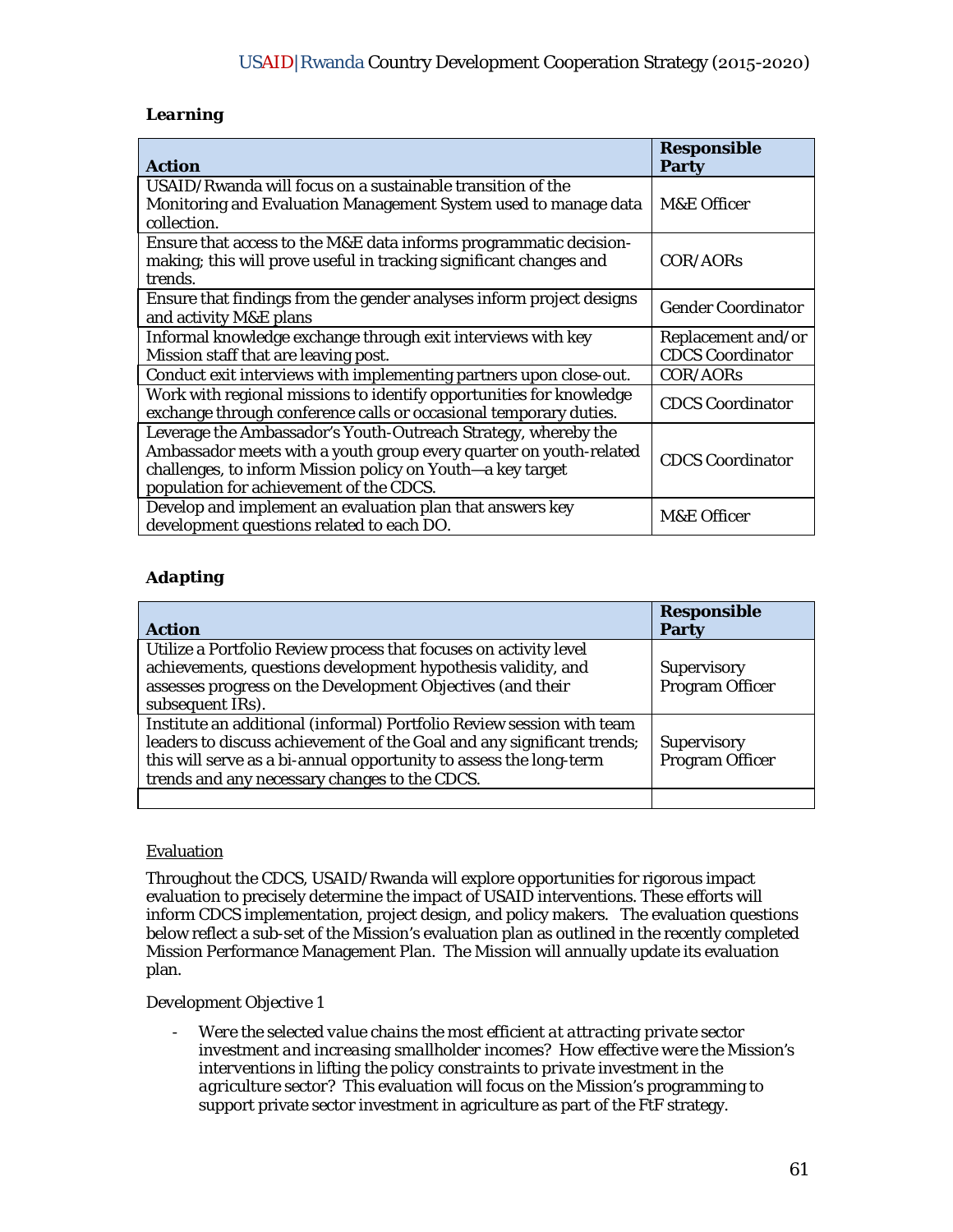### *Learning*

| Action | Responsible Party |
| --- | --- |
| USAID/Rwanda will focus on a sustainable transition of the Monitoring and Evaluation Management System used to manage data collection. | M&E Officer |
| Ensure that access to the M&E data informs programmatic decision-making; this will prove useful in tracking significant changes and trends. | COR/AORs |
| Ensure that findings from the gender analyses inform project designs and activity M&E plans | Gender Coordinator |
| Informal knowledge exchange through exit interviews with key Mission staff that are leaving post. | Replacement and/or CDCS Coordinator |
| Conduct exit interviews with implementing partners upon close-out. | COR/AORs |
| Work with regional missions to identify opportunities for knowledge exchange through conference calls or occasional temporary duties. | CDCS Coordinator |
| Leverage the Ambassador's Youth-Outreach Strategy, whereby the Ambassador meets with a youth group every quarter on youth-related challenges, to inform Mission policy on Youth—a key target population for achievement of the CDCS. | CDCS Coordinator |
| Develop and implement an evaluation plan that answers key development questions related to each DO. | M&E Officer |

### *Adapting*

| Action | Responsible Party |
| --- | --- |
| Utilize a Portfolio Review process that focuses on activity level achievements, questions development hypothesis validity, and assesses progress on the Development Objectives (and their subsequent IRs). | Supervisory Program Officer |
| Institute an additional (informal) Portfolio Review session with team leaders to discuss achievement of the Goal and any significant trends; this will serve as a bi-annual opportunity to assess the long-term trends and any necessary changes to the CDCS. | Supervisory Program Officer |
| | |

Evaluation

Throughout the CDCS, USAID/Rwanda will explore opportunities for rigorous impact evaluation to precisely determine the impact of USAID interventions. These efforts will inform CDCS implementation, project design, and policy makers. The evaluation questions below reflect a sub-set of the Mission's evaluation plan as outlined in the recently completed Mission Performance Management Plan. The Mission will annually update its evaluation plan.

Development Objective 1

- *Were the selected value chains the most efficient at attracting private sector investment and increasing smallholder incomes? How effective were the Mission's interventions in lifting the policy constraints to private investment in the agriculture sector?* This evaluation will focus on the Mission's programming to support private sector investment in agriculture as part of the FtF strategy.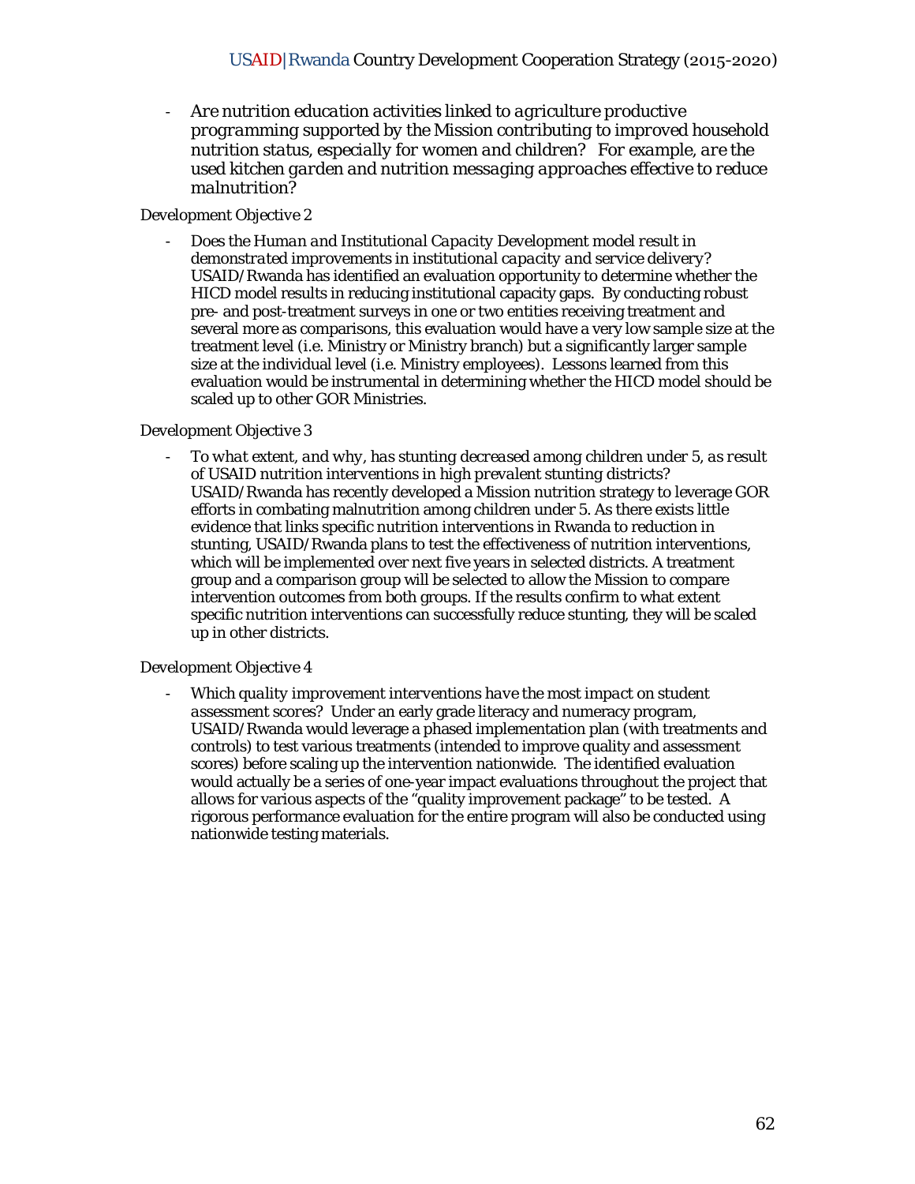- *Are nutrition education activities linked to agriculture productive programming supported by the Mission contributing to improved household nutrition status, especially for women and children? For example, are the used kitchen garden and nutrition messaging approaches effective to reduce malnutrition?*

Development Objective 2

- *Does the Human and Institutional Capacity Development model result in demonstrated improvements in institutional capacity and service delivery?* USAID/Rwanda has identified an evaluation opportunity to determine whether the HICD model results in reducing institutional capacity gaps. By conducting robust pre- and post-treatment surveys in one or two entities receiving treatment and several more as comparisons, this evaluation would have a very low sample size at the treatment level (i.e. Ministry or Ministry branch) but a significantly larger sample size at the individual level (i.e. Ministry employees). Lessons learned from this evaluation would be instrumental in determining whether the HICD model should be scaled up to other GOR Ministries.

Development Objective 3

- *To what extent, and why, has stunting decreased among children under 5, as result of USAID nutrition interventions in high prevalent stunting districts?* USAID/Rwanda has recently developed a Mission nutrition strategy to leverage GOR efforts in combating malnutrition among children under 5. As there exists little evidence that links specific nutrition interventions in Rwanda to reduction in stunting, USAID/Rwanda plans to test the effectiveness of nutrition interventions, which will be implemented over next five years in selected districts. A treatment group and a comparison group will be selected to allow the Mission to compare intervention outcomes from both groups. If the results confirm to what extent specific nutrition interventions can successfully reduce stunting, they will be scaled up in other districts.

Development Objective 4

- *Which quality improvement interventions have the most impact on student assessment scores?* Under an early grade literacy and numeracy program, USAID/Rwanda would leverage a phased implementation plan (with treatments and controls) to test various treatments (intended to improve quality and assessment scores) before scaling up the intervention nationwide. The identified evaluation would actually be a series of one-year impact evaluations throughout the project that allows for various aspects of the "quality improvement package" to be tested. A rigorous performance evaluation for the entire program will also be conducted using nationwide testing materials.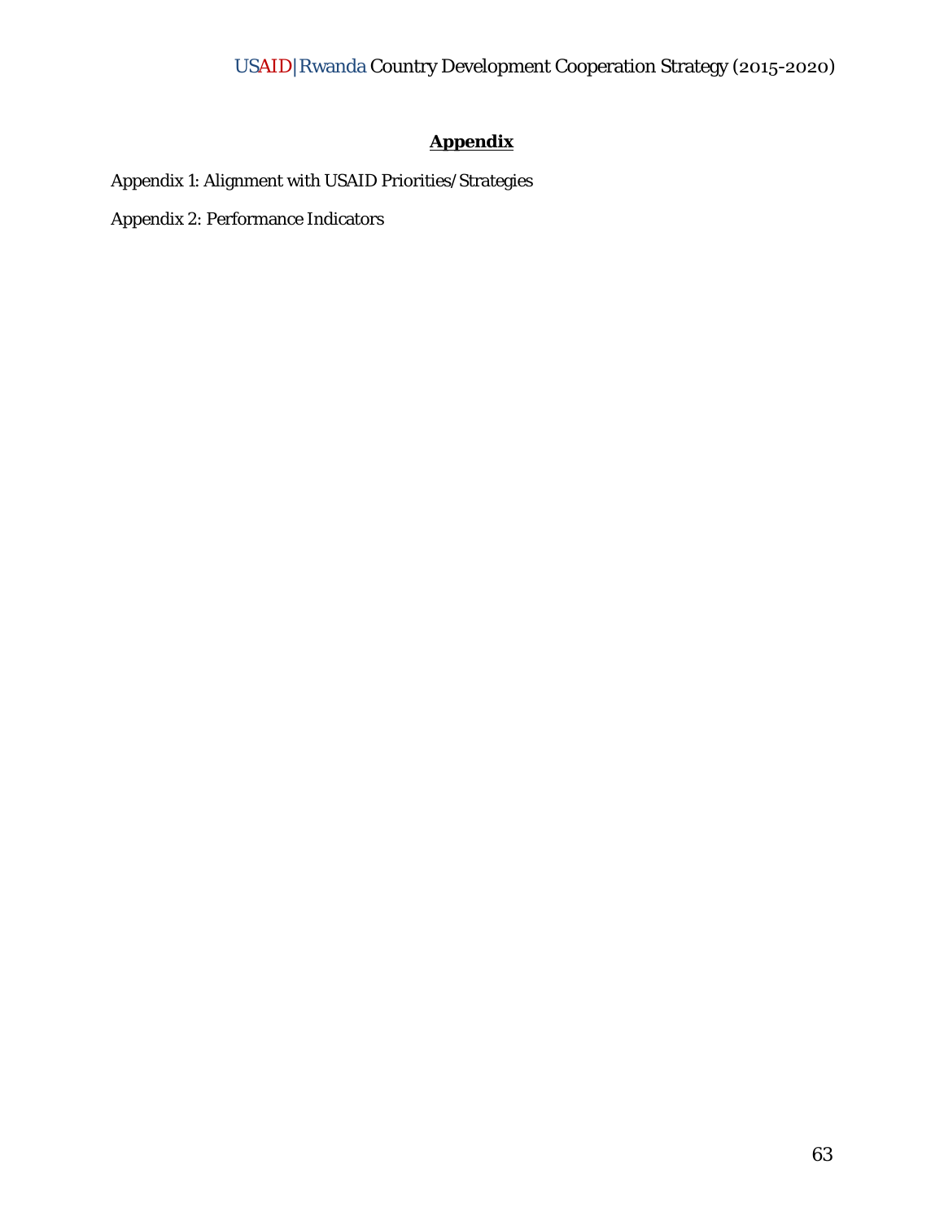# Appendix

Appendix 1: Alignment with USAID Priorities/Strategies

Appendix 2: Performance Indicators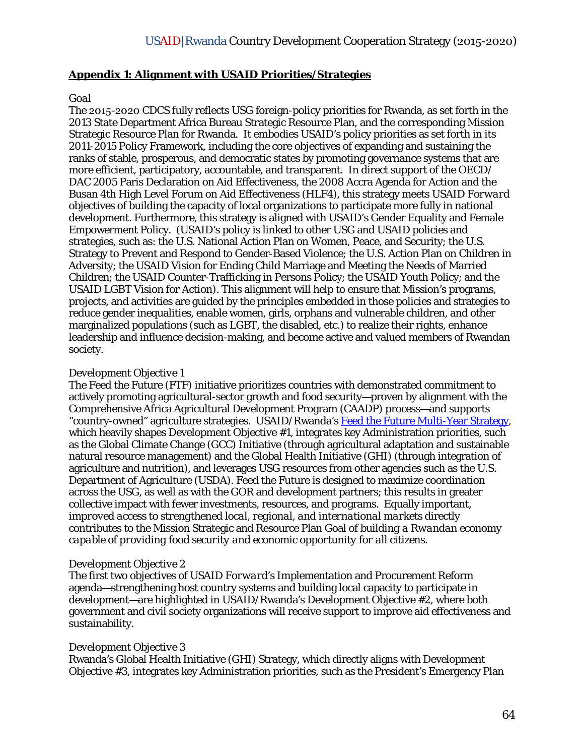## Appendix 1: Alignment with USAID Priorities/Strategies

Goal

The 2015-2020 CDCS fully reflects USG foreign-policy priorities for Rwanda, as set forth in the 2013 State Department Africa Bureau Strategic Resource Plan, and the corresponding Mission Strategic Resource Plan for Rwanda. It embodies USAID's policy priorities as set forth in its 2011-2015 Policy Framework, including the core objectives of expanding and sustaining the ranks of stable, prosperous, and democratic states by promoting governance systems that are more efficient, participatory, accountable, and transparent. In direct support of the OECD/DAC 2005 Paris Declaration on Aid Effectiveness, the 2008 Accra Agenda for Action and the Busan 4th High Level Forum on Aid Effectiveness (HLF4), this strategy meets USAID *Forward* objectives of building the capacity of local organizations to participate more fully in national development. Furthermore, this strategy is aligned with USAID's Gender Equality and Female Empowerment Policy. (USAID's policy is linked to other USG and USAID policies and strategies, such as: the U.S. National Action Plan on Women, Peace, and Security; the U.S. Strategy to Prevent and Respond to Gender-Based Violence; the U.S. Action Plan on Children in Adversity; the USAID Vision for Ending Child Marriage and Meeting the Needs of Married Children; the USAID Counter-Trafficking in Persons Policy; the USAID Youth Policy; and the USAID LGBT Vision for Action). This alignment will help to ensure that Mission's programs, projects, and activities are guided by the principles embedded in those policies and strategies to reduce gender inequalities, enable women, girls, orphans and vulnerable children, and other marginalized populations (such as LGBT, the disabled, etc.) to realize their rights, enhance leadership and influence decision-making, and become active and valued members of Rwandan society.

Development Objective 1

The Feed the Future (FTF) initiative prioritizes countries with demonstrated commitment to actively promoting agricultural-sector growth and food security—proven by alignment with the Comprehensive Africa Agricultural Development Program (CAADP) process—and supports "country-owned" agriculture strategies. USAID/Rwanda's Feed the Future Multi-Year Strategy, which heavily shapes Development Objective #1, integrates key Administration priorities, such as the Global Climate Change (GCC) Initiative (through agricultural adaptation and sustainable natural resource management) and the Global Health Initiative (GHI) (through integration of agriculture and nutrition), and leverages USG resources from other agencies such as the U.S. Department of Agriculture (USDA). Feed the Future is designed to maximize coordination across the USG, as well as with the GOR and development partners; this results in greater collective impact with fewer investments, resources, and programs. Equally important, *improved access to strengthened local, regional, and international markets* directly contributes to the Mission Strategic and Resource Plan Goal of building a *Rwandan economy capable of providing food security and economic opportunity for all citizens*.

Development Objective 2

The first two objectives of USAID *Forward*'s Implementation and Procurement Reform agenda—strengthening host country systems and building local capacity to participate in development—are highlighted in USAID/Rwanda's Development Objective #2, where both government and civil society organizations will receive support to improve aid effectiveness and sustainability.

Development Objective 3

Rwanda's Global Health Initiative (GHI) Strategy, which directly aligns with Development Objective #3, integrates key Administration priorities, such as the President's Emergency Plan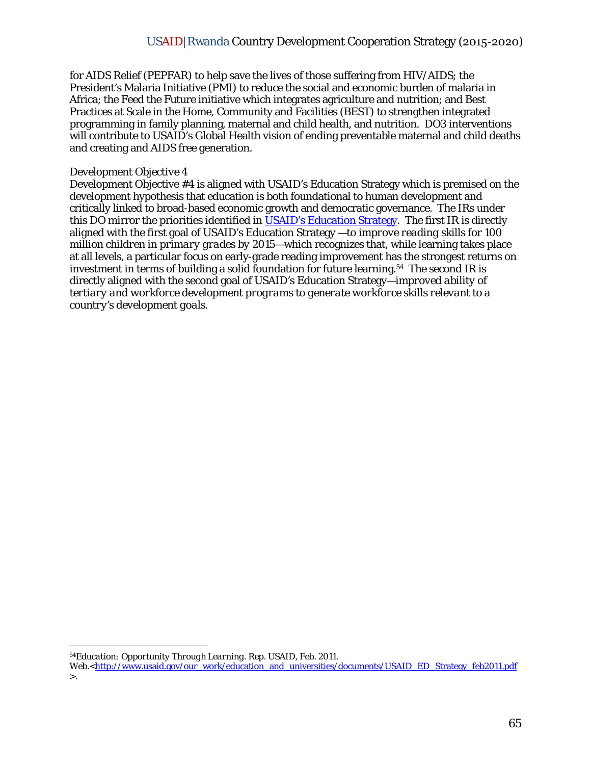for AIDS Relief (PEPFAR) to help save the lives of those suffering from HIV/AIDS; the President's Malaria Initiative (PMI) to reduce the social and economic burden of malaria in Africa; the Feed the Future initiative which integrates agriculture and nutrition; and Best Practices at Scale in the Home, Community and Facilities (BEST) to strengthen integrated programming in family planning, maternal and child health, and nutrition. DO3 interventions will contribute to USAID's Global Health vision of ending preventable maternal and child deaths and creating and AIDS free generation.

Development Objective 4

Development Objective #4 is aligned with USAID's Education Strategy which is premised on the development hypothesis that education is both foundational to human development and critically linked to broad-based economic growth and democratic governance. The IRs under this DO mirror the priorities identified in [USAID's Education Strategy](http://www.usaid.gov/our_work/education_and_universities/documents/USAID_ED_Strategy_feb2011.pdf). The first IR is directly aligned with the first goal of USAID's Education Strategy —*to improve reading skills for 100 million children in primary grades by 2015*—which recognizes that, while learning takes place at all levels, a particular focus on early-grade reading improvement has the strongest returns on investment in terms of building a solid foundation for future learning.[54] The second IR is directly aligned with the second goal of USAID's Education Strategy—*improved ability of tertiary and workforce development programs to generate workforce skills relevant to a country's development goals.*

---

[54]*Education: Opportunity Through Learning*. Rep. USAID, Feb. 2011. Web.<http://www.usaid.gov/our_work/education_and_universities/documents/USAID_ED_Strategy_feb2011.pdf>.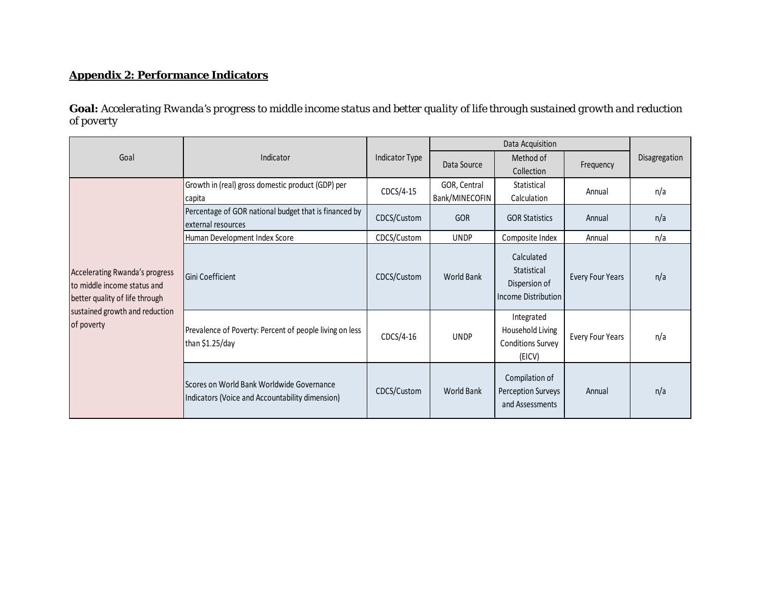## Appendix 2: Performance Indicators

**Goal:** *Accelerating Rwanda's progress to middle income status and better quality of life through sustained growth and reduction of poverty*

| Goal | Indicator | Indicator Type | Data Acquisition | | | Disagregation |
|---|---|---|---|---|---|---|
| | | | Data Source | Method of Collection | Frequency | |
| Accelerating Rwanda's progress to middle income status and better quality of life through sustained growth and reduction of poverty | Growth in (real) gross domestic product (GDP) per capita | CDCS/4-15 | GOR, Central Bank/MINECOFIN | Statistical Calculation | Annual | n/a |
| | Percentage of GOR national budget that is financed by external resources | CDCS/Custom | GOR | GOR Statistics | Annual | n/a |
| | Human Development Index Score | CDCS/Custom | UNDP | Composite Index | Annual | n/a |
| | Gini Coefficient | CDCS/Custom | World Bank | Calculated Statistical Dispersion of Income Distribution | Every Four Years | n/a |
| | Prevalence of Poverty: Percent of people living on less than $1.25/day | CDCS/4-16 | UNDP | Integrated Household Living Conditions Survey (EICV) | Every Four Years | n/a |
| | Scores on World Bank Worldwide Governance Indicators (Voice and Accountability dimension) | CDCS/Custom | World Bank | Compilation of Perception Surveys and Assessments | Annual | n/a |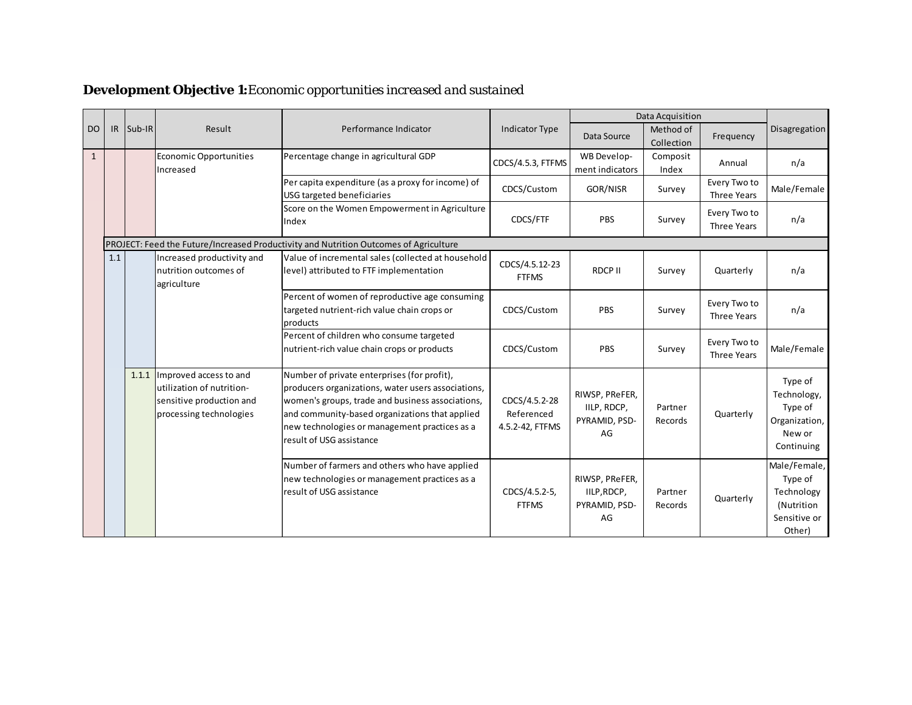**Development Objective 1:** Economic opportunities increased and sustained

| DO | IR | Sub-IR | Result | Performance Indicator | Indicator Type | Data Acquisition | | | Disagregation |
|---|---|---|---|---|---|---|---|---|---|
| | | | | | | Data Source | Method of Collection | Frequency | |
| 1 | | | Economic Opportunities Increased | Percentage change in agricultural GDP | CDCS/4.5.3, FTFMS | WB Develop-ment indicators | Composit Index | Annual | n/a |
| | | | | Per capita expenditure (as a proxy for income) of USG targeted beneficiaries | CDCS/Custom | GOR/NISR | Survey | Every Two to Three Years | Male/Female |
| | | | | Score on the Women Empowerment in Agriculture Index | CDCS/FTF | PBS | Survey | Every Two to Three Years | n/a |
| | PROJECT: Feed the Future/Increased Productivity and Nutrition Outcomes of Agriculture | | | | | | | | |
| | 1.1 | | Increased productivity and nutrition outcomes of agriculture | Value of incremental sales (collected at household level) attributed to FTF implementation | CDCS/4.5.12-23 FTFMS | RDCP II | Survey | Quarterly | n/a |
| | | | | Percent of women of reproductive age consuming targeted nutrient-rich value chain crops or products | CDCS/Custom | PBS | Survey | Every Two to Three Years | n/a |
| | | | | Percent of children who consume targeted nutrient-rich value chain crops or products | CDCS/Custom | PBS | Survey | Every Two to Three Years | Male/Female |
| | | 1.1.1 | Improved access to and utilization of nutrition-sensitive production and processing technologies | Number of private enterprises (for profit), producers organizations, water users associations, women's groups, trade and business associations, and community-based organizations that applied new technologies or management practices as a result of USG assistance | CDCS/4.5.2-28 Referenced 4.5.2-42, FTFMS | RIWSP, PReFER, IILP, RDCP, PYRAMID, PSD-AG | Partner Records | Quarterly | Type of Technology, Type of Organization, New or Continuing |
| | | | | Number of farmers and others who have applied new technologies or management practices as a result of USG assistance | CDCS/4.5.2-5, FTFMS | RIWSP, PReFER, IILP,RDCP, PYRAMID, PSD-AG | Partner Records | Quarterly | Male/Female, Type of Technology (Nutrition Sensitive or Other) |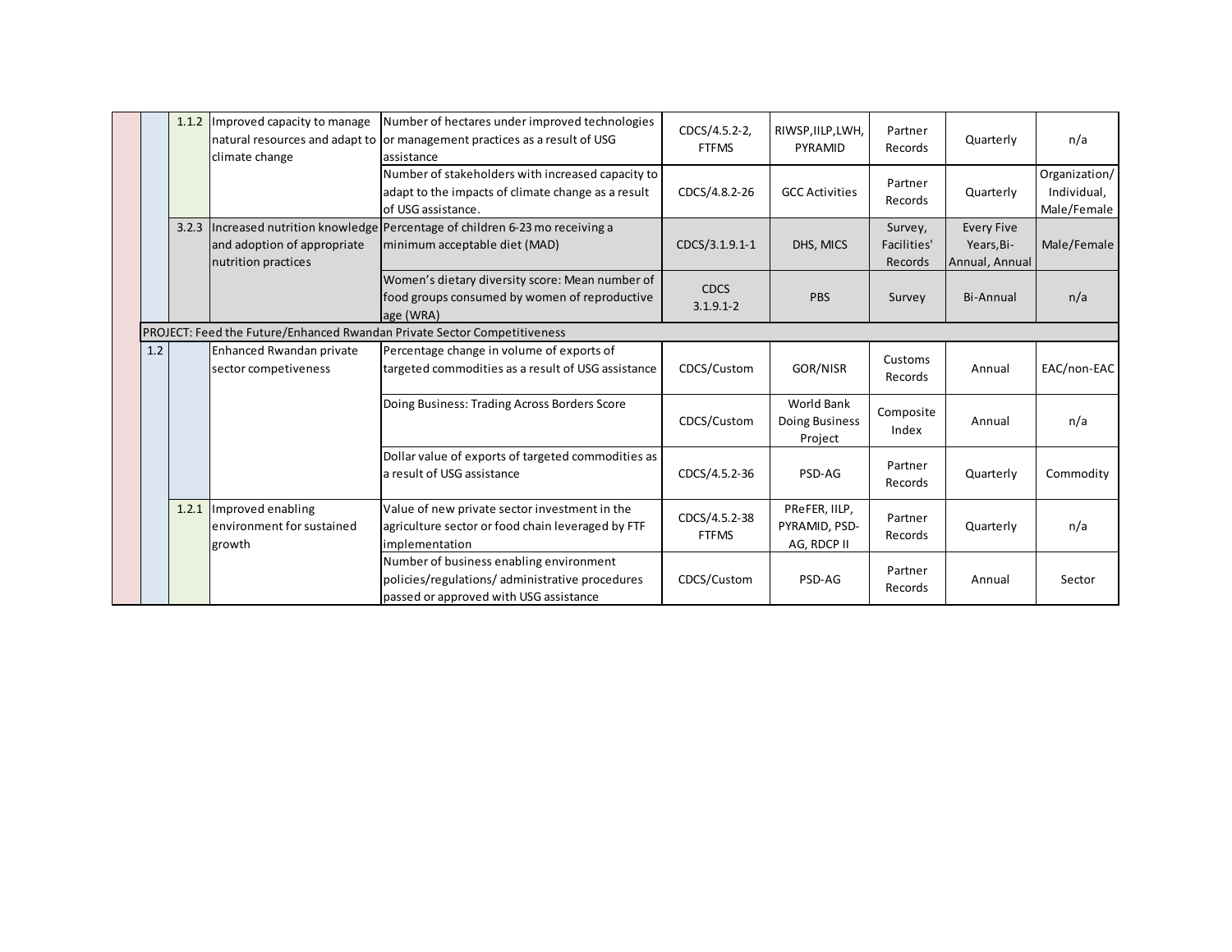| | | | | | | | | | |
|---|---|---|---|---|---|---|---|---|---|
| | | 1.1.2 | Improved capacity to manage natural resources and adapt to climate change | Number of hectares under improved technologies or management practices as a result of USG assistance | CDCS/4.5.2-2, FTFMS | RIWSP,IILP,LWH, PYRAMID | Partner Records | Quarterly | n/a |
| | | | | Number of stakeholders with increased capacity to adapt to the impacts of climate change as a result of USG assistance. | CDCS/4.8.2-26 | GCC Activities | Partner Records | Quarterly | Organization/ Individual, Male/Female |
| | | 3.2.3 | Increased nutrition knowledge and adoption of appropriate nutrition practices | Percentage of children 6-23 mo receiving a minimum acceptable diet (MAD) | CDCS/3.1.9.1-1 | DHS, MICS | Survey, Facilities' Records | Every Five Years,Bi-Annual, Annual | Male/Female |
| | | | | Women's dietary diversity score: Mean number of food groups consumed by women of reproductive age (WRA) | CDCS 3.1.9.1-2 | PBS | Survey | Bi-Annual | n/a |
| | PROJECT: Feed the Future/Enhanced Rwandan Private Sector Competitiveness | | | | | | | | |
| | 1.2 | | Enhanced Rwandan private sector competiveness | Percentage change in volume of exports of targeted commodities as a result of USG assistance | CDCS/Custom | GOR/NISR | Customs Records | Annual | EAC/non-EAC |
| | | | | Doing Business: Trading Across Borders Score | CDCS/Custom | World Bank Doing Business Project | Composite Index | Annual | n/a |
| | | | | Dollar value of exports of targeted commodities as a result of USG assistance | CDCS/4.5.2-36 | PSD-AG | Partner Records | Quarterly | Commodity |
| | | 1.2.1 | Improved enabling environment for sustained growth | Value of new private sector investment in the agriculture sector or food chain leveraged by FTF implementation | CDCS/4.5.2-38 FTFMS | PReFER, IILP, PYRAMID, PSD-AG, RDCP II | Partner Records | Quarterly | n/a |
| | | | | Number of business enabling environment policies/regulations/ administrative procedures passed or approved with USG assistance | CDCS/Custom | PSD-AG | Partner Records | Annual | Sector |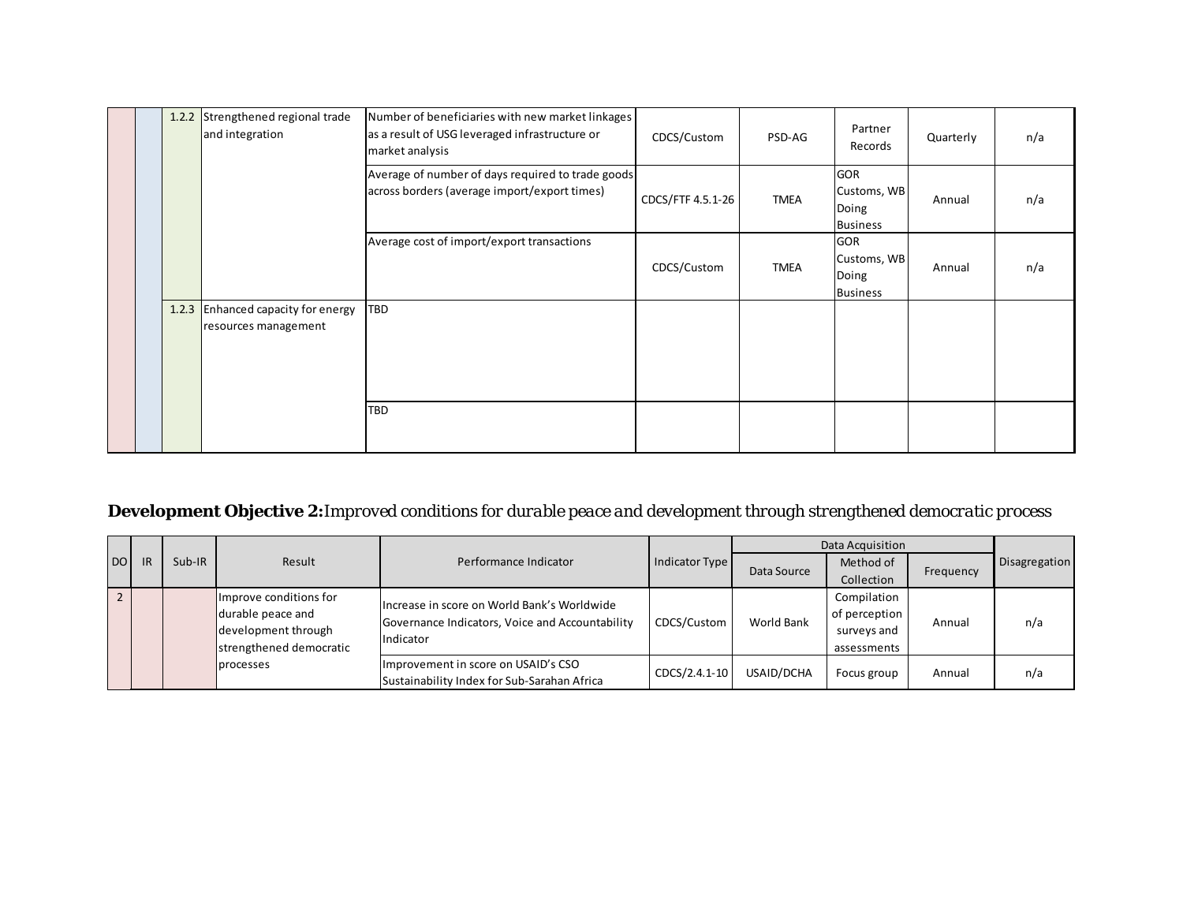| | | | | | | | | | |
|---|---|---|---|---|---|---|---|---|---|
| | | 1.2.2 | Strengthened regional trade and integration | Number of beneficiaries with new market linkages as a result of USG leveraged infrastructure or market analysis | CDCS/Custom | PSD-AG | Partner Records | Quarterly | n/a |
| | | | | Average of number of days required to trade goods across borders (average import/export times) | CDCS/FTF 4.5.1-26 | TMEA | GOR Customs, WB Doing Business | Annual | n/a |
| | | | | Average cost of import/export transactions | CDCS/Custom | TMEA | GOR Customs, WB Doing Business | Annual | n/a |
| | | 1.2.3 | Enhanced capacity for energy resources management | TBD | | | | | |
| | | | | TBD | | | | | |

**Development Objective 2:** *Improved conditions for durable peace and development through strengthened democratic process*

| DO | IR | Sub-IR | Result | Performance Indicator | Indicator Type | Data Acquisition | | | Disaggregation |
|---|---|---|---|---|---|---|---|---|---|
| | | | | | | Data Source | Method of Collection | Frequency | |
| 2 | | | Improve conditions for durable peace and development through strengthened democratic processes | Increase in score on World Bank's Worldwide Governance Indicators, Voice and Accountability Indicator | CDCS/Custom | World Bank | Compilation of perception surveys and assessments | Annual | n/a |
| | | | | Improvement in score on USAID's CSO Sustainability Index for Sub-Sarahan Africa | CDCS/2.4.1-10 | USAID/DCHA | Focus group | Annual | n/a |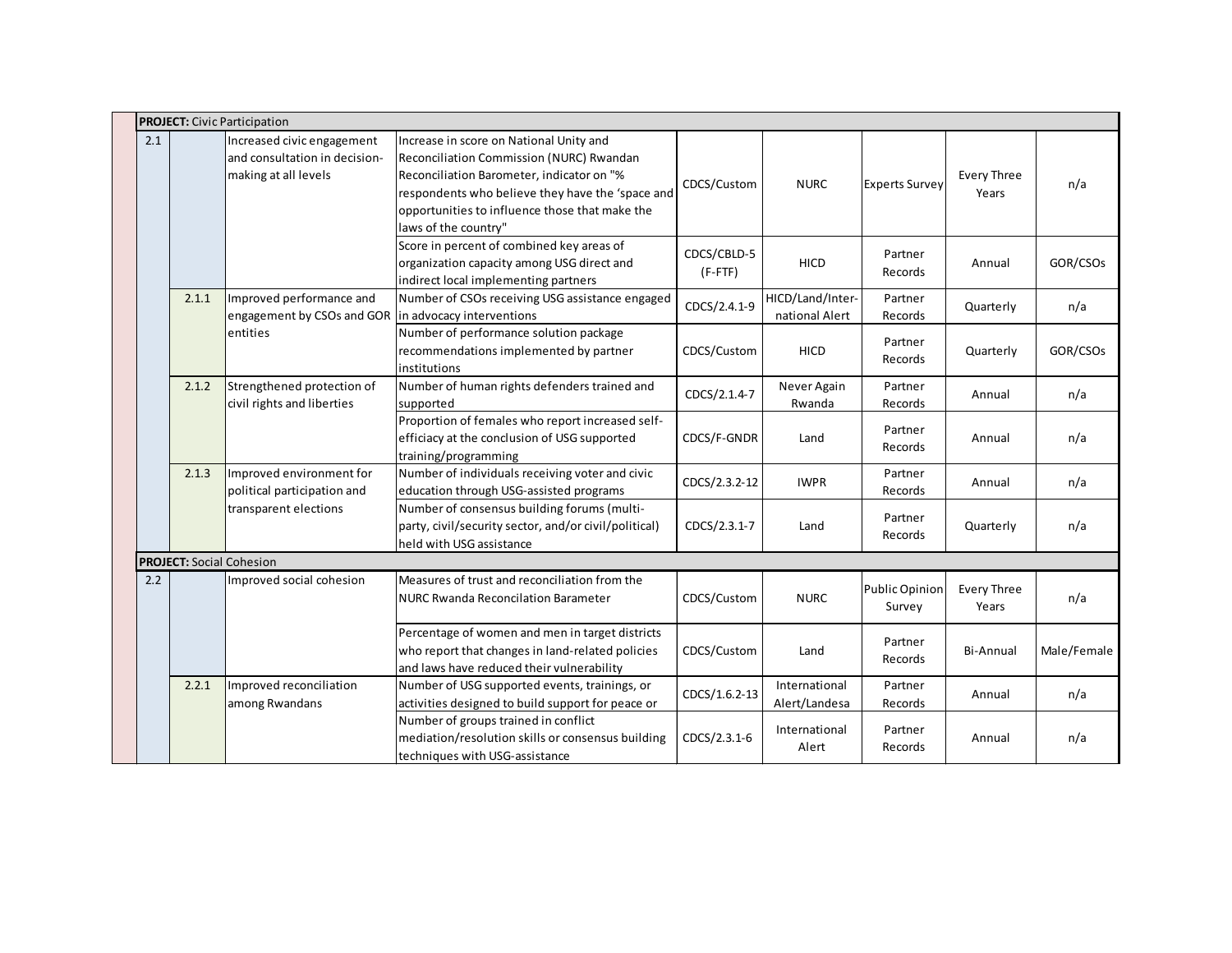| | | | | | | | | |
|---|---|---|---|---|---|---|---|---|
| **PROJECT:** Civic Participation | | | | | | | | |
| 2.1 | | Increased civic engagement and consultation in decision-making at all levels | Increase in score on National Unity and Reconciliation Commission (NURC) Rwandan Reconciliation Barometer, indicator on "% respondents who believe they have the 'space and opportunities to influence those that make the laws of the country" | CDCS/Custom | NURC | Experts Survey | Every Three Years | n/a |
| | | | Score in percent of combined key areas of organization capacity among USG direct and indirect local implementing partners | CDCS/CBLD-5 (F-FTF) | HICD | Partner Records | Annual | GOR/CSOs |
| | 2.1.1 | Improved performance and engagement by CSOs and GOR entities | Number of CSOs receiving USG assistance engaged in advocacy interventions | CDCS/2.4.1-9 | HICD/Land/International Alert | Partner Records | Quarterly | n/a |
| | | | Number of performance solution package recommendations implemented by partner institutions | CDCS/Custom | HICD | Partner Records | Quarterly | GOR/CSOs |
| | 2.1.2 | Strengthened protection of civil rights and liberties | Number of human rights defenders trained and supported | CDCS/2.1.4-7 | Never Again Rwanda | Partner Records | Annual | n/a |
| | | | Proportion of females who report increased self-efficiacy at the conclusion of USG supported training/programming | CDCS/F-GNDR | Land | Partner Records | Annual | n/a |
| | 2.1.3 | Improved environment for political participation and transparent elections | Number of individuals receiving voter and civic education through USG-assisted programs | CDCS/2.3.2-12 | IWPR | Partner Records | Annual | n/a |
| | | | Number of consensus building forums (multi-party, civil/security sector, and/or civil/political) held with USG assistance | CDCS/2.3.1-7 | Land | Partner Records | Quarterly | n/a |
| **PROJECT:** Social Cohesion | | | | | | | | |
| 2.2 | | Improved social cohesion | Measures of trust and reconciliation from the NURC Rwanda Reconcilation Barameter | CDCS/Custom | NURC | Public Opinion Survey | Every Three Years | n/a |
| | | | Percentage of women and men in target districts who report that changes in land-related policies and laws have reduced their vulnerability | CDCS/Custom | Land | Partner Records | Bi-Annual | Male/Female |
| | 2.2.1 | Improved reconciliation among Rwandans | Number of USG supported events, trainings, or activities designed to build support for peace or | CDCS/1.6.2-13 | International Alert/Landesa | Partner Records | Annual | n/a |
| | | | Number of groups trained in conflict mediation/resolution skills or consensus building techniques with USG-assistance | CDCS/2.3.1-6 | International Alert | Partner Records | Annual | n/a |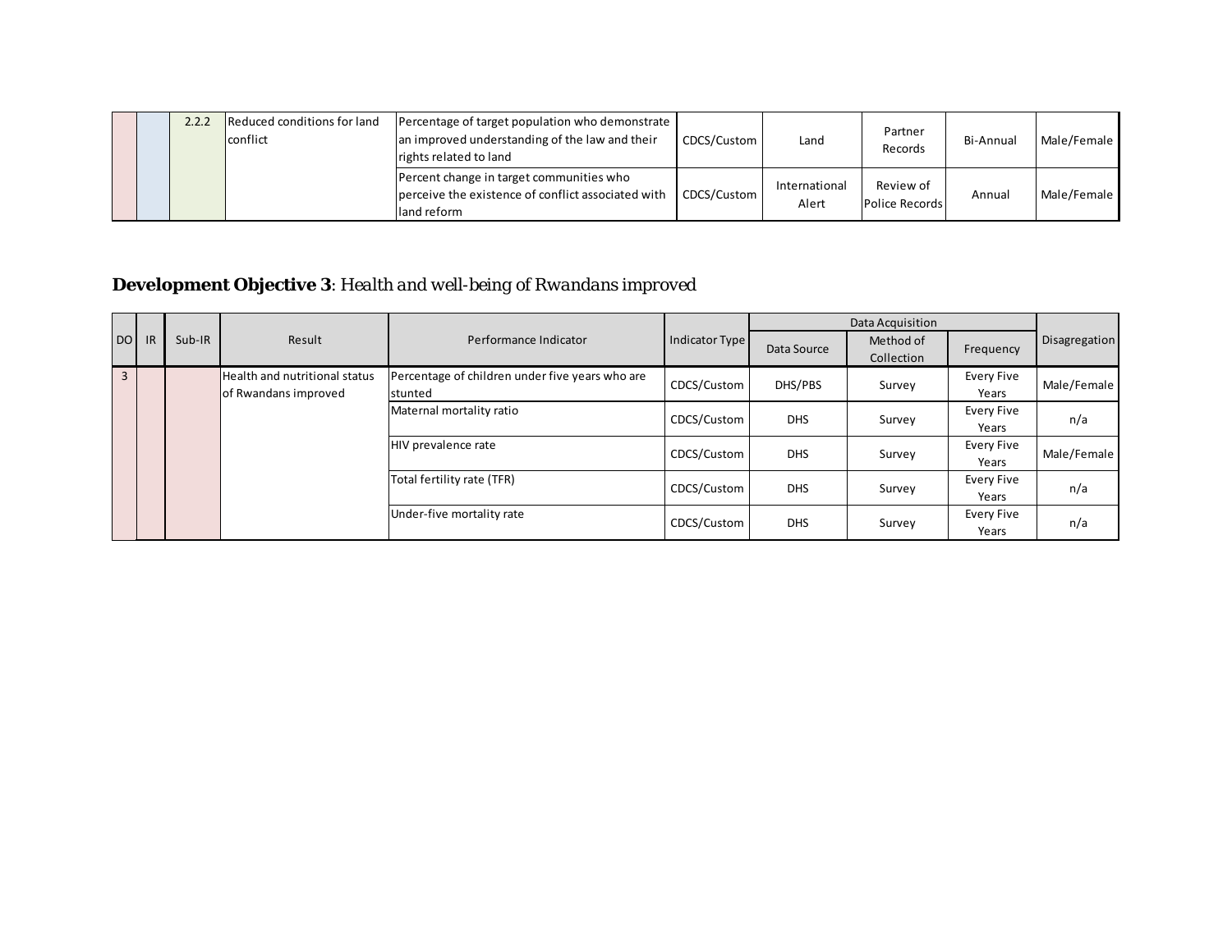| | | | | | | | | | |
|---|---|---|---|---|---|---|---|---|---|
| | | 2.2.2 | Reduced conditions for land conflict | Percentage of target population who demonstrate an improved understanding of the law and their rights related to land | CDCS/Custom | Land | Partner Records | Bi-Annual | Male/Female |
| | | | | Percent change in target communities who perceive the existence of conflict associated with land reform | CDCS/Custom | International Alert | Review of Police Records | Annual | Male/Female |

**Development Objective 3**: Health and well-being of Rwandans improved

| DO | IR | Sub-IR | Result | Performance Indicator | Indicator Type | Data Acquisition | | | Disaggregation |
|---|---|---|---|---|---|---|---|---|---|
| | | | | | | Data Source | Method of Collection | Frequency | |
| 3 | | | Health and nutritional status of Rwandans improved | Percentage of children under five years who are stunted | CDCS/Custom | DHS/PBS | Survey | Every Five Years | Male/Female |
| | | | | Maternal mortality ratio | CDCS/Custom | DHS | Survey | Every Five Years | n/a |
| | | | | HIV prevalence rate | CDCS/Custom | DHS | Survey | Every Five Years | Male/Female |
| | | | | Total fertility rate (TFR) | CDCS/Custom | DHS | Survey | Every Five Years | n/a |
| | | | | Under-five mortality rate | CDCS/Custom | DHS | Survey | Every Five Years | n/a |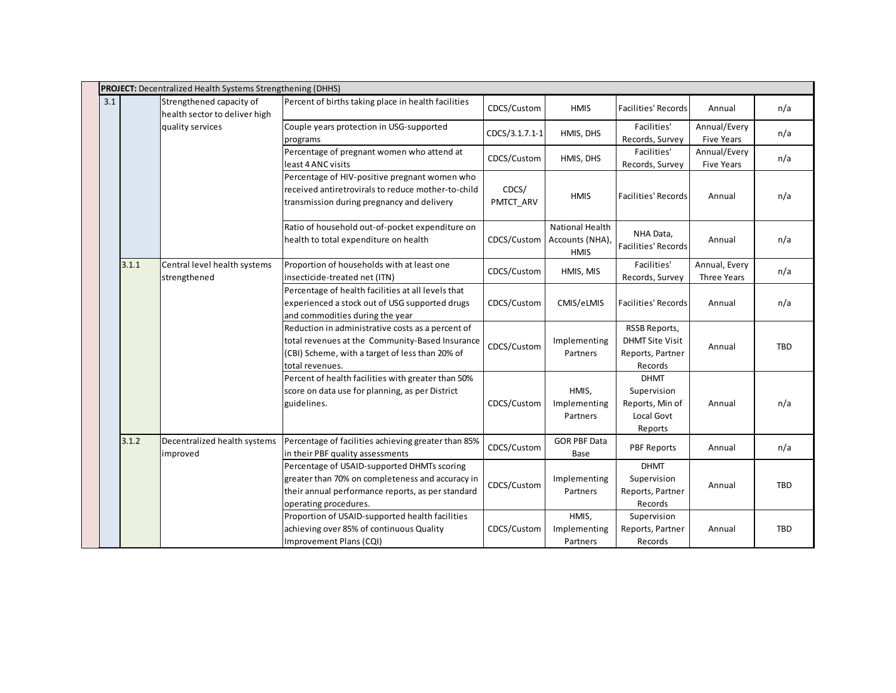| | | | | | | | | |
|---|---|---|---|---|---|---|---|---|
| **PROJECT:** Decentralized Health Systems Strengthening (DHHS) | | | | | | | | |
| 3.1 | | Strengthened capacity of health sector to deliver high quality services | Percent of births taking place in health facilities | CDCS/Custom | HMIS | Facilities' Records | Annual | n/a |
| | | | Couple years protection in USG-supported programs | CDCS/3.1.7.1-1 | HMIS, DHS | Facilities' Records, Survey | Annual/Every Five Years | n/a |
| | | | Percentage of pregnant women who attend at least 4 ANC visits | CDCS/Custom | HMIS, DHS | Facilities' Records, Survey | Annual/Every Five Years | n/a |
| | | | Percentage of HIV-positive pregnant women who received antiretrovirals to reduce mother-to-child transmission during pregnancy and delivery | CDCS/ PMTCT_ARV | HMIS | Facilities' Records | Annual | n/a |
| | | | Ratio of household out-of-pocket expenditure on health to total expenditure on health | CDCS/Custom | National Health Accounts (NHA), HMIS | NHA Data, Facilities' Records | Annual | n/a |
| | 3.1.1 | Central level health systems strengthened | Proportion of households with at least one insecticide-treated net (ITN) | CDCS/Custom | HMIS, MIS | Facilities' Records, Survey | Annual, Every Three Years | n/a |
| | | | Percentage of health facilities at all levels that experienced a stock out of USG supported drugs and commodities during the year | CDCS/Custom | CMIS/eLMIS | Facilities' Records | Annual | n/a |
| | | | Reduction in administrative costs as a percent of total revenues at the Community-Based Insurance (CBI) Scheme, with a target of less than 20% of total revenues. | CDCS/Custom | Implementing Partners | RSSB Reports, DHMT Site Visit Reports, Partner Records | Annual | TBD |
| | | | Percent of health facilities with greater than 50% score on data use for planning, as per District guidelines. | CDCS/Custom | HMIS, Implementing Partners | DHMT Supervision Reports, Min of Local Govt Reports | Annual | n/a |
| | 3.1.2 | Decentralized health systems improved | Percentage of facilities achieving greater than 85% in their PBF quality assessments | CDCS/Custom | GOR PBF Data Base | PBF Reports | Annual | n/a |
| | | | Percentage of USAID-supported DHMTs scoring greater than 70% on completeness and accuracy in their annual performance reports, as per standard operating procedures. | CDCS/Custom | Implementing Partners | DHMT Supervision Reports, Partner Records | Annual | TBD |
| | | | Proportion of USAID-supported health facilities achieving over 85% of continuous Quality Improvement Plans (CQI) | CDCS/Custom | HMIS, Implementing Partners | Supervision Reports, Partner Records | Annual | TBD |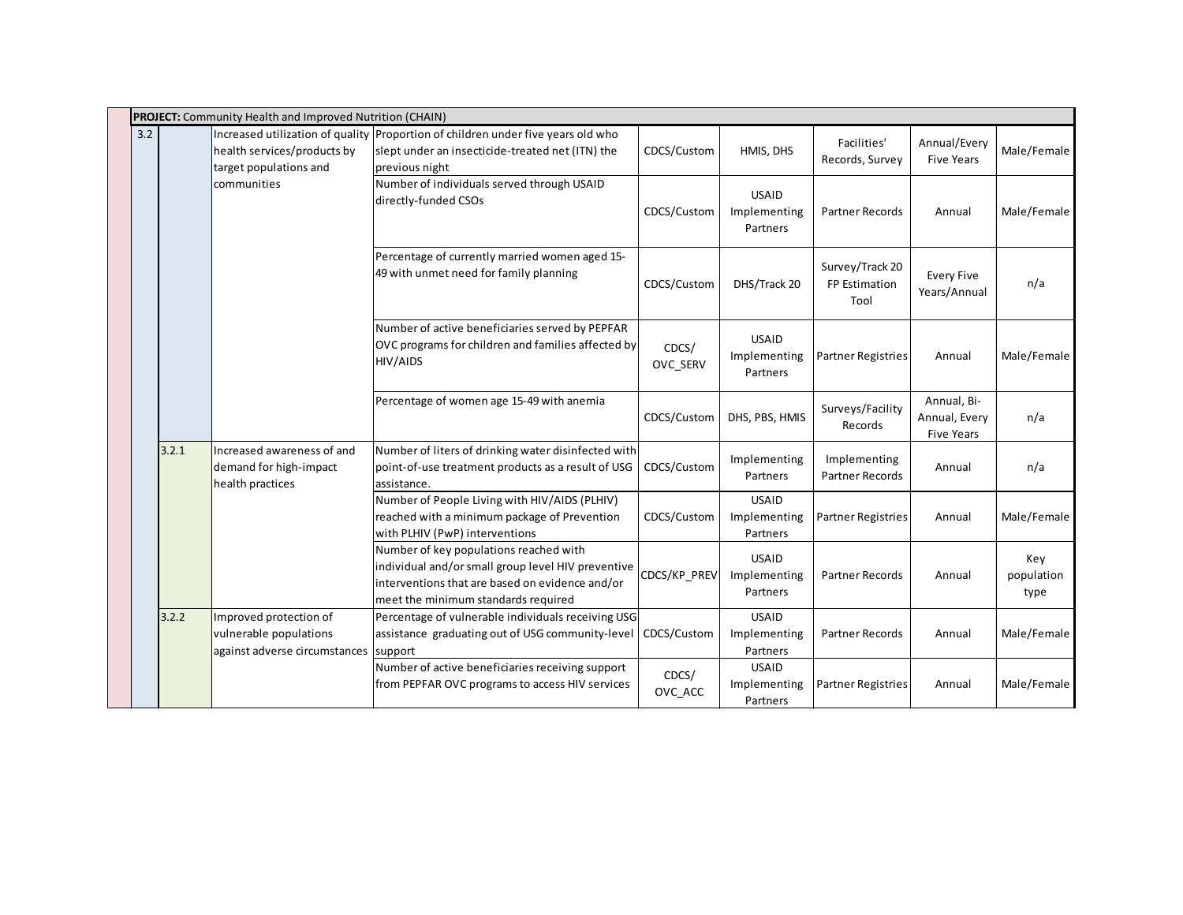| | | | | | | | | | |
|---|---|---|---|---|---|---|---|---|---|
| **PROJECT:** Community Health and Improved Nutrition (CHAIN) | | | | | | | | | |
| 3.2 | | Increased utilization of quality health services/products by target populations and communities | Proportion of children under five years old who slept under an insecticide-treated net (ITN) the previous night | CDCS/Custom | HMIS, DHS | Facilities' Records, Survey | Annual/Every Five Years | Male/Female |
| | | | Number of individuals served through USAID directly-funded CSOs | CDCS/Custom | USAID Implementing Partners | Partner Records | Annual | Male/Female |
| | | | Percentage of currently married women aged 15-49 with unmet need for family planning | CDCS/Custom | DHS/Track 20 | Survey/Track 20 FP Estimation Tool | Every Five Years/Annual | n/a |
| | | | Number of active beneficiaries served by PEPFAR OVC programs for children and families affected by HIV/AIDS | CDCS/ OVC_SERV | USAID Implementing Partners | Partner Registries | Annual | Male/Female |
| | | | Percentage of women age 15-49 with anemia | CDCS/Custom | DHS, PBS, HMIS | Surveys/Facility Records | Annual, Bi-Annual, Every Five Years | n/a |
| | 3.2.1 | Increased awareness of and demand for high-impact health practices | Number of liters of drinking water disinfected with point-of-use treatment products as a result of USG assistance. | CDCS/Custom | Implementing Partners | Implementing Partner Records | Annual | n/a |
| | | | Number of People Living with HIV/AIDS (PLHIV) reached with a minimum package of Prevention with PLHIV (PwP) interventions | CDCS/Custom | USAID Implementing Partners | Partner Registries | Annual | Male/Female |
| | | | Number of key populations reached with individual and/or small group level HIV preventive interventions that are based on evidence and/or meet the minimum standards required | CDCS/KP_PREV | USAID Implementing Partners | Partner Records | Annual | Key population type |
| | 3.2.2 | Improved protection of vulnerable populations against adverse circumstances | Percentage of vulnerable individuals receiving USG assistance graduating out of USG community-level support | CDCS/Custom | USAID Implementing Partners | Partner Records | Annual | Male/Female |
| | | | Number of active beneficiaries receiving support from PEPFAR OVC programs to access HIV services | CDCS/ OVC_ACC | USAID Implementing Partners | Partner Registries | Annual | Male/Female |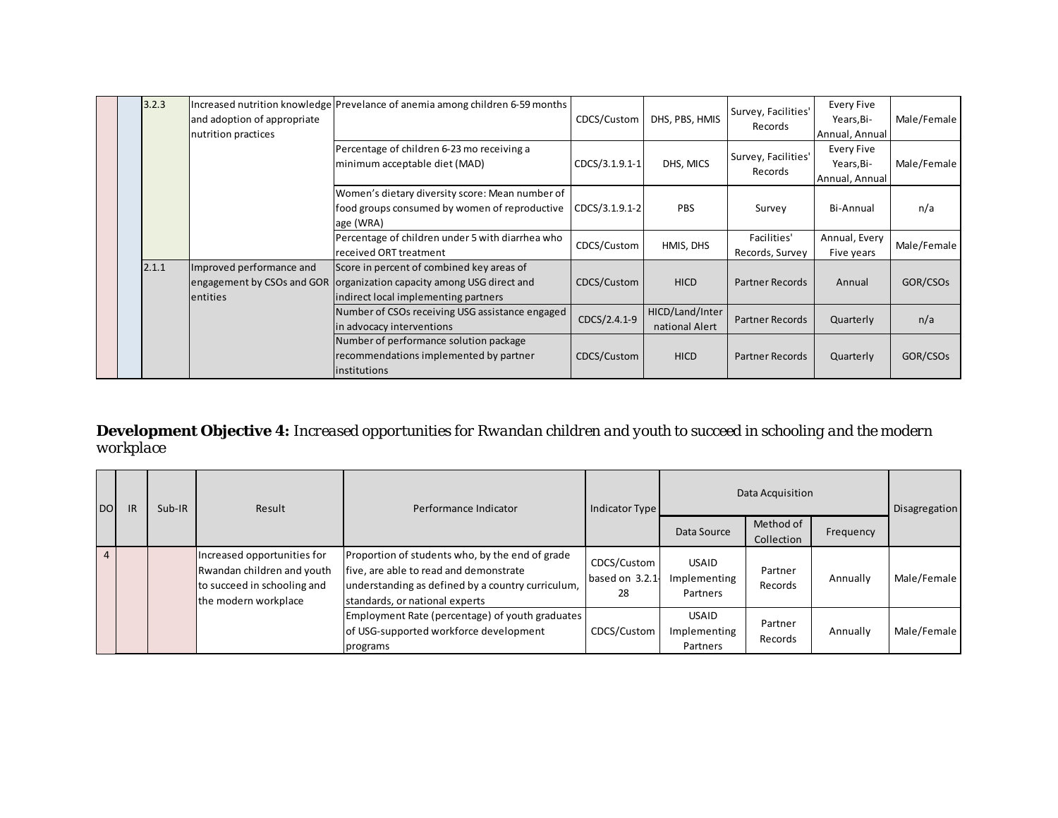| | | | | | | | | | |
|---|---|---|---|---|---|---|---|---|---|
| | | 3.2.3 | Increased nutrition knowledge and adoption of appropriate nutrition practices | Prevelance of anemia among children 6-59 months | CDCS/Custom | DHS, PBS, HMIS | Survey, Facilities' Records | Every Five Years,Bi-Annual, Annual | Male/Female |
| | | | | Percentage of children 6-23 mo receiving a minimum acceptable diet (MAD) | CDCS/3.1.9.1-1 | DHS, MICS | Survey, Facilities' Records | Every Five Years,Bi-Annual, Annual | Male/Female |
| | | | | Women's dietary diversity score: Mean number of food groups consumed by women of reproductive age (WRA) | CDCS/3.1.9.1-2 | PBS | Survey | Bi-Annual | n/a |
| | | | | Percentage of children under 5 with diarrhea who received ORT treatment | CDCS/Custom | HMIS, DHS | Facilities' Records, Survey | Annual, Every Five years | Male/Female |
| | | 2.1.1 | Improved performance and engagement by CSOs and GOR entities | Score in percent of combined key areas of organization capacity among USG direct and indirect local implementing partners | CDCS/Custom | HICD | Partner Records | Annual | GOR/CSOs |
| | | | | Number of CSOs receiving USG assistance engaged in advocacy interventions | CDCS/2.4.1-9 | HICD/Land/International Alert | Partner Records | Quarterly | n/a |
| | | | | Number of performance solution package recommendations implemented by partner institutions | CDCS/Custom | HICD | Partner Records | Quarterly | GOR/CSOs |

**Development Objective 4:** *Increased opportunities for Rwandan children and youth to succeed in schooling and the modern workplace*

| DO | IR | Sub-IR | Result | Performance Indicator | Indicator Type | Data Acquisition | | | Disaggregation |
|---|---|---|---|---|---|---|---|---|---|
| | | | | | | Data Source | Method of Collection | Frequency | |
| 4 | | | Increased opportunities for Rwandan children and youth to succeed in schooling and the modern workplace | Proportion of students who, by the end of grade five, are able to read and demonstrate understanding as defined by a country curriculum, standards, or national experts | CDCS/Custom based on 3.2.1-28 | USAID Implementing Partners | Partner Records | Annually | Male/Female |
| | | | | Employment Rate (percentage) of youth graduates of USG-supported workforce development programs | CDCS/Custom | USAID Implementing Partners | Partner Records | Annually | Male/Female |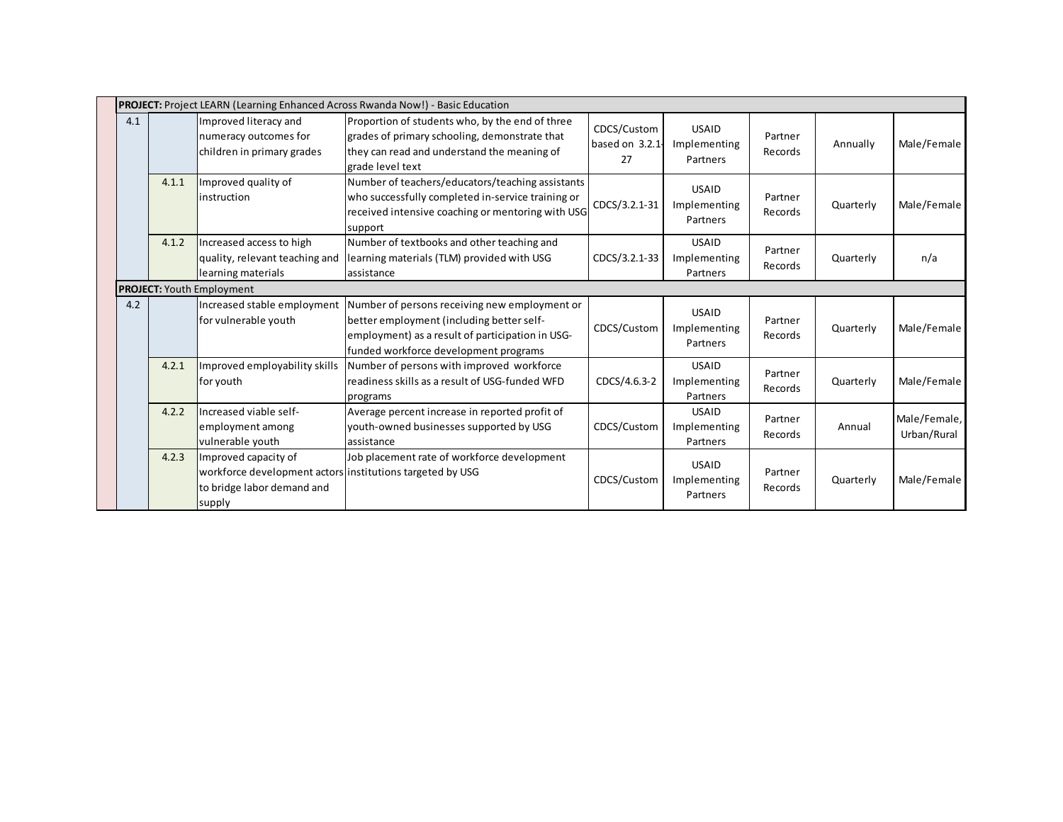| | | | | | | | | | |
|---|---|---|---|---|---|---|---|---|---|
| **PROJECT:** Project LEARN (Learning Enhanced Across Rwanda Now!) - Basic Education | | | | | | | | | |
| 4.1 | | Improved literacy and numeracy outcomes for children in primary grades | Proportion of students who, by the end of three grades of primary schooling, demonstrate that they can read and understand the meaning of grade level text | CDCS/Custom based on 3.2.1-27 | USAID Implementing Partners | Partner Records | Annually | Male/Female |
| | 4.1.1 | Improved quality of instruction | Number of teachers/educators/teaching assistants who successfully completed in-service training or received intensive coaching or mentoring with USG support | CDCS/3.2.1-31 | USAID Implementing Partners | Partner Records | Quarterly | Male/Female |
| | 4.1.2 | Increased access to high quality, relevant teaching and learning materials | Number of textbooks and other teaching and learning materials (TLM) provided with USG assistance | CDCS/3.2.1-33 | USAID Implementing Partners | Partner Records | Quarterly | n/a |
| **PROJECT:** Youth Employment | | | | | | | | | |
| 4.2 | | Increased stable employment for vulnerable youth | Number of persons receiving new employment or better employment (including better self-employment) as a result of participation in USG-funded workforce development programs | CDCS/Custom | USAID Implementing Partners | Partner Records | Quarterly | Male/Female |
| | 4.2.1 | Improved employability skills for youth | Number of persons with improved workforce readiness skills as a result of USG-funded WFD programs | CDCS/4.6.3-2 | USAID Implementing Partners | Partner Records | Quarterly | Male/Female |
| | 4.2.2 | Increased viable self-employment among vulnerable youth | Average percent increase in reported profit of youth-owned businesses supported by USG assistance | CDCS/Custom | USAID Implementing Partners | Partner Records | Annual | Male/Female, Urban/Rural |
| | 4.2.3 | Improved capacity of workforce development actors to bridge labor demand and supply | Job placement rate of workforce development institutions targeted by USG | CDCS/Custom | USAID Implementing Partners | Partner Records | Quarterly | Male/Female |